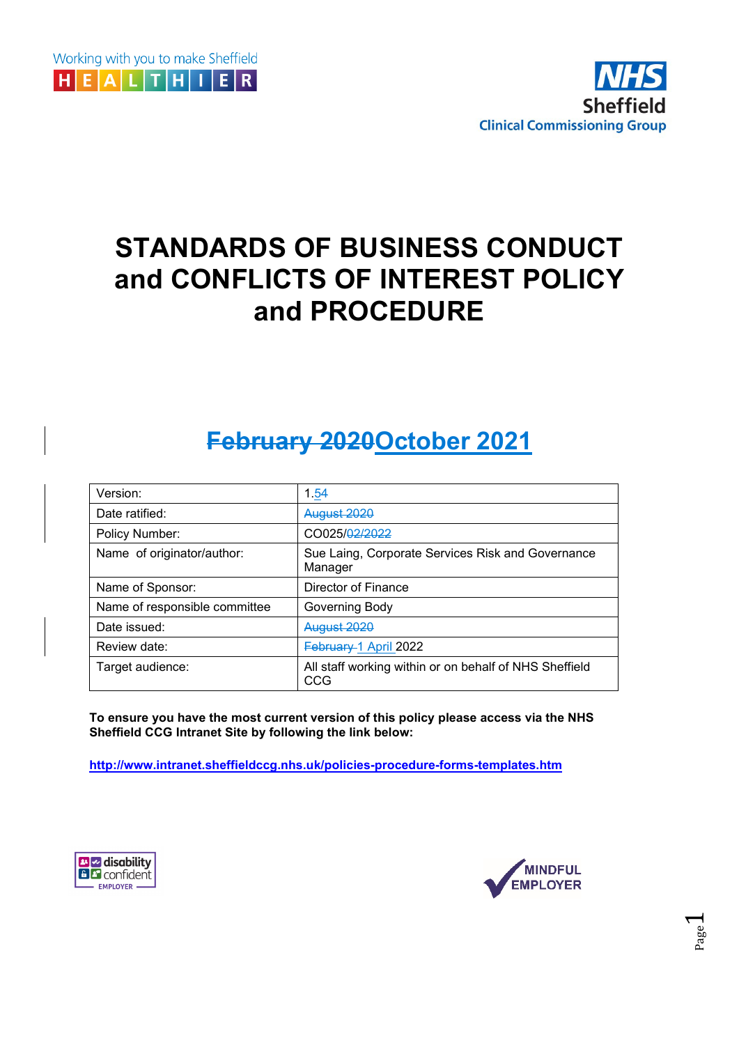Working with you to make Sheffield HEALTHIER

NHS Sheffield Clinical Commissioning Group

# STANDARDS OF BUSINESS CONDUCT and CONFLICTS OF INTEREST POLICY and PROCEDURE

## ~~February 2020~~October 2021

| Version: | 1.~~5~~4 |
|---|---|
| Date ratified: | ~~August 2020~~ |
| Policy Number: | CO025/~~02/2022~~ |
| Name of originator/author: | Sue Laing, Corporate Services Risk and Governance Manager |
| Name of Sponsor: | Director of Finance |
| Name of responsible committee | Governing Body |
| Date issued: | ~~August 2020~~ |
| Review date: | ~~February~~ 1 April 2022 |
| Target audience: | All staff working within or on behalf of NHS Sheffield CCG |

**To ensure you have the most current version of this policy please access via the NHS Sheffield CCG Intranet Site by following the link below:**

**http://www.intranet.sheffieldccg.nhs.uk/policies-procedure-forms-templates.htm**

disability confident EMPLOYER

MINDFUL EMPLOYER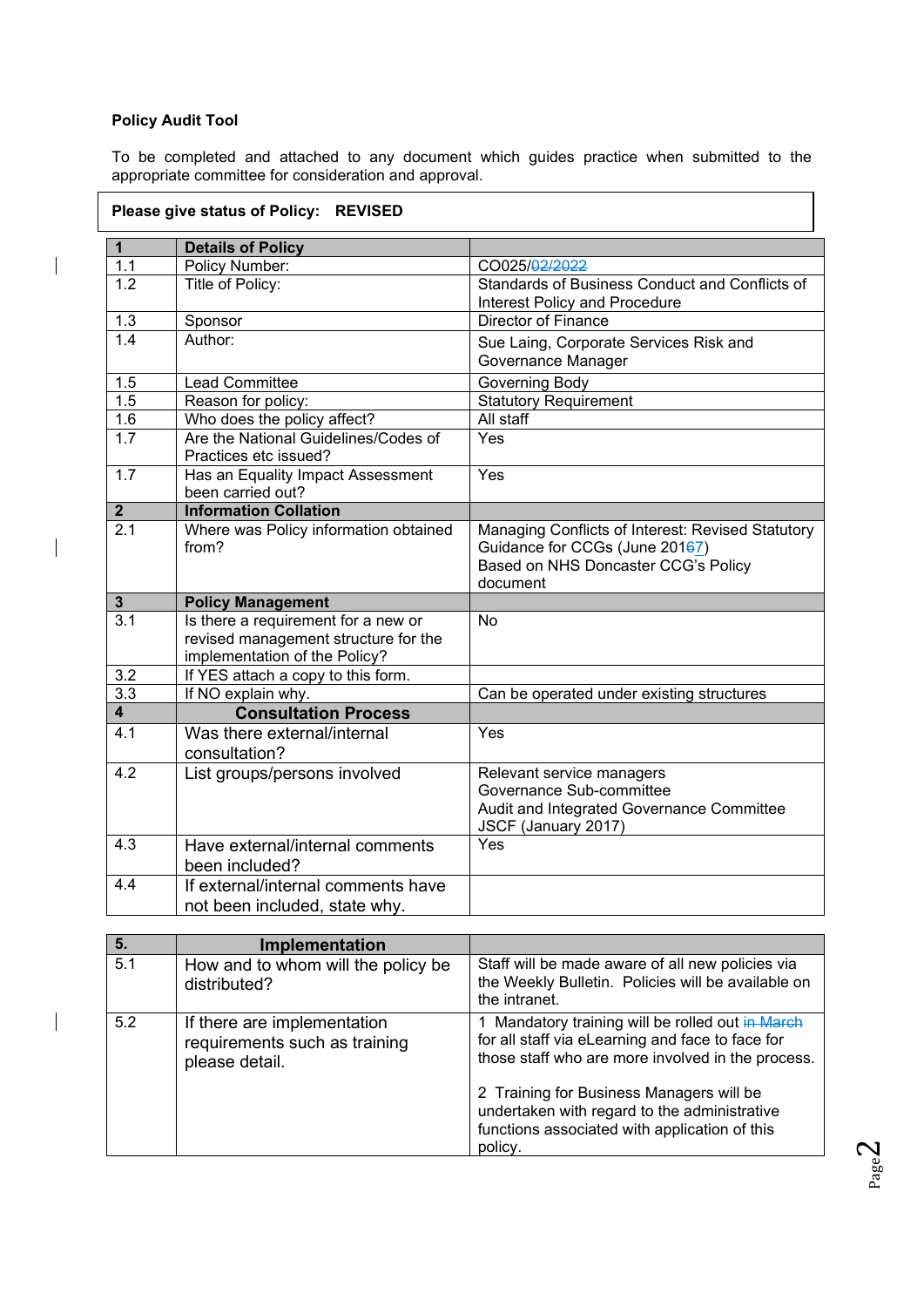**Policy Audit Tool**

To be completed and attached to any document which guides practice when submitted to the appropriate committee for consideration and approval.

| **Please give status of Policy: REVISED** |
|---|

| **1** | **Details of Policy** | |
|---|---|---|
| 1.1 | Policy Number: | CO025/02/2022 |
| 1.2 | Title of Policy: | Standards of Business Conduct and Conflicts of Interest Policy and Procedure |
| 1.3 | Sponsor | Director of Finance |
| 1.4 | Author: | Sue Laing, Corporate Services Risk and Governance Manager |
| 1.5 | Lead Committee | Governing Body |
| 1.5 | Reason for policy: | Statutory Requirement |
| 1.6 | Who does the policy affect? | All staff |
| 1.7 | Are the National Guidelines/Codes of Practices etc issued? | Yes |
| 1.7 | Has an Equality Impact Assessment been carried out? | Yes |
| **2** | **Information Collation** | |
| 2.1 | Where was Policy information obtained from? | Managing Conflicts of Interest: Revised Statutory Guidance for CCGs (June 20167)<br>Based on NHS Doncaster CCG's Policy document |
| **3** | **Policy Management** | |
| 3.1 | Is there a requirement for a new or revised management structure for the implementation of the Policy? | No |
| 3.2 | If YES attach a copy to this form. | |
| 3.3 | If NO explain why. | Can be operated under existing structures |
| **4** | **Consultation Process** | |
| 4.1 | Was there external/internal consultation? | Yes |
| 4.2 | List groups/persons involved | Relevant service managers<br>Governance Sub-committee<br>Audit and Integrated Governance Committee<br>JSCF (January 2017) |
| 4.3 | Have external/internal comments been included? | Yes |
| 4.4 | If external/internal comments have not been included, state why. | |

| **5.** | **Implementation** | |
|---|---|---|
| 5.1 | How and to whom will the policy be distributed? | Staff will be made aware of all new policies via the Weekly Bulletin. Policies will be available on the intranet. |
| 5.2 | If there are implementation requirements such as training please detail. | 1 Mandatory training will be rolled out in March for all staff via eLearning and face to face for those staff who are more involved in the process.<br><br>2 Training for Business Managers will be undertaken with regard to the administrative functions associated with application of this policy. |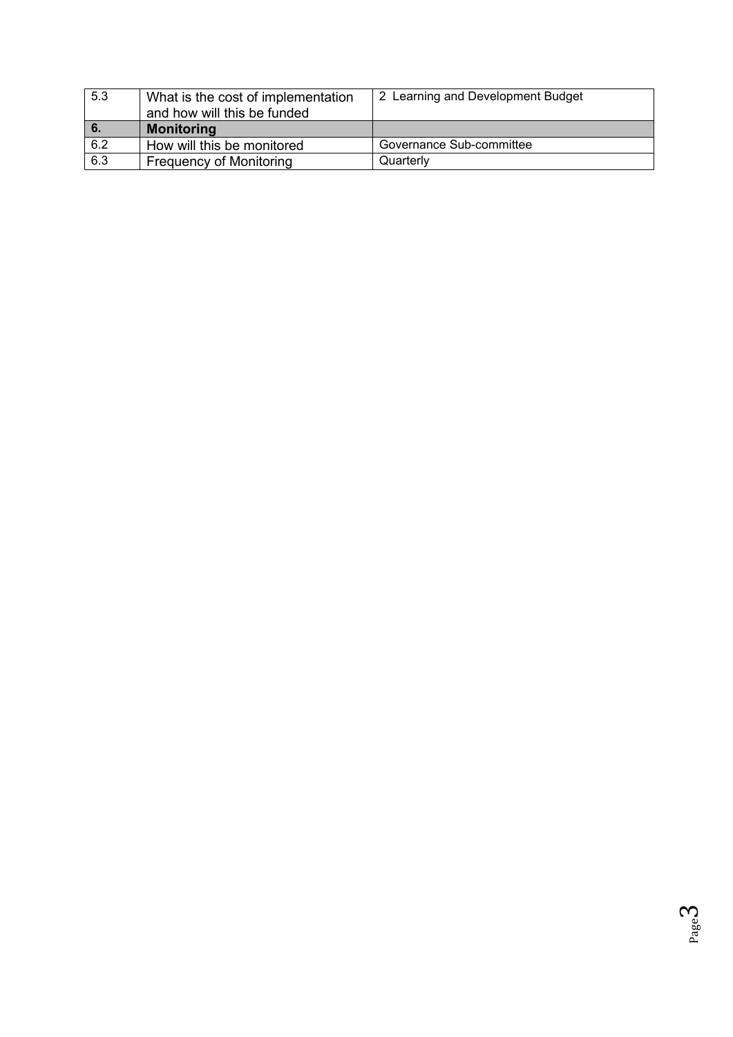| 5.3 | What is the cost of implementation and how will this be funded | 2 Learning and Development Budget |
| --- | --- | --- |
| **6.** | **Monitoring** | |
| 6.2 | How will this be monitored | Governance Sub-committee |
| 6.3 | Frequency of Monitoring | Quarterly |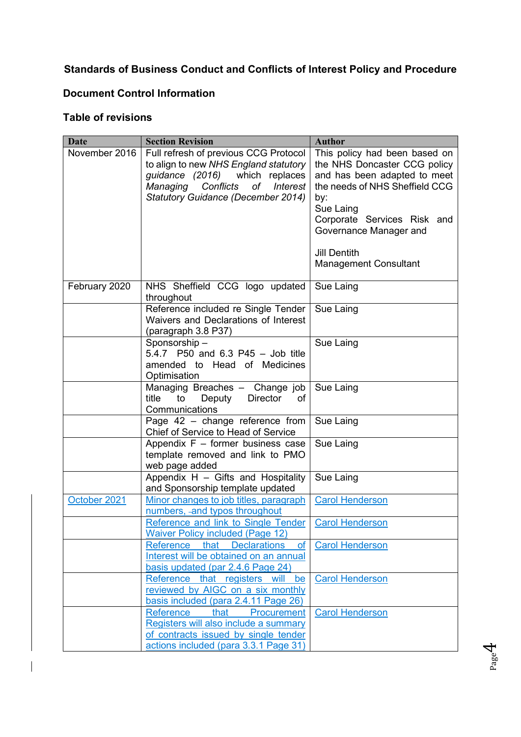**Standards of Business Conduct and Conflicts of Interest Policy and Procedure**

**Document Control Information**

**Table of revisions**

| Date | Section Revision | Author |
|---|---|---|
| November 2016 | Full refresh of previous CCG Protocol to align to new *NHS England statutory guidance (2016)* which replaces *Managing Conflicts of Interest Statutory Guidance (December 2014)* | This policy had been based on the NHS Doncaster CCG policy and has been adapted to meet the needs of NHS Sheffield CCG by:<br>Sue Laing<br>Corporate Services Risk and Governance Manager and<br><br>Jill Dentith<br>Management Consultant |
| February 2020 | NHS Sheffield CCG logo updated throughout | Sue Laing |
| | Reference included re Single Tender Waivers and Declarations of Interest (paragraph 3.8 P37) | Sue Laing |
| | Sponsorship –<br>5.4.7 P50 and 6.3 P45 – Job title amended to Head of Medicines Optimisation | Sue Laing |
| | Managing Breaches – Change job title to Deputy Director of Communications | Sue Laing |
| | Page 42 – change reference from Chief of Service to Head of Service | Sue Laing |
| | Appendix F – former business case template removed and link to PMO web page added | Sue Laing |
| | Appendix H – Gifts and Hospitality and Sponsorship template updated | Sue Laing |
| October 2021 | Minor changes to job titles, paragraph numbers, and typos throughout | Carol Henderson |
| | Reference and link to Single Tender Waiver Policy included (Page 12) | Carol Henderson |
| | Reference that Declarations of Interest will be obtained on an annual basis updated (par 2.4.6 Page 24) | Carol Henderson |
| | Reference that registers will be reviewed by AIGC on a six monthly basis included (para 2.4.11 Page 26) | Carol Henderson |
| | Reference that Procurement Registers will also include a summary of contracts issued by single tender actions included (para 3.3.1 Page 31) | Carol Henderson |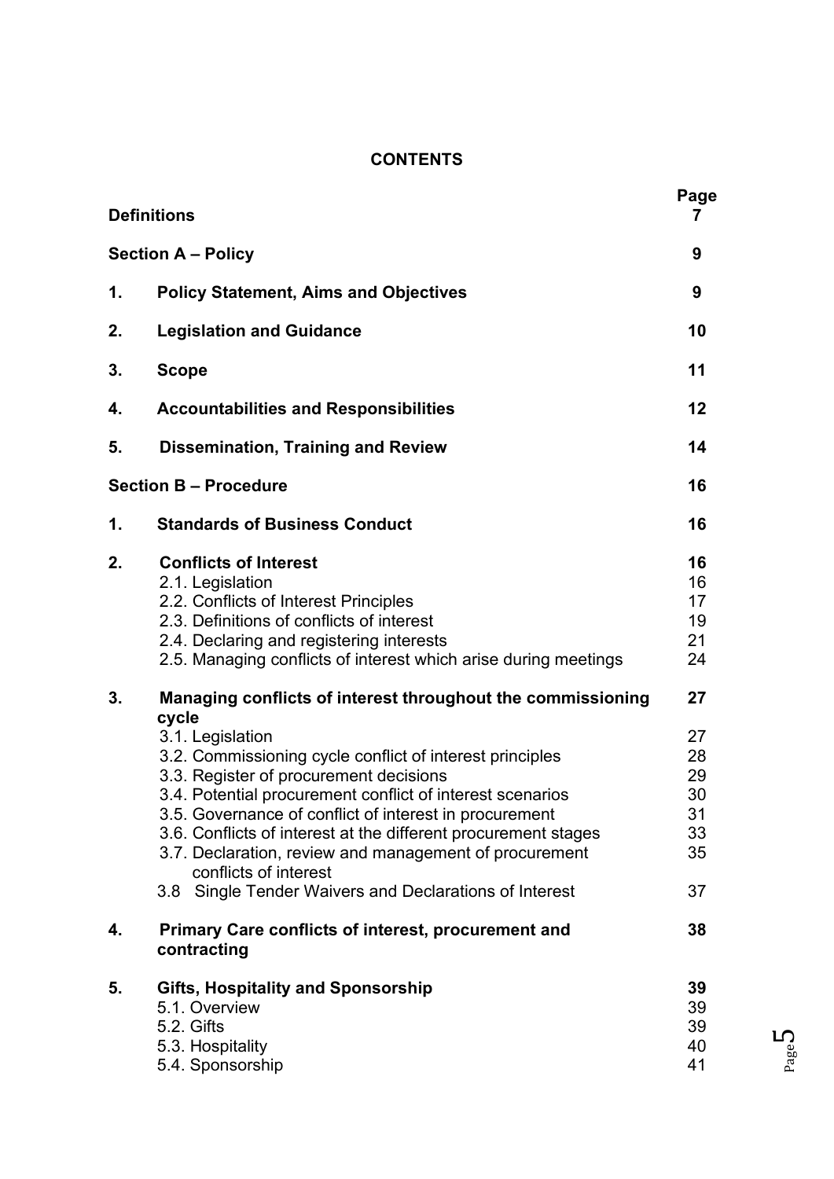## CONTENTS

| | | Page |
|---|---|---|
| **Definitions** | | **7** |
| **Section A – Policy** | | **9** |
| **1.** | **Policy Statement, Aims and Objectives** | **9** |
| **2.** | **Legislation and Guidance** | **10** |
| **3.** | **Scope** | **11** |
| **4.** | **Accountabilities and Responsibilities** | **12** |
| **5.** | **Dissemination, Training and Review** | **14** |
| **Section B – Procedure** | | **16** |
| **1.** | **Standards of Business Conduct** | **16** |
| **2.** | **Conflicts of Interest** | **16** |
| | 2.1. Legislation | 16 |
| | 2.2. Conflicts of Interest Principles | 17 |
| | 2.3. Definitions of conflicts of interest | 19 |
| | 2.4. Declaring and registering interests | 21 |
| | 2.5. Managing conflicts of interest which arise during meetings | 24 |
| **3.** | **Managing conflicts of interest throughout the commissioning cycle** | **27** |
| | 3.1. Legislation | 27 |
| | 3.2. Commissioning cycle conflict of interest principles | 28 |
| | 3.3. Register of procurement decisions | 29 |
| | 3.4. Potential procurement conflict of interest scenarios | 30 |
| | 3.5. Governance of conflict of interest in procurement | 31 |
| | 3.6. Conflicts of interest at the different procurement stages | 33 |
| | 3.7. Declaration, review and management of procurement conflicts of interest | 35 |
| | 3.8 Single Tender Waivers and Declarations of Interest | 37 |
| **4.** | **Primary Care conflicts of interest, procurement and contracting** | **38** |
| **5.** | **Gifts, Hospitality and Sponsorship** | **39** |
| | 5.1. Overview | 39 |
| | 5.2. Gifts | 39 |
| | 5.3. Hospitality | 40 |
| | 5.4. Sponsorship | 41 |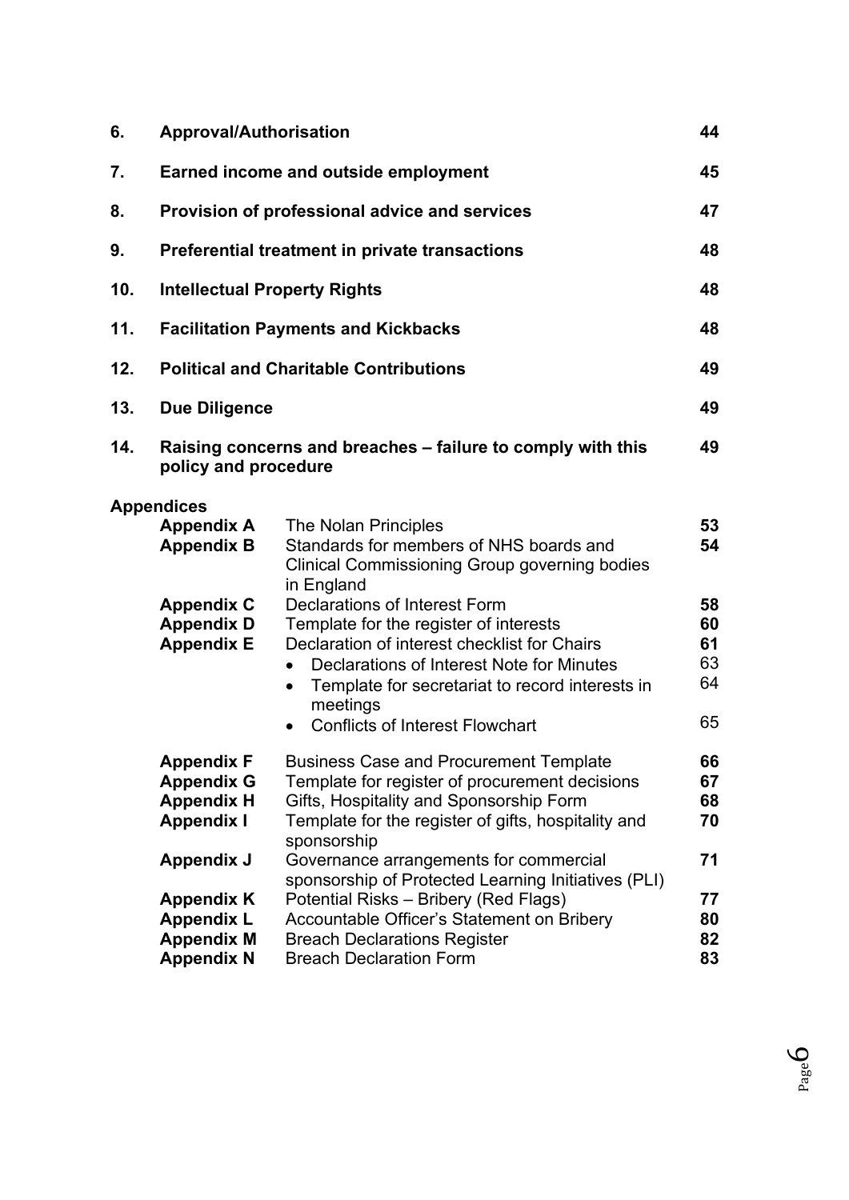| | | |
|---|---|---|
| **6.** | **Approval/Authorisation** | **44** |
| **7.** | **Earned income and outside employment** | **45** |
| **8.** | **Provision of professional advice and services** | **47** |
| **9.** | **Preferential treatment in private transactions** | **48** |
| **10.** | **Intellectual Property Rights** | **48** |
| **11.** | **Facilitation Payments and Kickbacks** | **48** |
| **12.** | **Political and Charitable Contributions** | **49** |
| **13.** | **Due Diligence** | **49** |
| **14.** | **Raising concerns and breaches – failure to comply with this policy and procedure** | **49** |

**Appendices**

| | | |
|---|---|---|
| **Appendix A** | The Nolan Principles | **53** |
| **Appendix B** | Standards for members of NHS boards and Clinical Commissioning Group governing bodies in England | **54** |
| **Appendix C** | Declarations of Interest Form | **58** |
| **Appendix D** | Template for the register of interests | **60** |
| **Appendix E** | Declaration of interest checklist for Chairs | **61** |
| | • Declarations of Interest Note for Minutes | 63 |
| | • Template for secretariat to record interests in meetings | 64 |
| | • Conflicts of Interest Flowchart | 65 |
| **Appendix F** | Business Case and Procurement Template | **66** |
| **Appendix G** | Template for register of procurement decisions | **67** |
| **Appendix H** | Gifts, Hospitality and Sponsorship Form | **68** |
| **Appendix I** | Template for the register of gifts, hospitality and sponsorship | **70** |
| **Appendix J** | Governance arrangements for commercial sponsorship of Protected Learning Initiatives (PLI) | **71** |
| **Appendix K** | Potential Risks – Bribery (Red Flags) | **77** |
| **Appendix L** | Accountable Officer's Statement on Bribery | **80** |
| **Appendix M** | Breach Declarations Register | **82** |
| **Appendix N** | Breach Declaration Form | **83** |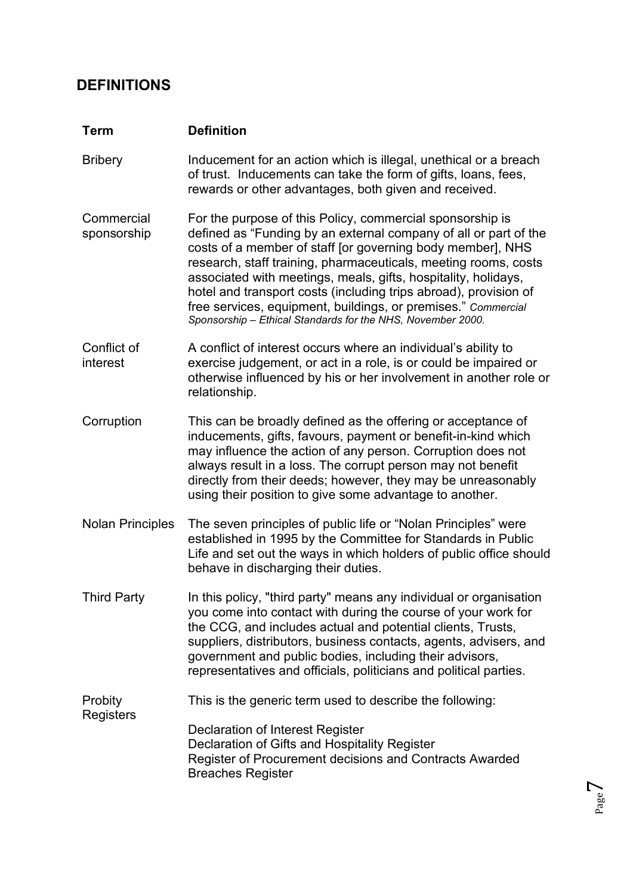## DEFINITIONS

| Term | Definition |
|---|---|
| Bribery | Inducement for an action which is illegal, unethical or a breach of trust. Inducements can take the form of gifts, loans, fees, rewards or other advantages, both given and received. |
| Commercial sponsorship | For the purpose of this Policy, commercial sponsorship is defined as "Funding by an external company of all or part of the costs of a member of staff [or governing body member], NHS research, staff training, pharmaceuticals, meeting rooms, costs associated with meetings, meals, gifts, hospitality, holidays, hotel and transport costs (including trips abroad), provision of free services, equipment, buildings, or premises." *Commercial Sponsorship – Ethical Standards for the NHS, November 2000.* |
| Conflict of interest | A conflict of interest occurs where an individual's ability to exercise judgement, or act in a role, is or could be impaired or otherwise influenced by his or her involvement in another role or relationship. |
| Corruption | This can be broadly defined as the offering or acceptance of inducements, gifts, favours, payment or benefit-in-kind which may influence the action of any person. Corruption does not always result in a loss. The corrupt person may not benefit directly from their deeds; however, they may be unreasonably using their position to give some advantage to another. |
| Nolan Principles | The seven principles of public life or "Nolan Principles" were established in 1995 by the Committee for Standards in Public Life and set out the ways in which holders of public office should behave in discharging their duties. |
| Third Party | In this policy, "third party" means any individual or organisation you come into contact with during the course of your work for the CCG, and includes actual and potential clients, Trusts, suppliers, distributors, business contacts, agents, advisers, and government and public bodies, including their advisors, representatives and officials, politicians and political parties. |
| Probity Registers | This is the generic term used to describe the following:<br><br>Declaration of Interest Register<br>Declaration of Gifts and Hospitality Register<br>Register of Procurement decisions and Contracts Awarded<br>Breaches Register |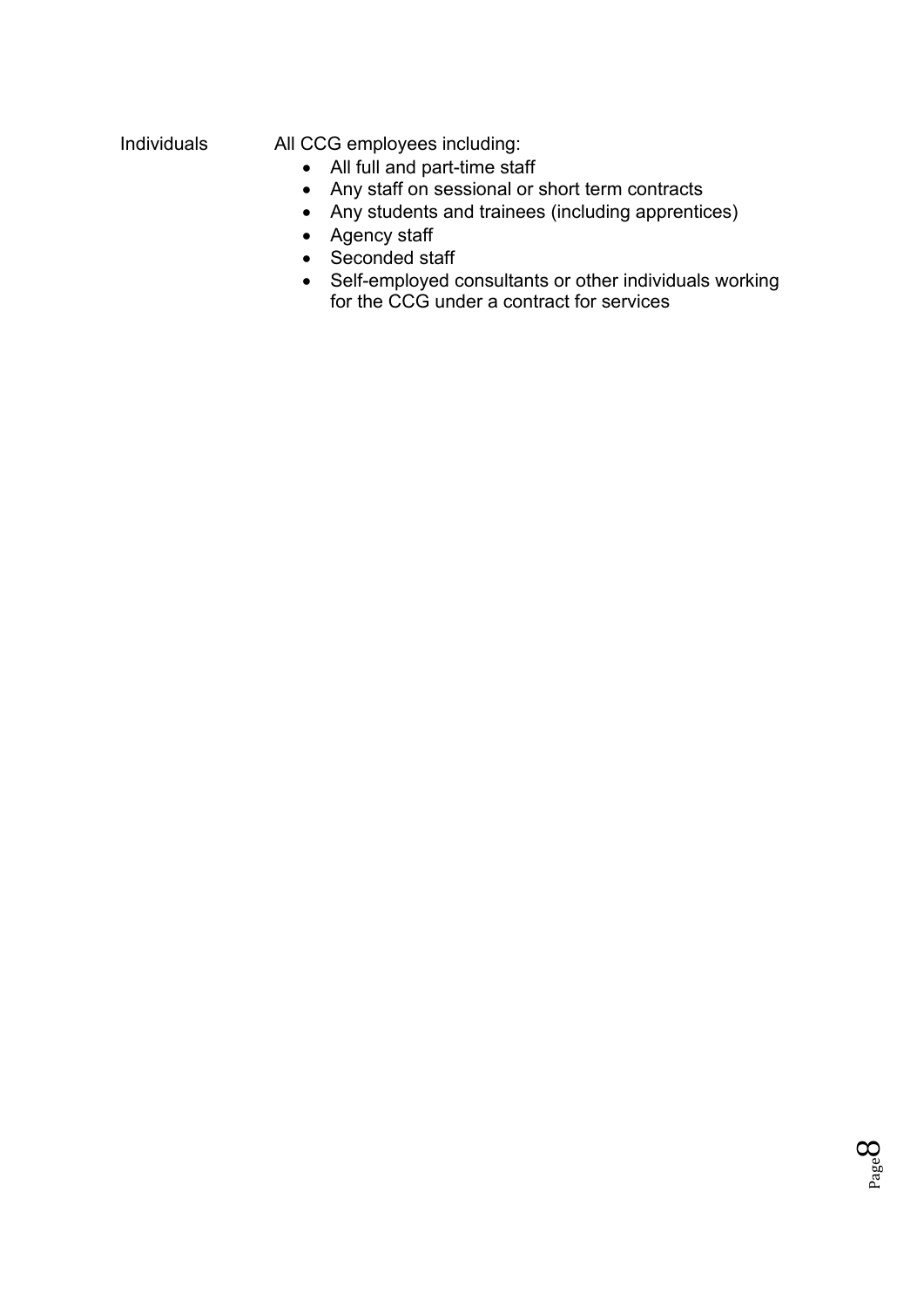| | |
|---|---|
| Individuals | All CCG employees including:<br>• All full and part-time staff<br>• Any staff on sessional or short term contracts<br>• Any students and trainees (including apprentices)<br>• Agency staff<br>• Seconded staff<br>• Self-employed consultants or other individuals working for the CCG under a contract for services |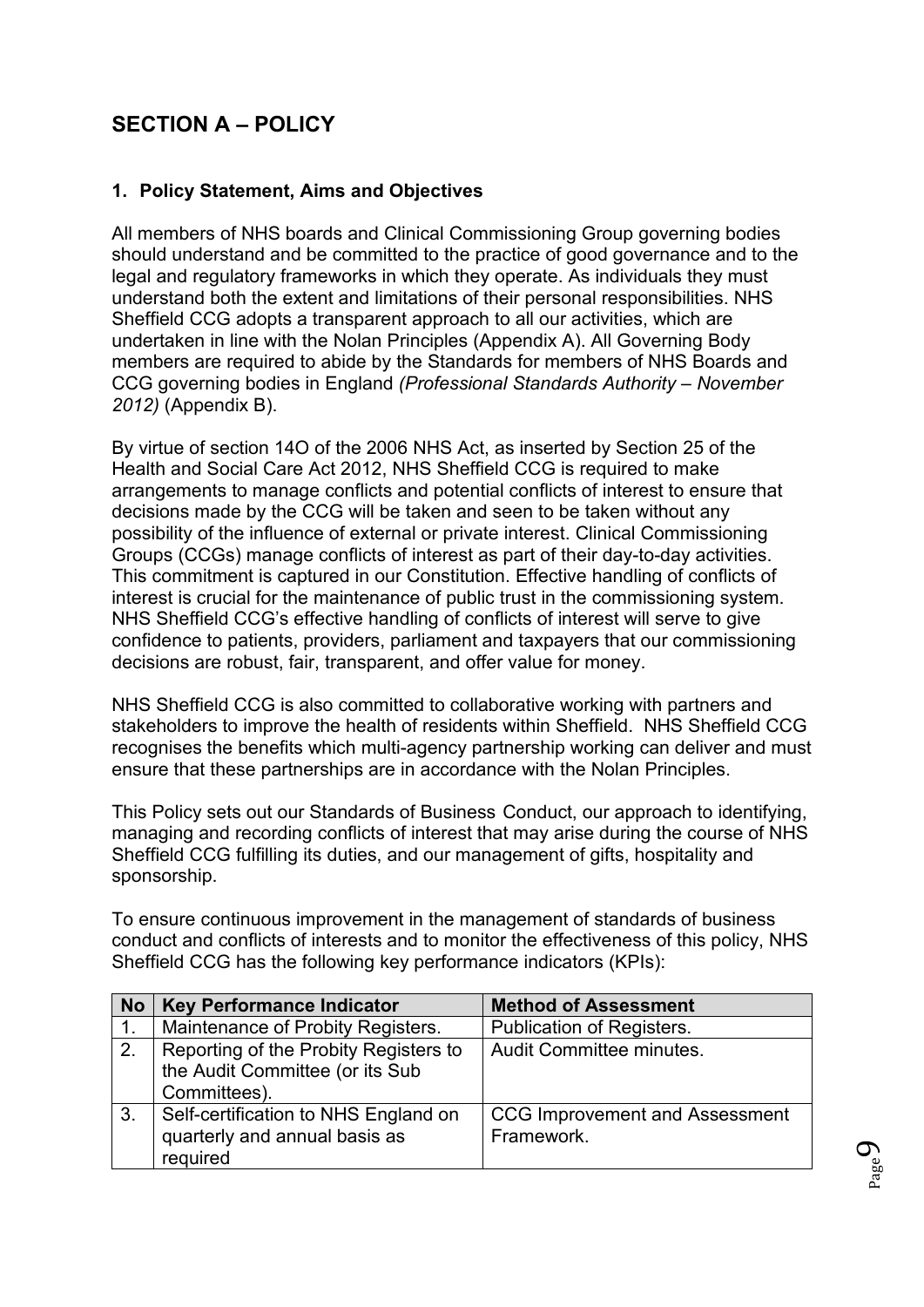# SECTION A – POLICY

## 1. Policy Statement, Aims and Objectives

All members of NHS boards and Clinical Commissioning Group governing bodies should understand and be committed to the practice of good governance and to the legal and regulatory frameworks in which they operate. As individuals they must understand both the extent and limitations of their personal responsibilities. NHS Sheffield CCG adopts a transparent approach to all our activities, which are undertaken in line with the Nolan Principles (Appendix A). All Governing Body members are required to abide by the Standards for members of NHS Boards and CCG governing bodies in England *(Professional Standards Authority – November 2012)* (Appendix B).

By virtue of section 14O of the 2006 NHS Act, as inserted by Section 25 of the Health and Social Care Act 2012, NHS Sheffield CCG is required to make arrangements to manage conflicts and potential conflicts of interest to ensure that decisions made by the CCG will be taken and seen to be taken without any possibility of the influence of external or private interest. Clinical Commissioning Groups (CCGs) manage conflicts of interest as part of their day-to-day activities. This commitment is captured in our Constitution. Effective handling of conflicts of interest is crucial for the maintenance of public trust in the commissioning system. NHS Sheffield CCG's effective handling of conflicts of interest will serve to give confidence to patients, providers, parliament and taxpayers that our commissioning decisions are robust, fair, transparent, and offer value for money.

NHS Sheffield CCG is also committed to collaborative working with partners and stakeholders to improve the health of residents within Sheffield. NHS Sheffield CCG recognises the benefits which multi-agency partnership working can deliver and must ensure that these partnerships are in accordance with the Nolan Principles.

This Policy sets out our Standards of Business Conduct, our approach to identifying, managing and recording conflicts of interest that may arise during the course of NHS Sheffield CCG fulfilling its duties, and our management of gifts, hospitality and sponsorship.

To ensure continuous improvement in the management of standards of business conduct and conflicts of interests and to monitor the effectiveness of this policy, NHS Sheffield CCG has the following key performance indicators (KPIs):

| No | Key Performance Indicator | Method of Assessment |
|---|---|---|
| 1. | Maintenance of Probity Registers. | Publication of Registers. |
| 2. | Reporting of the Probity Registers to the Audit Committee (or its Sub Committees). | Audit Committee minutes. |
| 3. | Self-certification to NHS England on quarterly and annual basis as required | CCG Improvement and Assessment Framework. |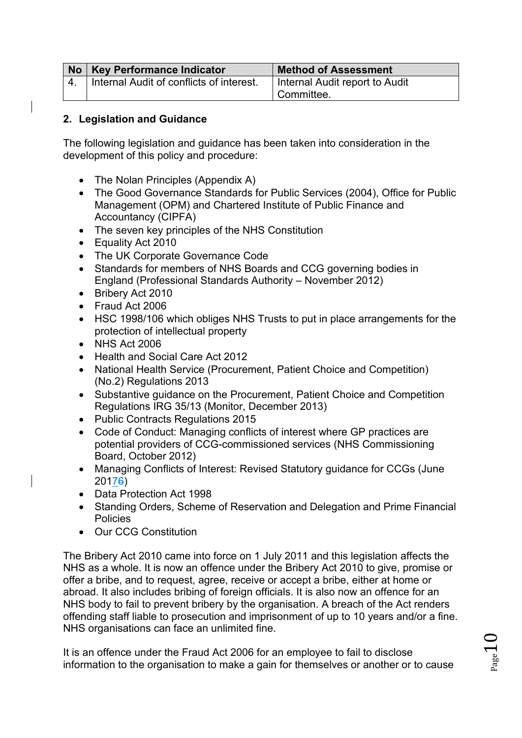| No | Key Performance Indicator | Method of Assessment |
|---|---|---|
| 4. | Internal Audit of conflicts of interest. | Internal Audit report to Audit Committee. |

## 2. Legislation and Guidance

The following legislation and guidance has been taken into consideration in the development of this policy and procedure:

- The Nolan Principles (Appendix A)
- The Good Governance Standards for Public Services (2004), Office for Public Management (OPM) and Chartered Institute of Public Finance and Accountancy (CIPFA)
- The seven key principles of the NHS Constitution
- Equality Act 2010
- The UK Corporate Governance Code
- Standards for members of NHS Boards and CCG governing bodies in England (Professional Standards Authority – November 2012)
- Bribery Act 2010
- Fraud Act 2006
- HSC 1998/106 which obliges NHS Trusts to put in place arrangements for the protection of intellectual property
- NHS Act 2006
- Health and Social Care Act 2012
- National Health Service (Procurement, Patient Choice and Competition) (No.2) Regulations 2013
- Substantive guidance on the Procurement, Patient Choice and Competition Regulations IRG 35/13 (Monitor, December 2013)
- Public Contracts Regulations 2015
- Code of Conduct: Managing conflicts of interest where GP practices are potential providers of CCG-commissioned services (NHS Commissioning Board, October 2012)
- Managing Conflicts of Interest: Revised Statutory guidance for CCGs (June 2017)
- Data Protection Act 1998
- Standing Orders, Scheme of Reservation and Delegation and Prime Financial Policies
- Our CCG Constitution

The Bribery Act 2010 came into force on 1 July 2011 and this legislation affects the NHS as a whole. It is now an offence under the Bribery Act 2010 to give, promise or offer a bribe, and to request, agree, receive or accept a bribe, either at home or abroad. It also includes bribing of foreign officials. It is also now an offence for an NHS body to fail to prevent bribery by the organisation. A breach of the Act renders offending staff liable to prosecution and imprisonment of up to 10 years and/or a fine. NHS organisations can face an unlimited fine.

It is an offence under the Fraud Act 2006 for an employee to fail to disclose information to the organisation to make a gain for themselves or another or to cause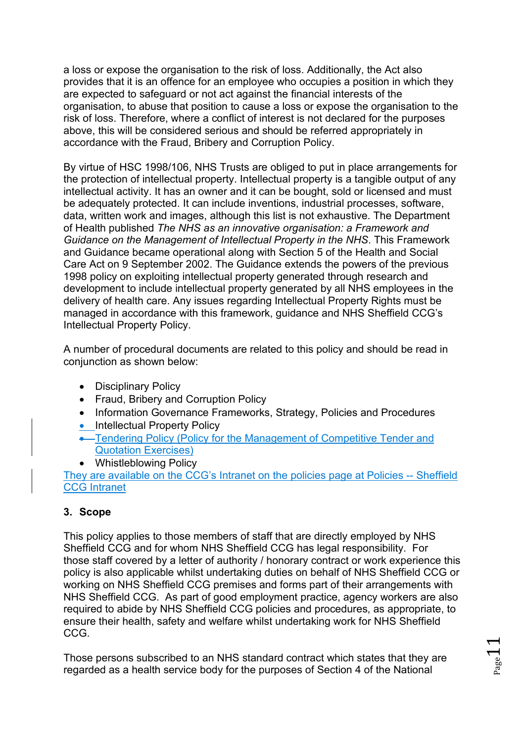a loss or expose the organisation to the risk of loss. Additionally, the Act also provides that it is an offence for an employee who occupies a position in which they are expected to safeguard or not act against the financial interests of the organisation, to abuse that position to cause a loss or expose the organisation to the risk of loss. Therefore, where a conflict of interest is not declared for the purposes above, this will be considered serious and should be referred appropriately in accordance with the Fraud, Bribery and Corruption Policy.

By virtue of HSC 1998/106, NHS Trusts are obliged to put in place arrangements for the protection of intellectual property. Intellectual property is a tangible output of any intellectual activity. It has an owner and it can be bought, sold or licensed and must be adequately protected. It can include inventions, industrial processes, software, data, written work and images, although this list is not exhaustive. The Department of Health published *The NHS as an innovative organisation: a Framework and Guidance on the Management of Intellectual Property in the NHS*. This Framework and Guidance became operational along with Section 5 of the Health and Social Care Act on 9 September 2002. The Guidance extends the powers of the previous 1998 policy on exploiting intellectual property generated through research and development to include intellectual property generated by all NHS employees in the delivery of health care. Any issues regarding Intellectual Property Rights must be managed in accordance with this framework, guidance and NHS Sheffield CCG's Intellectual Property Policy.

A number of procedural documents are related to this policy and should be read in conjunction as shown below:

- Disciplinary Policy
- Fraud, Bribery and Corruption Policy
- Information Governance Frameworks, Strategy, Policies and Procedures
- Intellectual Property Policy
- Tendering Policy (Policy for the Management of Competitive Tender and Quotation Exercises)
- Whistleblowing Policy

They are available on the CCG's Intranet on the policies page at Policies -- Sheffield CCG Intranet

## 3. Scope

This policy applies to those members of staff that are directly employed by NHS Sheffield CCG and for whom NHS Sheffield CCG has legal responsibility. For those staff covered by a letter of authority / honorary contract or work experience this policy is also applicable whilst undertaking duties on behalf of NHS Sheffield CCG or working on NHS Sheffield CCG premises and forms part of their arrangements with NHS Sheffield CCG. As part of good employment practice, agency workers are also required to abide by NHS Sheffield CCG policies and procedures, as appropriate, to ensure their health, safety and welfare whilst undertaking work for NHS Sheffield CCG.

Those persons subscribed to an NHS standard contract which states that they are regarded as a health service body for the purposes of Section 4 of the National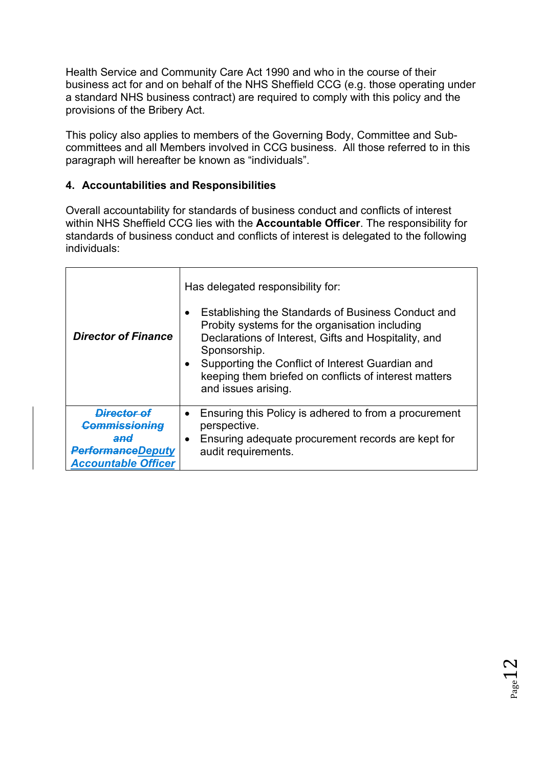Health Service and Community Care Act 1990 and who in the course of their business act for and on behalf of the NHS Sheffield CCG (e.g. those operating under a standard NHS business contract) are required to comply with this policy and the provisions of the Bribery Act.

This policy also applies to members of the Governing Body, Committee and Sub-committees and all Members involved in CCG business. All those referred to in this paragraph will hereafter be known as “individuals”.

#### 4. Accountabilities and Responsibilities

Overall accountability for standards of business conduct and conflicts of interest within NHS Sheffield CCG lies with the **Accountable Officer**. The responsibility for standards of business conduct and conflicts of interest is delegated to the following individuals:

| | |
|---|---|
| ***Director of Finance*** | Has delegated responsibility for:<br>• Establishing the Standards of Business Conduct and Probity systems for the organisation including Declarations of Interest, Gifts and Hospitality, and Sponsorship.<br>• Supporting the Conflict of Interest Guardian and keeping them briefed on conflicts of interest matters and issues arising. |
| ***~~Director of Commissioning and Performance~~Deputy Accountable Officer*** | • Ensuring this Policy is adhered to from a procurement perspective.<br>• Ensuring adequate procurement records are kept for audit requirements. |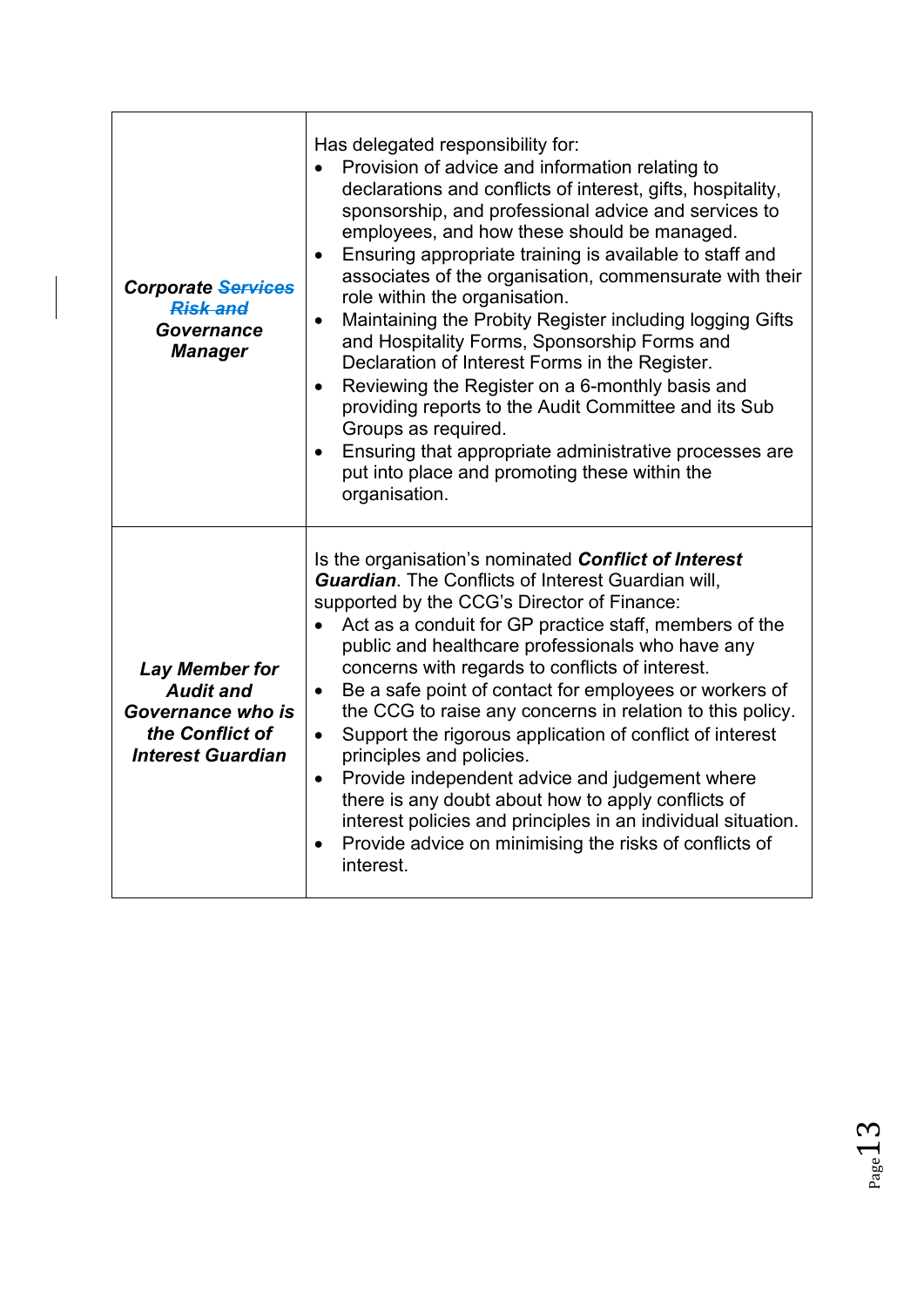| | |
|---|---|
| ***Corporate ~~Services Risk and~~ Governance Manager*** | Has delegated responsibility for:<br>• Provision of advice and information relating to declarations and conflicts of interest, gifts, hospitality, sponsorship, and professional advice and services to employees, and how these should be managed.<br>• Ensuring appropriate training is available to staff and associates of the organisation, commensurate with their role within the organisation.<br>• Maintaining the Probity Register including logging Gifts and Hospitality Forms, Sponsorship Forms and Declaration of Interest Forms in the Register.<br>• Reviewing the Register on a 6-monthly basis and providing reports to the Audit Committee and its Sub Groups as required.<br>• Ensuring that appropriate administrative processes are put into place and promoting these within the organisation. |
| ***Lay Member for Audit and Governance who is the Conflict of Interest Guardian*** | Is the organisation's nominated ***Conflict of Interest Guardian***. The Conflicts of Interest Guardian will, supported by the CCG's Director of Finance:<br>• Act as a conduit for GP practice staff, members of the public and healthcare professionals who have any concerns with regards to conflicts of interest.<br>• Be a safe point of contact for employees or workers of the CCG to raise any concerns in relation to this policy.<br>• Support the rigorous application of conflict of interest principles and policies.<br>• Provide independent advice and judgement where there is any doubt about how to apply conflicts of interest policies and principles in an individual situation.<br>• Provide advice on minimising the risks of conflicts of interest. |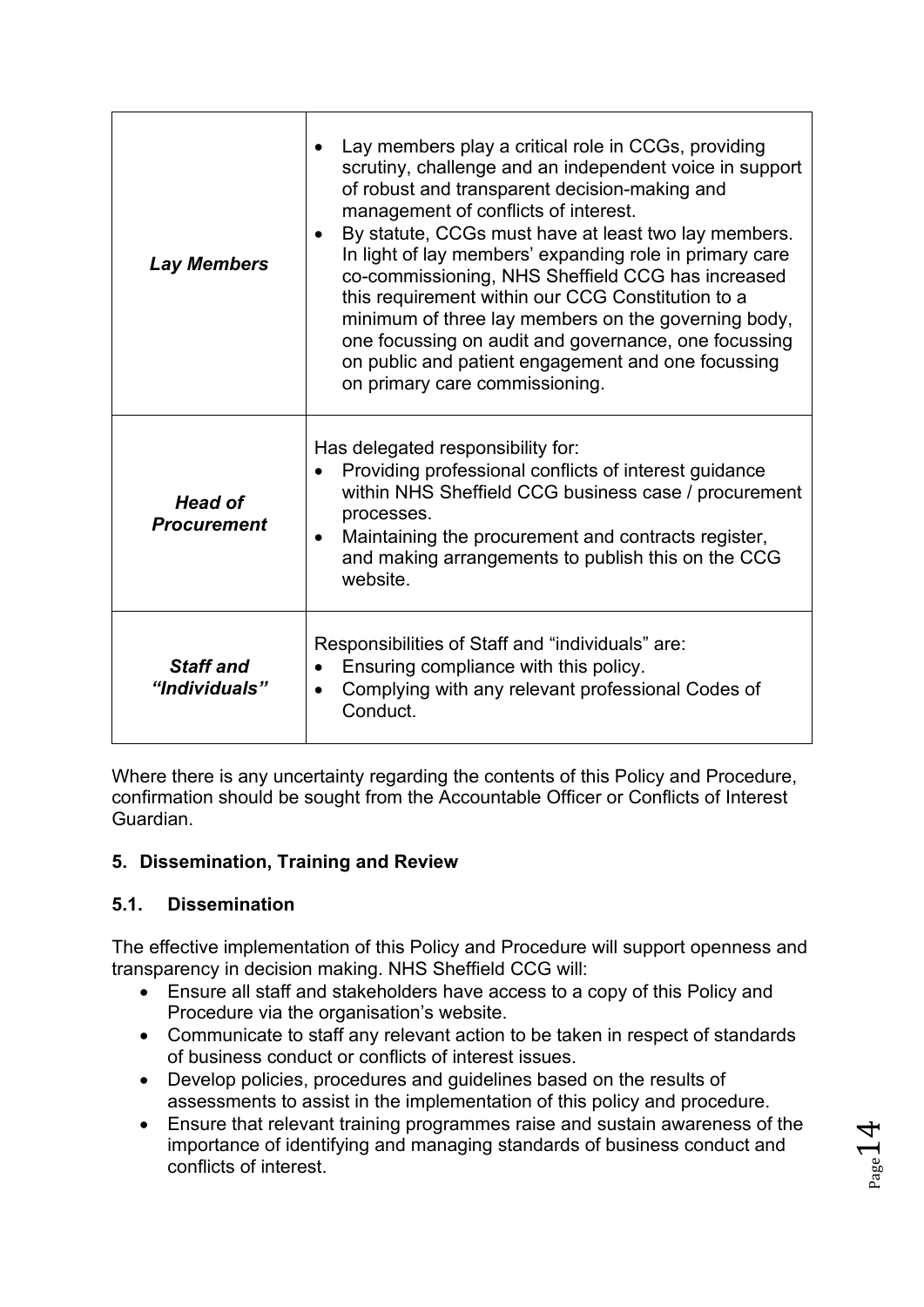| | |
|---|---|
| ***Lay Members*** | • Lay members play a critical role in CCGs, providing scrutiny, challenge and an independent voice in support of robust and transparent decision-making and management of conflicts of interest.<br>• By statute, CCGs must have at least two lay members. In light of lay members' expanding role in primary care co-commissioning, NHS Sheffield CCG has increased this requirement within our CCG Constitution to a minimum of three lay members on the governing body, one focussing on audit and governance, one focussing on public and patient engagement and one focussing on primary care commissioning. |
| ***Head of Procurement*** | Has delegated responsibility for:<br>• Providing professional conflicts of interest guidance within NHS Sheffield CCG business case / procurement processes.<br>• Maintaining the procurement and contracts register, and making arrangements to publish this on the CCG website. |
| ***Staff and "Individuals"*** | Responsibilities of Staff and "individuals" are:<br>• Ensuring compliance with this policy.<br>• Complying with any relevant professional Codes of Conduct. |

Where there is any uncertainty regarding the contents of this Policy and Procedure, confirmation should be sought from the Accountable Officer or Conflicts of Interest Guardian.

## 5. Dissemination, Training and Review

### 5.1. Dissemination

The effective implementation of this Policy and Procedure will support openness and transparency in decision making. NHS Sheffield CCG will:

- Ensure all staff and stakeholders have access to a copy of this Policy and Procedure via the organisation's website.
- Communicate to staff any relevant action to be taken in respect of standards of business conduct or conflicts of interest issues.
- Develop policies, procedures and guidelines based on the results of assessments to assist in the implementation of this policy and procedure.
- Ensure that relevant training programmes raise and sustain awareness of the importance of identifying and managing standards of business conduct and conflicts of interest.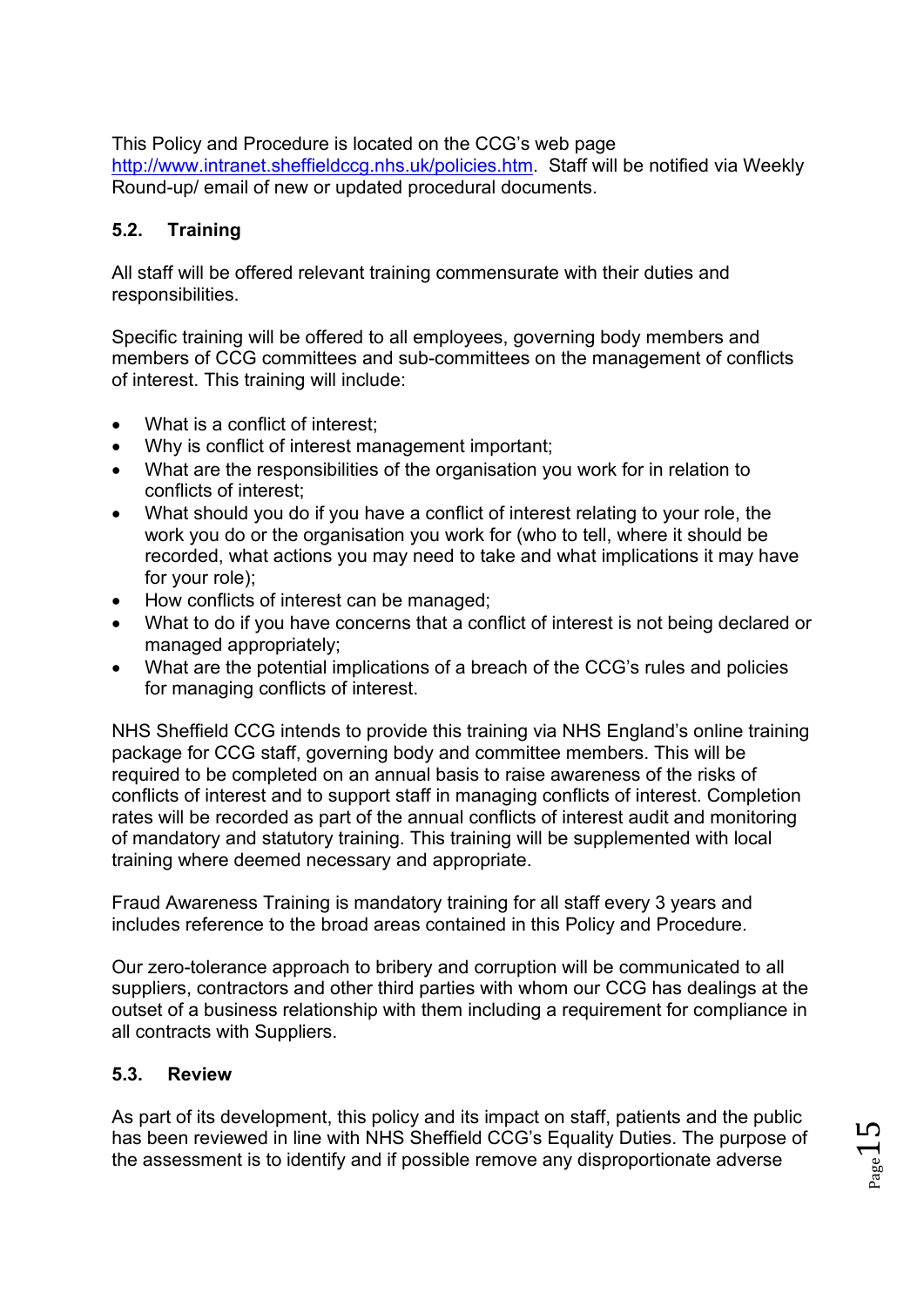This Policy and Procedure is located on the CCG's web page [http://www.intranet.sheffieldccg.nhs.uk/policies.htm](http://www.intranet.sheffieldccg.nhs.uk/policies.htm). Staff will be notified via Weekly Round-up/ email of new or updated procedural documents.

### 5.2. Training

All staff will be offered relevant training commensurate with their duties and responsibilities.

Specific training will be offered to all employees, governing body members and members of CCG committees and sub-committees on the management of conflicts of interest. This training will include:

- What is a conflict of interest;
- Why is conflict of interest management important;
- What are the responsibilities of the organisation you work for in relation to conflicts of interest;
- What should you do if you have a conflict of interest relating to your role, the work you do or the organisation you work for (who to tell, where it should be recorded, what actions you may need to take and what implications it may have for your role);
- How conflicts of interest can be managed;
- What to do if you have concerns that a conflict of interest is not being declared or managed appropriately;
- What are the potential implications of a breach of the CCG's rules and policies for managing conflicts of interest.

NHS Sheffield CCG intends to provide this training via NHS England's online training package for CCG staff, governing body and committee members. This will be required to be completed on an annual basis to raise awareness of the risks of conflicts of interest and to support staff in managing conflicts of interest. Completion rates will be recorded as part of the annual conflicts of interest audit and monitoring of mandatory and statutory training. This training will be supplemented with local training where deemed necessary and appropriate.

Fraud Awareness Training is mandatory training for all staff every 3 years and includes reference to the broad areas contained in this Policy and Procedure.

Our zero-tolerance approach to bribery and corruption will be communicated to all suppliers, contractors and other third parties with whom our CCG has dealings at the outset of a business relationship with them including a requirement for compliance in all contracts with Suppliers.

### 5.3. Review

As part of its development, this policy and its impact on staff, patients and the public has been reviewed in line with NHS Sheffield CCG's Equality Duties. The purpose of the assessment is to identify and if possible remove any disproportionate adverse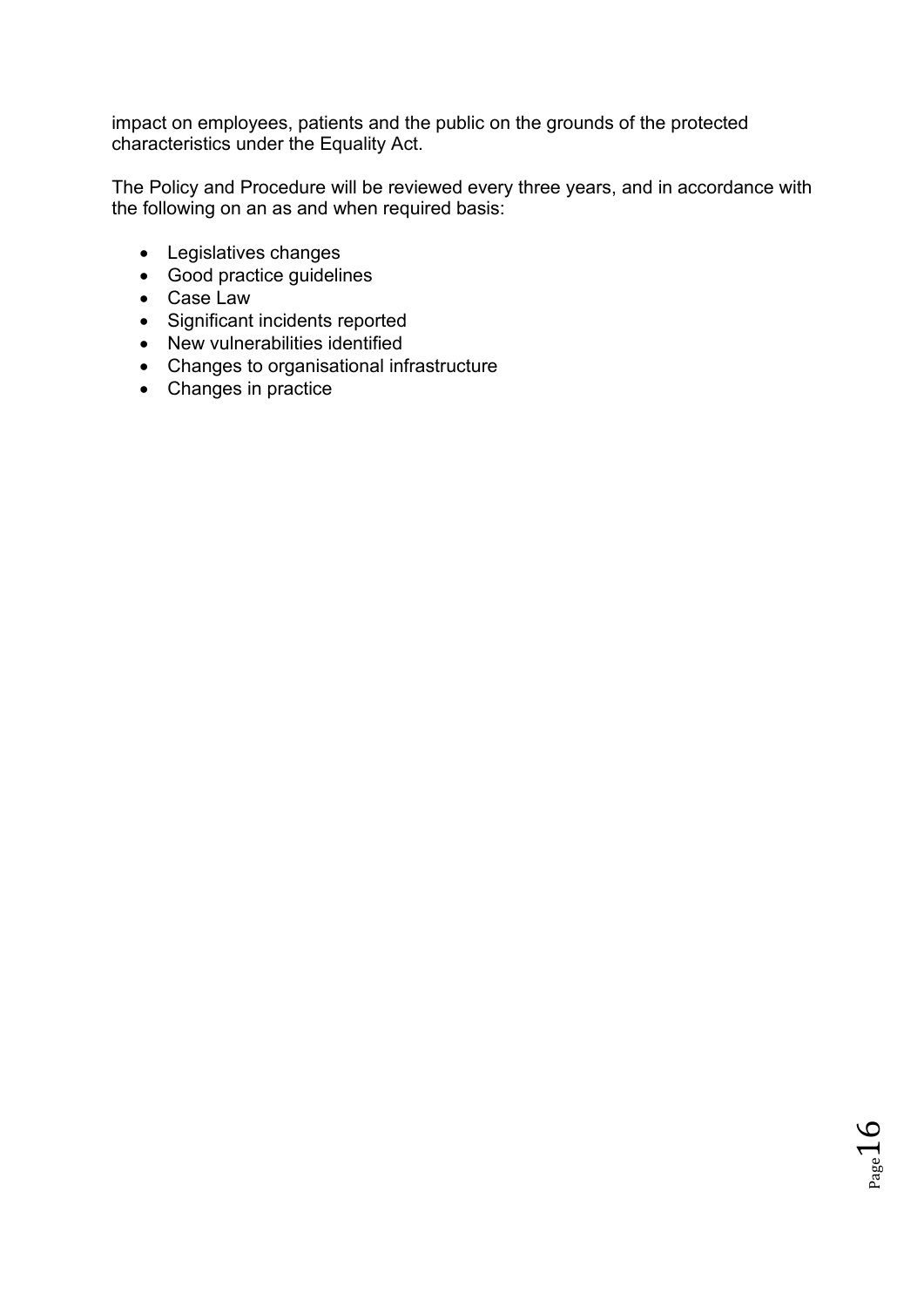impact on employees, patients and the public on the grounds of the protected characteristics under the Equality Act.

The Policy and Procedure will be reviewed every three years, and in accordance with the following on an as and when required basis:

- Legislatives changes
- Good practice guidelines
- Case Law
- Significant incidents reported
- New vulnerabilities identified
- Changes to organisational infrastructure
- Changes in practice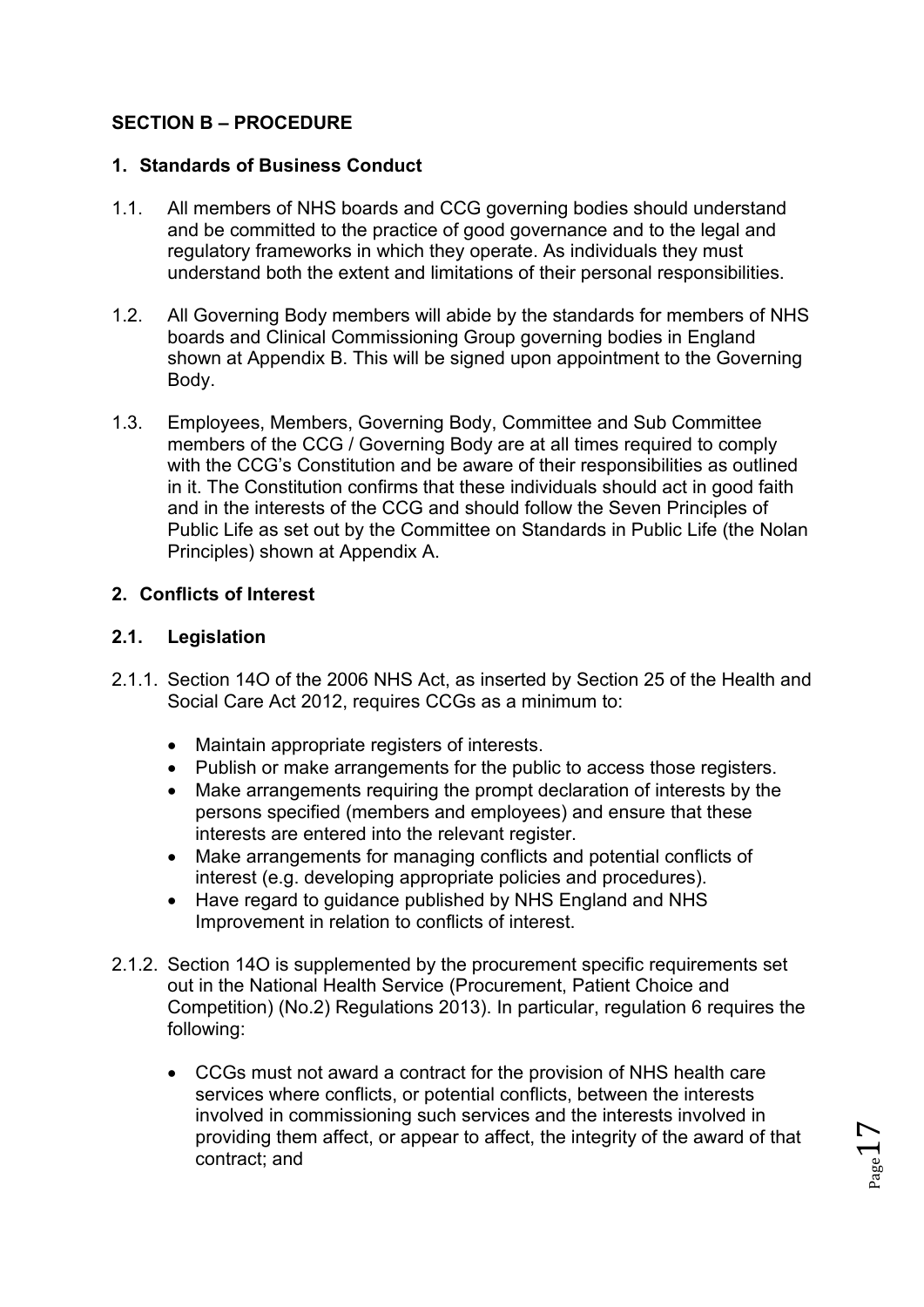## SECTION B – PROCEDURE

### 1. Standards of Business Conduct

1.1. All members of NHS boards and CCG governing bodies should understand and be committed to the practice of good governance and to the legal and regulatory frameworks in which they operate. As individuals they must understand both the extent and limitations of their personal responsibilities.

1.2. All Governing Body members will abide by the standards for members of NHS boards and Clinical Commissioning Group governing bodies in England shown at Appendix B. This will be signed upon appointment to the Governing Body.

1.3. Employees, Members, Governing Body, Committee and Sub Committee members of the CCG / Governing Body are at all times required to comply with the CCG's Constitution and be aware of their responsibilities as outlined in it. The Constitution confirms that these individuals should act in good faith and in the interests of the CCG and should follow the Seven Principles of Public Life as set out by the Committee on Standards in Public Life (the Nolan Principles) shown at Appendix A.

### 2. Conflicts of Interest

#### 2.1. Legislation

2.1.1. Section 14O of the 2006 NHS Act, as inserted by Section 25 of the Health and Social Care Act 2012, requires CCGs as a minimum to:

- Maintain appropriate registers of interests.
- Publish or make arrangements for the public to access those registers.
- Make arrangements requiring the prompt declaration of interests by the persons specified (members and employees) and ensure that these interests are entered into the relevant register.
- Make arrangements for managing conflicts and potential conflicts of interest (e.g. developing appropriate policies and procedures).
- Have regard to guidance published by NHS England and NHS Improvement in relation to conflicts of interest.

2.1.2. Section 14O is supplemented by the procurement specific requirements set out in the National Health Service (Procurement, Patient Choice and Competition) (No.2) Regulations 2013). In particular, regulation 6 requires the following:

- CCGs must not award a contract for the provision of NHS health care services where conflicts, or potential conflicts, between the interests involved in commissioning such services and the interests involved in providing them affect, or appear to affect, the integrity of the award of that contract; and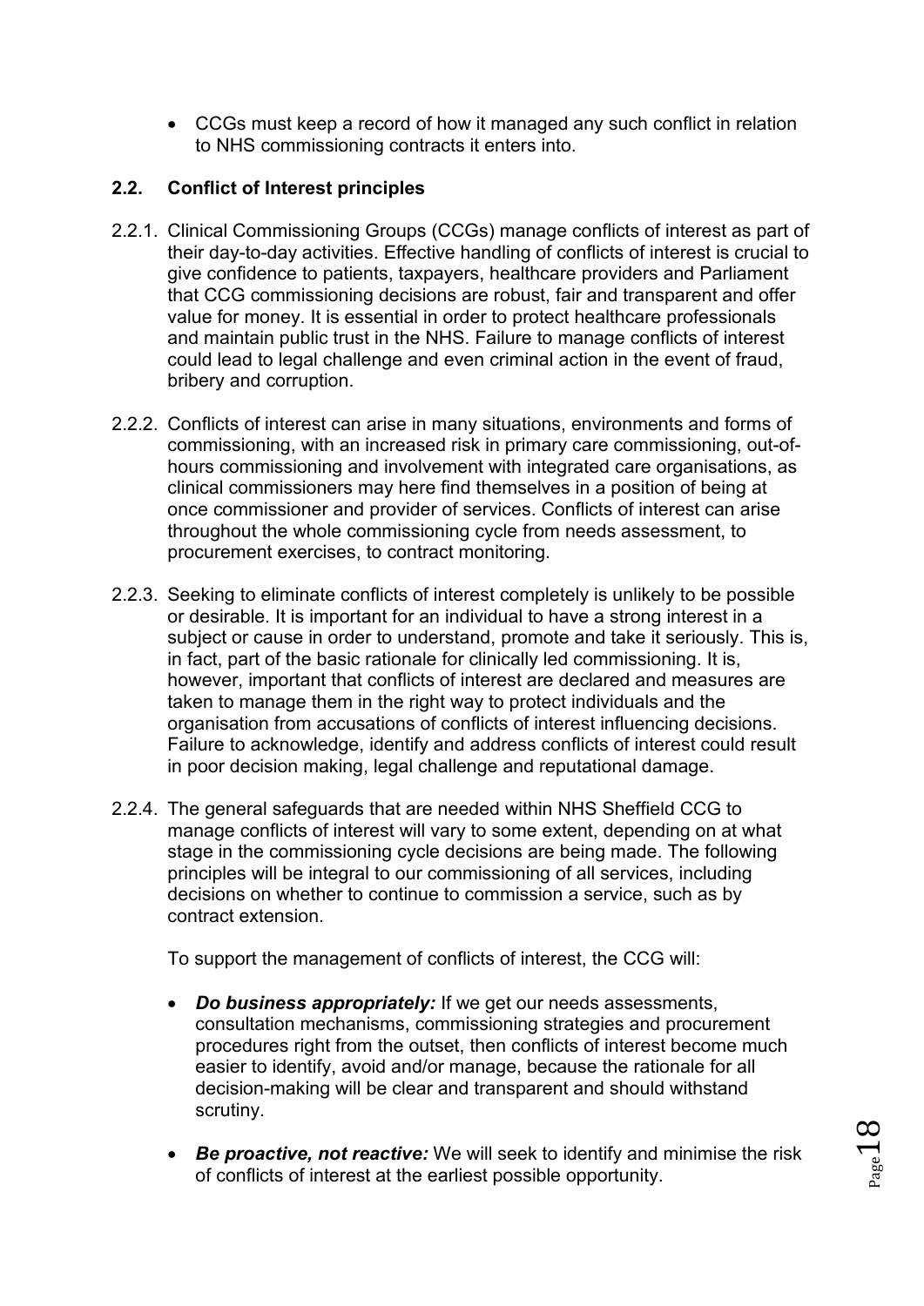- CCGs must keep a record of how it managed any such conflict in relation to NHS commissioning contracts it enters into.

### 2.2. Conflict of Interest principles

2.2.1. Clinical Commissioning Groups (CCGs) manage conflicts of interest as part of their day-to-day activities. Effective handling of conflicts of interest is crucial to give confidence to patients, taxpayers, healthcare providers and Parliament that CCG commissioning decisions are robust, fair and transparent and offer value for money. It is essential in order to protect healthcare professionals and maintain public trust in the NHS. Failure to manage conflicts of interest could lead to legal challenge and even criminal action in the event of fraud, bribery and corruption.

2.2.2. Conflicts of interest can arise in many situations, environments and forms of commissioning, with an increased risk in primary care commissioning, out-of-hours commissioning and involvement with integrated care organisations, as clinical commissioners may here find themselves in a position of being at once commissioner and provider of services. Conflicts of interest can arise throughout the whole commissioning cycle from needs assessment, to procurement exercises, to contract monitoring.

2.2.3. Seeking to eliminate conflicts of interest completely is unlikely to be possible or desirable. It is important for an individual to have a strong interest in a subject or cause in order to understand, promote and take it seriously. This is, in fact, part of the basic rationale for clinically led commissioning. It is, however, important that conflicts of interest are declared and measures are taken to manage them in the right way to protect individuals and the organisation from accusations of conflicts of interest influencing decisions. Failure to acknowledge, identify and address conflicts of interest could result in poor decision making, legal challenge and reputational damage.

2.2.4. The general safeguards that are needed within NHS Sheffield CCG to manage conflicts of interest will vary to some extent, depending on at what stage in the commissioning cycle decisions are being made. The following principles will be integral to our commissioning of all services, including decisions on whether to continue to commission a service, such as by contract extension.

To support the management of conflicts of interest, the CCG will:

- ***Do business appropriately:*** If we get our needs assessments, consultation mechanisms, commissioning strategies and procurement procedures right from the outset, then conflicts of interest become much easier to identify, avoid and/or manage, because the rationale for all decision-making will be clear and transparent and should withstand scrutiny.

- ***Be proactive, not reactive:*** We will seek to identify and minimise the risk of conflicts of interest at the earliest possible opportunity.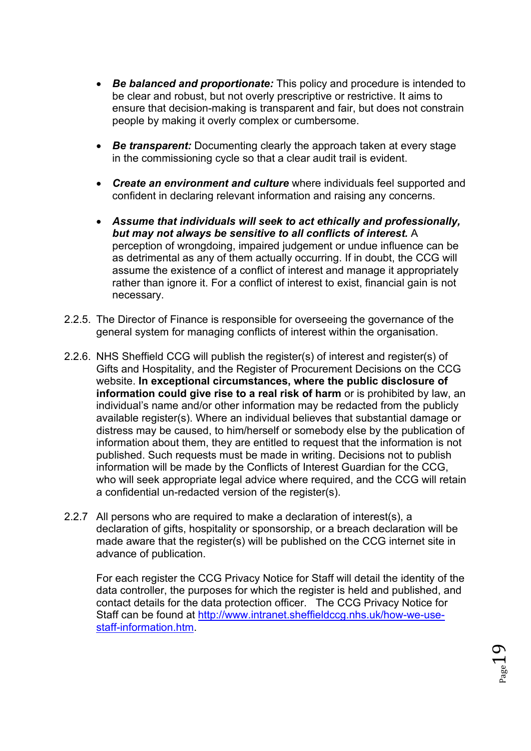- ***Be balanced and proportionate:*** This policy and procedure is intended to be clear and robust, but not overly prescriptive or restrictive. It aims to ensure that decision-making is transparent and fair, but does not constrain people by making it overly complex or cumbersome.

- ***Be transparent:*** Documenting clearly the approach taken at every stage in the commissioning cycle so that a clear audit trail is evident.

- ***Create an environment and culture*** where individuals feel supported and confident in declaring relevant information and raising any concerns.

- ***Assume that individuals will seek to act ethically and professionally, but may not always be sensitive to all conflicts of interest.*** A perception of wrongdoing, impaired judgement or undue influence can be as detrimental as any of them actually occurring. If in doubt, the CCG will assume the existence of a conflict of interest and manage it appropriately rather than ignore it. For a conflict of interest to exist, financial gain is not necessary.

2.2.5. The Director of Finance is responsible for overseeing the governance of the general system for managing conflicts of interest within the organisation.

2.2.6. NHS Sheffield CCG will publish the register(s) of interest and register(s) of Gifts and Hospitality, and the Register of Procurement Decisions on the CCG website. **In exceptional circumstances, where the public disclosure of information could give rise to a real risk of harm** or is prohibited by law, an individual's name and/or other information may be redacted from the publicly available register(s). Where an individual believes that substantial damage or distress may be caused, to him/herself or somebody else by the publication of information about them, they are entitled to request that the information is not published. Such requests must be made in writing. Decisions not to publish information will be made by the Conflicts of Interest Guardian for the CCG, who will seek appropriate legal advice where required, and the CCG will retain a confidential un-redacted version of the register(s).

2.2.7 All persons who are required to make a declaration of interest(s), a declaration of gifts, hospitality or sponsorship, or a breach declaration will be made aware that the register(s) will be published on the CCG internet site in advance of publication.

For each register the CCG Privacy Notice for Staff will detail the identity of the data controller, the purposes for which the register is held and published, and contact details for the data protection officer. The CCG Privacy Notice for Staff can be found at [http://www.intranet.sheffieldccg.nhs.uk/how-we-use-staff-information.htm](http://www.intranet.sheffieldccg.nhs.uk/how-we-use-staff-information.htm).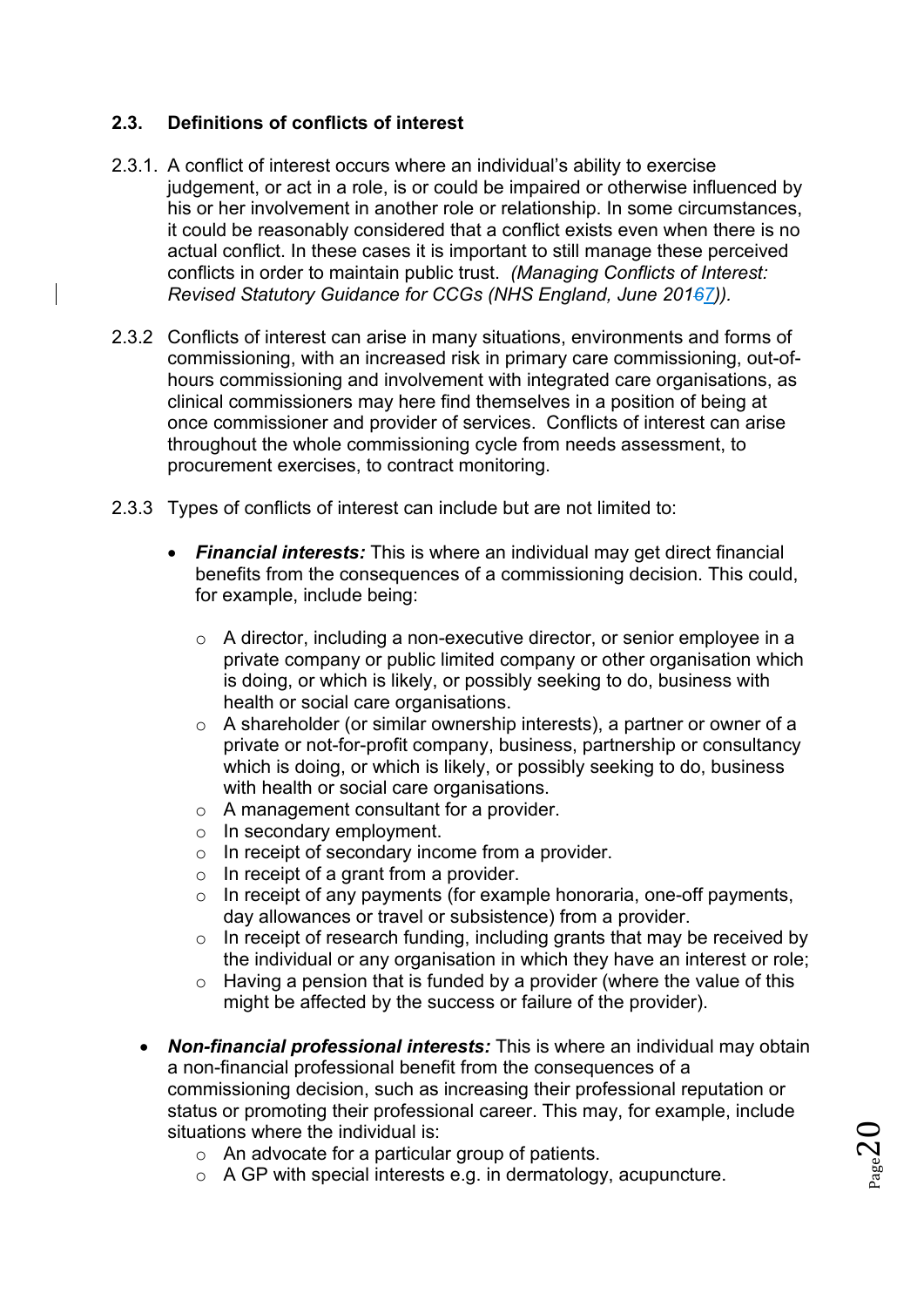### 2.3. Definitions of conflicts of interest

2.3.1. A conflict of interest occurs where an individual's ability to exercise judgement, or act in a role, is or could be impaired or otherwise influenced by his or her involvement in another role or relationship. In some circumstances, it could be reasonably considered that a conflict exists even when there is no actual conflict. In these cases it is important to still manage these perceived conflicts in order to maintain public trust. *(Managing Conflicts of Interest: Revised Statutory Guidance for CCGs (NHS England, June 2017)).*

2.3.2 Conflicts of interest can arise in many situations, environments and forms of commissioning, with an increased risk in primary care commissioning, out-of-hours commissioning and involvement with integrated care organisations, as clinical commissioners may here find themselves in a position of being at once commissioner and provider of services. Conflicts of interest can arise throughout the whole commissioning cycle from needs assessment, to procurement exercises, to contract monitoring.

2.3.3 Types of conflicts of interest can include but are not limited to:

- ***Financial interests:*** This is where an individual may get direct financial benefits from the consequences of a commissioning decision. This could, for example, include being:
    - A director, including a non-executive director, or senior employee in a private company or public limited company or other organisation which is doing, or which is likely, or possibly seeking to do, business with health or social care organisations.
    - A shareholder (or similar ownership interests), a partner or owner of a private or not-for-profit company, business, partnership or consultancy which is doing, or which is likely, or possibly seeking to do, business with health or social care organisations.
    - A management consultant for a provider.
    - In secondary employment.
    - In receipt of secondary income from a provider.
    - In receipt of a grant from a provider.
    - In receipt of any payments (for example honoraria, one-off payments, day allowances or travel or subsistence) from a provider.
    - In receipt of research funding, including grants that may be received by the individual or any organisation in which they have an interest or role;
    - Having a pension that is funded by a provider (where the value of this might be affected by the success or failure of the provider).

- ***Non-financial professional interests:*** This is where an individual may obtain a non-financial professional benefit from the consequences of a commissioning decision, such as increasing their professional reputation or status or promoting their professional career. This may, for example, include situations where the individual is:
    - An advocate for a particular group of patients.
    - A GP with special interests e.g. in dermatology, acupuncture.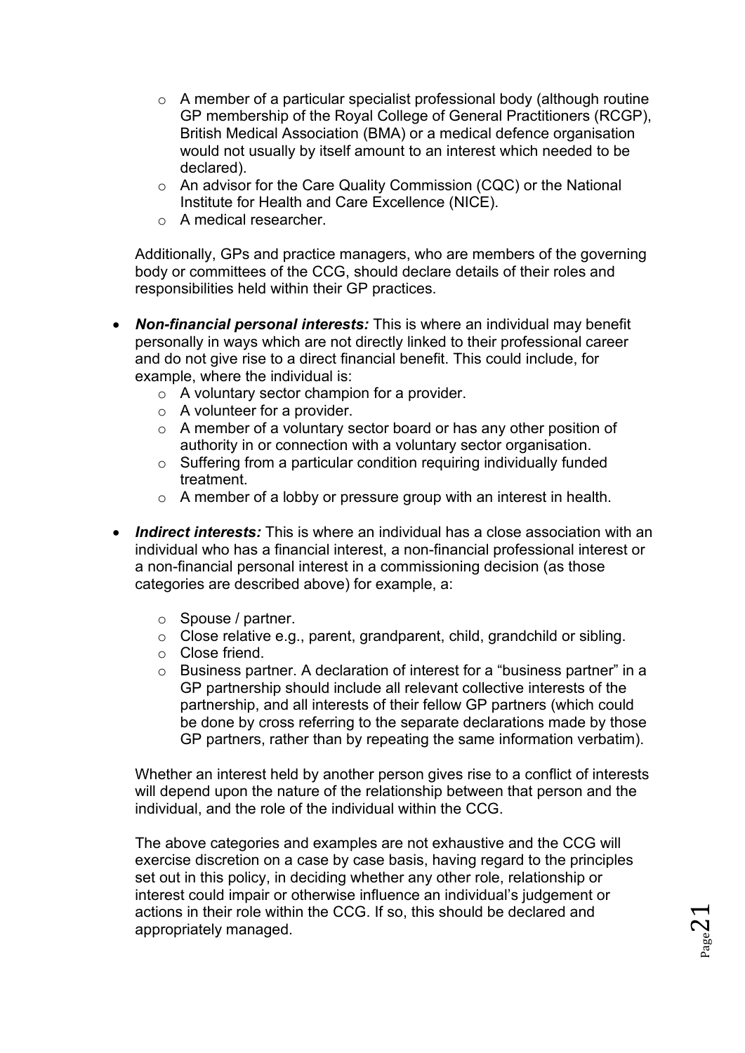- A member of a particular specialist professional body (although routine GP membership of the Royal College of General Practitioners (RCGP), British Medical Association (BMA) or a medical defence organisation would not usually by itself amount to an interest which needed to be declared).
    - An advisor for the Care Quality Commission (CQC) or the National Institute for Health and Care Excellence (NICE).
    - A medical researcher.

  Additionally, GPs and practice managers, who are members of the governing body or committees of the CCG, should declare details of their roles and responsibilities held within their GP practices.

- ***Non-financial personal interests:*** This is where an individual may benefit personally in ways which are not directly linked to their professional career and do not give rise to a direct financial benefit. This could include, for example, where the individual is:
    - A voluntary sector champion for a provider.
    - A volunteer for a provider.
    - A member of a voluntary sector board or has any other position of authority in or connection with a voluntary sector organisation.
    - Suffering from a particular condition requiring individually funded treatment.
    - A member of a lobby or pressure group with an interest in health.

- ***Indirect interests:*** This is where an individual has a close association with an individual who has a financial interest, a non-financial professional interest or a non-financial personal interest in a commissioning decision (as those categories are described above) for example, a:

    - Spouse / partner.
    - Close relative e.g., parent, grandparent, child, grandchild or sibling.
    - Close friend.
    - Business partner. A declaration of interest for a "business partner" in a GP partnership should include all relevant collective interests of the partnership, and all interests of their fellow GP partners (which could be done by cross referring to the separate declarations made by those GP partners, rather than by repeating the same information verbatim).

  Whether an interest held by another person gives rise to a conflict of interests will depend upon the nature of the relationship between that person and the individual, and the role of the individual within the CCG.

  The above categories and examples are not exhaustive and the CCG will exercise discretion on a case by case basis, having regard to the principles set out in this policy, in deciding whether any other role, relationship or interest could impair or otherwise influence an individual's judgement or actions in their role within the CCG. If so, this should be declared and appropriately managed.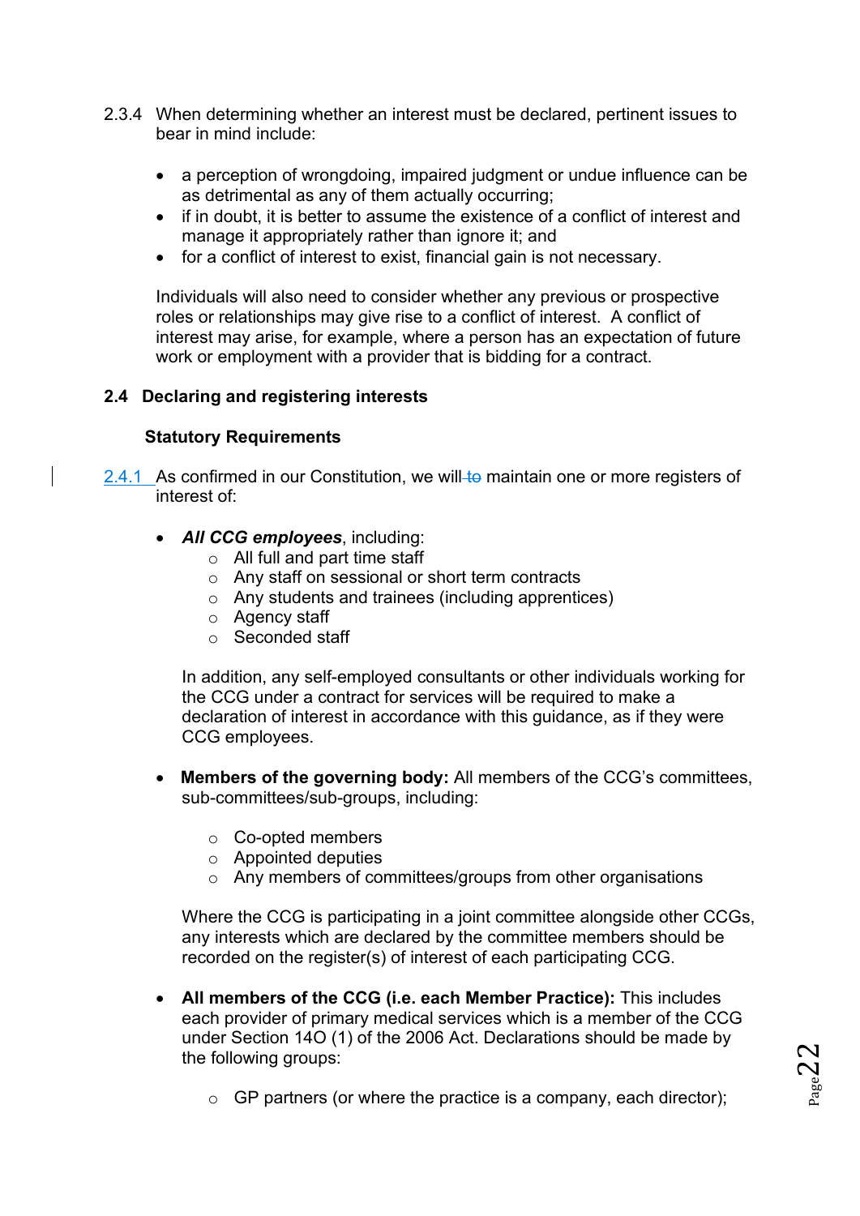2.3.4 When determining whether an interest must be declared, pertinent issues to bear in mind include:

- a perception of wrongdoing, impaired judgment or undue influence can be as detrimental as any of them actually occurring;
- if in doubt, it is better to assume the existence of a conflict of interest and manage it appropriately rather than ignore it; and
- for a conflict of interest to exist, financial gain is not necessary.

Individuals will also need to consider whether any previous or prospective roles or relationships may give rise to a conflict of interest. A conflict of interest may arise, for example, where a person has an expectation of future work or employment with a provider that is bidding for a contract.

## 2.4 Declaring and registering interests

### Statutory Requirements

2.4.1 As confirmed in our Constitution, we will maintain one or more registers of interest of:

- ***All CCG employees***, including:
  - All full and part time staff
  - Any staff on sessional or short term contracts
  - Any students and trainees (including apprentices)
  - Agency staff
  - Seconded staff

  In addition, any self-employed consultants or other individuals working for the CCG under a contract for services will be required to make a declaration of interest in accordance with this guidance, as if they were CCG employees.

- **Members of the governing body:** All members of the CCG's committees, sub-committees/sub-groups, including:

  - Co-opted members
  - Appointed deputies
  - Any members of committees/groups from other organisations

  Where the CCG is participating in a joint committee alongside other CCGs, any interests which are declared by the committee members should be recorded on the register(s) of interest of each participating CCG.

- **All members of the CCG (i.e. each Member Practice):** This includes each provider of primary medical services which is a member of the CCG under Section 14O (1) of the 2006 Act. Declarations should be made by the following groups:

  - GP partners (or where the practice is a company, each director);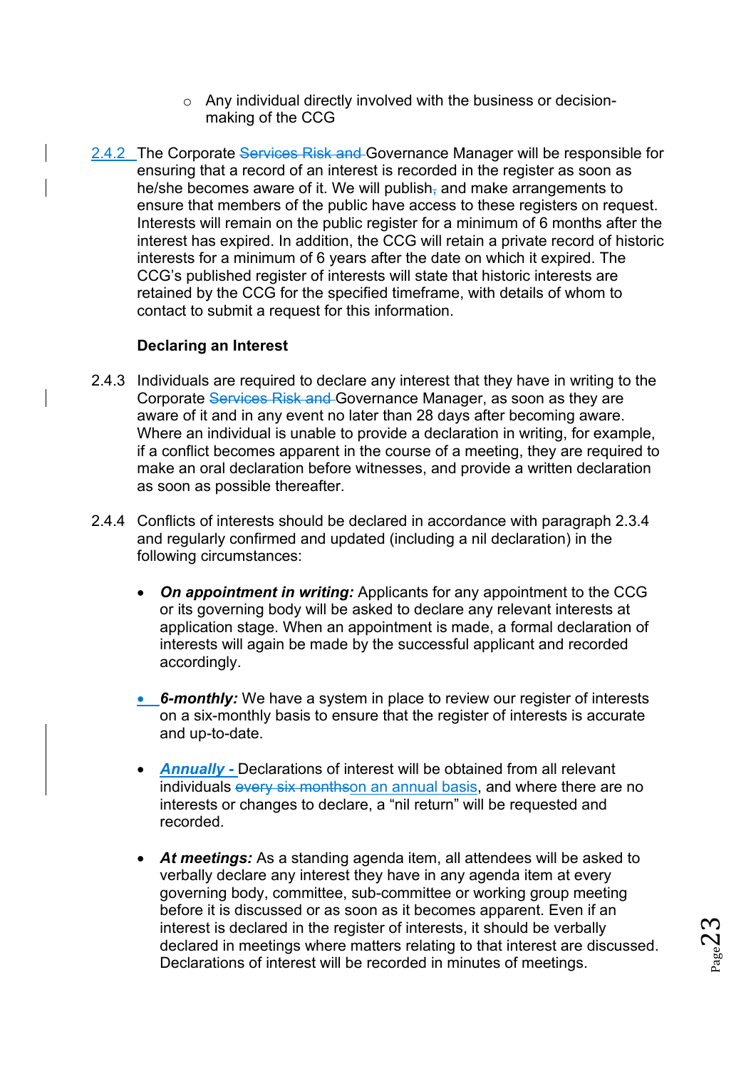- Any individual directly involved with the business or decision-making of the CCG

2.4.2 The Corporate ~~Services Risk and~~ Governance Manager will be responsible for ensuring that a record of an interest is recorded in the register as soon as he/she becomes aware of it. We will publish~~,~~ and make arrangements to ensure that members of the public have access to these registers on request. Interests will remain on the public register for a minimum of 6 months after the interest has expired. In addition, the CCG will retain a private record of historic interests for a minimum of 6 years after the date on which it expired. The CCG's published register of interests will state that historic interests are retained by the CCG for the specified timeframe, with details of whom to contact to submit a request for this information.

**Declaring an Interest**

2.4.3 Individuals are required to declare any interest that they have in writing to the Corporate ~~Services Risk and~~ Governance Manager, as soon as they are aware of it and in any event no later than 28 days after becoming aware. Where an individual is unable to provide a declaration in writing, for example, if a conflict becomes apparent in the course of a meeting, they are required to make an oral declaration before witnesses, and provide a written declaration as soon as possible thereafter.

2.4.4 Conflicts of interests should be declared in accordance with paragraph 2.3.4 and regularly confirmed and updated (including a nil declaration) in the following circumstances:

- ***On appointment in writing:*** Applicants for any appointment to the CCG or its governing body will be asked to declare any relevant interests at application stage. When an appointment is made, a formal declaration of interests will again be made by the successful applicant and recorded accordingly.

- ***6-monthly:*** We have a system in place to review our register of interests on a six-monthly basis to ensure that the register of interests is accurate and up-to-date.

- ***Annually -*** Declarations of interest will be obtained from all relevant individuals ~~every six months~~on an annual basis, and where there are no interests or changes to declare, a "nil return" will be requested and recorded.

- ***At meetings:*** As a standing agenda item, all attendees will be asked to verbally declare any interest they have in any agenda item at every governing body, committee, sub-committee or working group meeting before it is discussed or as soon as it becomes apparent. Even if an interest is declared in the register of interests, it should be verbally declared in meetings where matters relating to that interest are discussed. Declarations of interest will be recorded in minutes of meetings.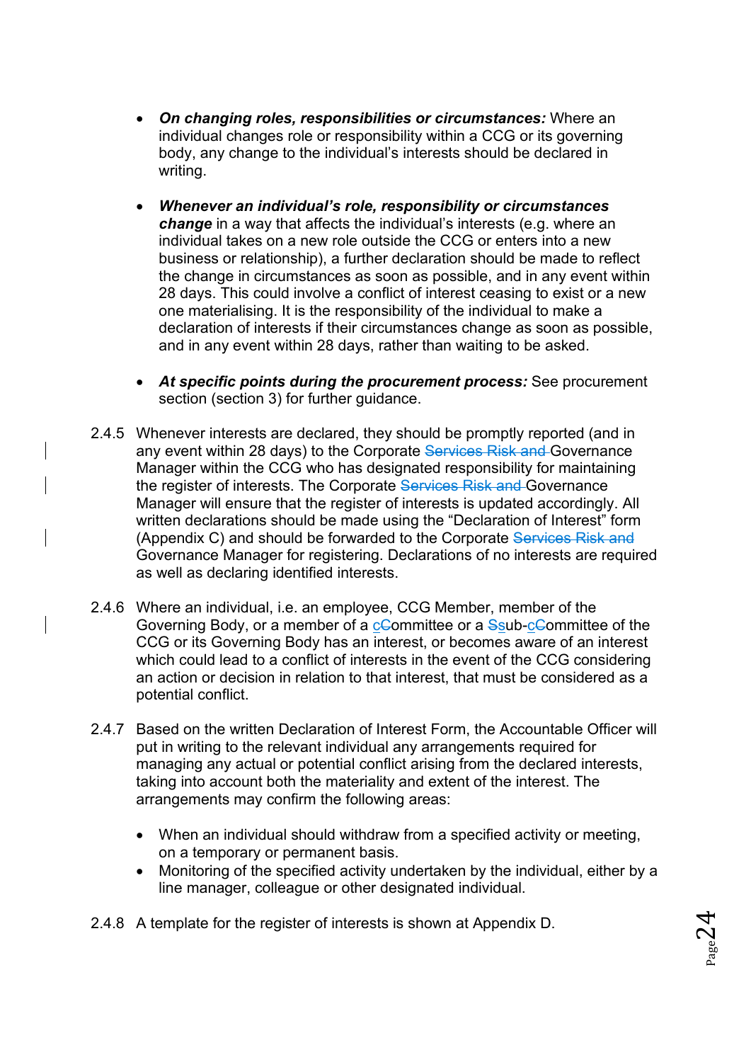- ***On changing roles, responsibilities or circumstances:*** Where an individual changes role or responsibility within a CCG or its governing body, any change to the individual's interests should be declared in writing.

- ***Whenever an individual's role, responsibility or circumstances change*** in a way that affects the individual's interests (e.g. where an individual takes on a new role outside the CCG or enters into a new business or relationship), a further declaration should be made to reflect the change in circumstances as soon as possible, and in any event within 28 days. This could involve a conflict of interest ceasing to exist or a new one materialising. It is the responsibility of the individual to make a declaration of interests if their circumstances change as soon as possible, and in any event within 28 days, rather than waiting to be asked.

- ***At specific points during the procurement process:*** See procurement section (section 3) for further guidance.

2.4.5 Whenever interests are declared, they should be promptly reported (and in any event within 28 days) to the Corporate ~~Services Risk and~~ Governance Manager within the CCG who has designated responsibility for maintaining the register of interests. The Corporate ~~Services Risk and~~ Governance Manager will ensure that the register of interests is updated accordingly. All written declarations should be made using the "Declaration of Interest" form (Appendix C) and should be forwarded to the Corporate ~~Services Risk and~~ Governance Manager for registering. Declarations of no interests are required as well as declaring identified interests.

2.4.6 Where an individual, i.e. an employee, CCG Member, member of the Governing Body, or a member of a c~~C~~ommittee or a ~~S~~sub-c~~C~~ommittee of the CCG or its Governing Body has an interest, or becomes aware of an interest which could lead to a conflict of interests in the event of the CCG considering an action or decision in relation to that interest, that must be considered as a potential conflict.

2.4.7 Based on the written Declaration of Interest Form, the Accountable Officer will put in writing to the relevant individual any arrangements required for managing any actual or potential conflict arising from the declared interests, taking into account both the materiality and extent of the interest. The arrangements may confirm the following areas:

- When an individual should withdraw from a specified activity or meeting, on a temporary or permanent basis.
- Monitoring of the specified activity undertaken by the individual, either by a line manager, colleague or other designated individual.

2.4.8 A template for the register of interests is shown at Appendix D.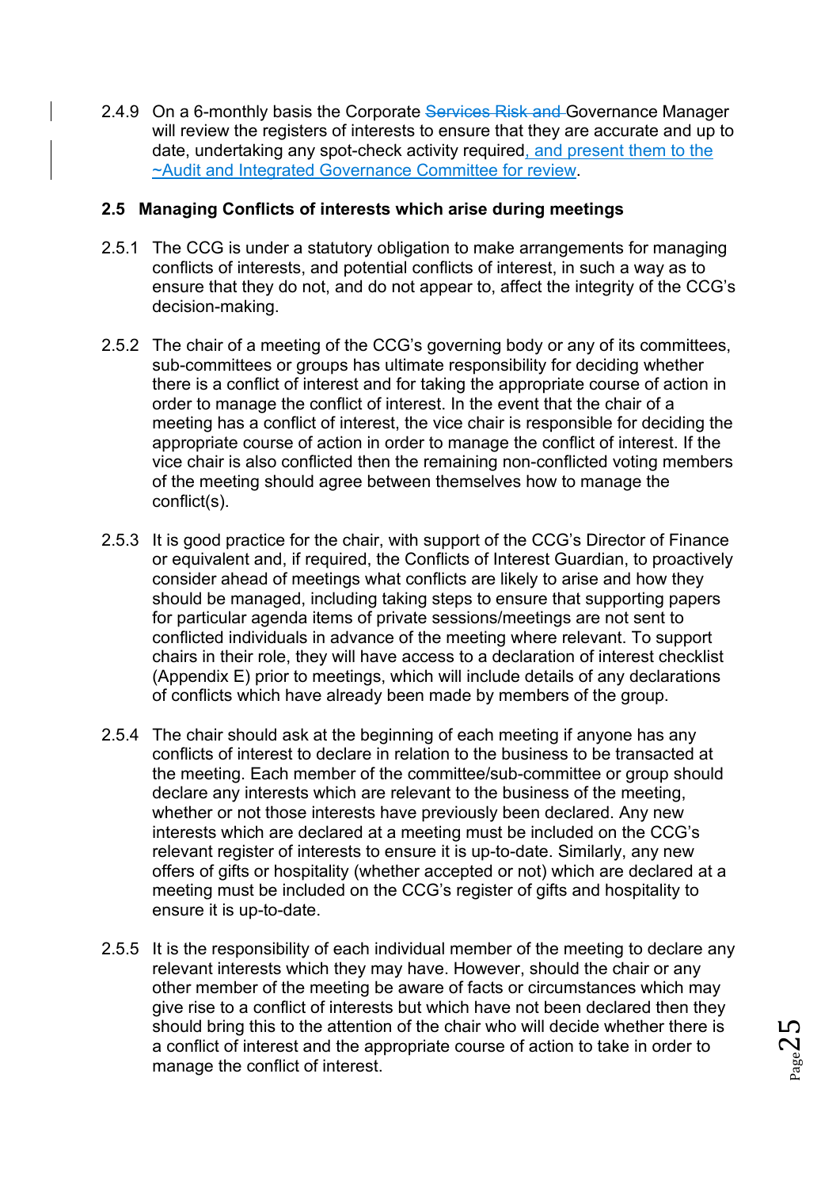2.4.9 On a 6-monthly basis the Corporate ~~Services Risk and~~ Governance Manager will review the registers of interests to ensure that they are accurate and up to date, undertaking any spot-check activity required, and present them to the ~Audit and Integrated Governance Committee for review.

### 2.5 Managing Conflicts of interests which arise during meetings

2.5.1 The CCG is under a statutory obligation to make arrangements for managing conflicts of interests, and potential conflicts of interest, in such a way as to ensure that they do not, and do not appear to, affect the integrity of the CCG's decision-making.

2.5.2 The chair of a meeting of the CCG's governing body or any of its committees, sub-committees or groups has ultimate responsibility for deciding whether there is a conflict of interest and for taking the appropriate course of action in order to manage the conflict of interest. In the event that the chair of a meeting has a conflict of interest, the vice chair is responsible for deciding the appropriate course of action in order to manage the conflict of interest. If the vice chair is also conflicted then the remaining non-conflicted voting members of the meeting should agree between themselves how to manage the conflict(s).

2.5.3 It is good practice for the chair, with support of the CCG's Director of Finance or equivalent and, if required, the Conflicts of Interest Guardian, to proactively consider ahead of meetings what conflicts are likely to arise and how they should be managed, including taking steps to ensure that supporting papers for particular agenda items of private sessions/meetings are not sent to conflicted individuals in advance of the meeting where relevant. To support chairs in their role, they will have access to a declaration of interest checklist (Appendix E) prior to meetings, which will include details of any declarations of conflicts which have already been made by members of the group.

2.5.4 The chair should ask at the beginning of each meeting if anyone has any conflicts of interest to declare in relation to the business to be transacted at the meeting. Each member of the committee/sub-committee or group should declare any interests which are relevant to the business of the meeting, whether or not those interests have previously been declared. Any new interests which are declared at a meeting must be included on the CCG's relevant register of interests to ensure it is up-to-date. Similarly, any new offers of gifts or hospitality (whether accepted or not) which are declared at a meeting must be included on the CCG's register of gifts and hospitality to ensure it is up-to-date.

2.5.5 It is the responsibility of each individual member of the meeting to declare any relevant interests which they may have. However, should the chair or any other member of the meeting be aware of facts or circumstances which may give rise to a conflict of interests but which have not been declared then they should bring this to the attention of the chair who will decide whether there is a conflict of interest and the appropriate course of action to take in order to manage the conflict of interest.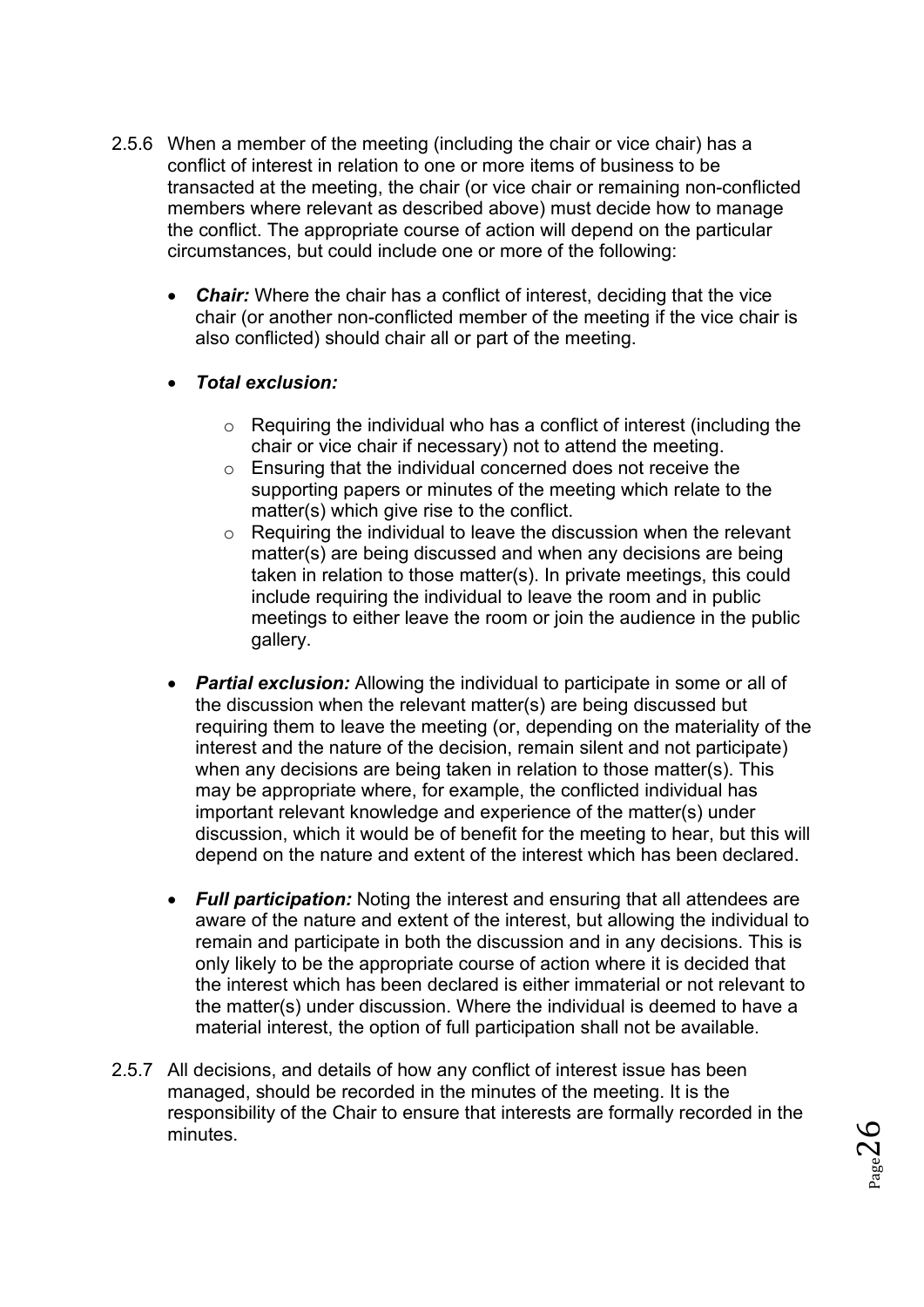2.5.6 When a member of the meeting (including the chair or vice chair) has a conflict of interest in relation to one or more items of business to be transacted at the meeting, the chair (or vice chair or remaining non-conflicted members where relevant as described above) must decide how to manage the conflict. The appropriate course of action will depend on the particular circumstances, but could include one or more of the following:

- ***Chair:*** Where the chair has a conflict of interest, deciding that the vice chair (or another non-conflicted member of the meeting if the vice chair is also conflicted) should chair all or part of the meeting.

- ***Total exclusion:***

    - Requiring the individual who has a conflict of interest (including the chair or vice chair if necessary) not to attend the meeting.
    - Ensuring that the individual concerned does not receive the supporting papers or minutes of the meeting which relate to the matter(s) which give rise to the conflict.
    - Requiring the individual to leave the discussion when the relevant matter(s) are being discussed and when any decisions are being taken in relation to those matter(s). In private meetings, this could include requiring the individual to leave the room and in public meetings to either leave the room or join the audience in the public gallery.

- ***Partial exclusion:*** Allowing the individual to participate in some or all of the discussion when the relevant matter(s) are being discussed but requiring them to leave the meeting (or, depending on the materiality of the interest and the nature of the decision, remain silent and not participate) when any decisions are being taken in relation to those matter(s). This may be appropriate where, for example, the conflicted individual has important relevant knowledge and experience of the matter(s) under discussion, which it would be of benefit for the meeting to hear, but this will depend on the nature and extent of the interest which has been declared.

- ***Full participation:*** Noting the interest and ensuring that all attendees are aware of the nature and extent of the interest, but allowing the individual to remain and participate in both the discussion and in any decisions. This is only likely to be the appropriate course of action where it is decided that the interest which has been declared is either immaterial or not relevant to the matter(s) under discussion. Where the individual is deemed to have a material interest, the option of full participation shall not be available.

2.5.7 All decisions, and details of how any conflict of interest issue has been managed, should be recorded in the minutes of the meeting. It is the responsibility of the Chair to ensure that interests are formally recorded in the minutes.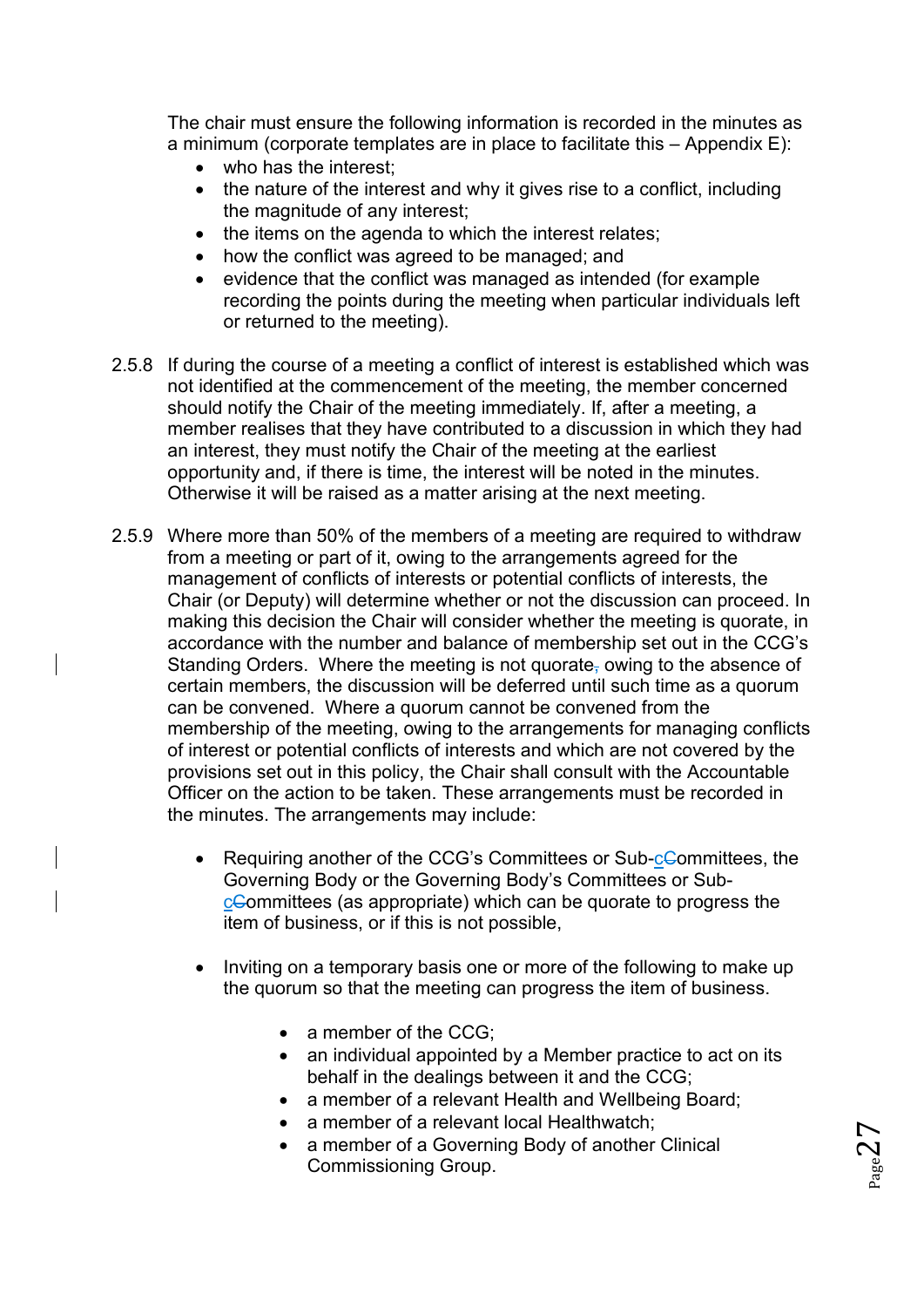The chair must ensure the following information is recorded in the minutes as a minimum (corporate templates are in place to facilitate this – Appendix E):

- who has the interest;
- the nature of the interest and why it gives rise to a conflict, including the magnitude of any interest;
- the items on the agenda to which the interest relates;
- how the conflict was agreed to be managed; and
- evidence that the conflict was managed as intended (for example recording the points during the meeting when particular individuals left or returned to the meeting).

2.5.8 If during the course of a meeting a conflict of interest is established which was not identified at the commencement of the meeting, the member concerned should notify the Chair of the meeting immediately. If, after a meeting, a member realises that they have contributed to a discussion in which they had an interest, they must notify the Chair of the meeting at the earliest opportunity and, if there is time, the interest will be noted in the minutes. Otherwise it will be raised as a matter arising at the next meeting.

2.5.9 Where more than 50% of the members of a meeting are required to withdraw from a meeting or part of it, owing to the arrangements agreed for the management of conflicts of interests or potential conflicts of interests, the Chair (or Deputy) will determine whether or not the discussion can proceed. In making this decision the Chair will consider whether the meeting is quorate, in accordance with the number and balance of membership set out in the CCG's Standing Orders. Where the meeting is not quorate owing to the absence of certain members, the discussion will be deferred until such time as a quorum can be convened. Where a quorum cannot be convened from the membership of the meeting, owing to the arrangements for managing conflicts of interest or potential conflicts of interests and which are not covered by the provisions set out in this policy, the Chair shall consult with the Accountable Officer on the action to be taken. These arrangements must be recorded in the minutes. The arrangements may include:

- Requiring another of the CCG's Committees or Sub-committees, the Governing Body or the Governing Body's Committees or Sub-committees (as appropriate) which can be quorate to progress the item of business, or if this is not possible,

- Inviting on a temporary basis one or more of the following to make up the quorum so that the meeting can progress the item of business.

    - a member of the CCG;
    - an individual appointed by a Member practice to act on its behalf in the dealings between it and the CCG;
    - a member of a relevant Health and Wellbeing Board;
    - a member of a relevant local Healthwatch;
    - a member of a Governing Body of another Clinical Commissioning Group.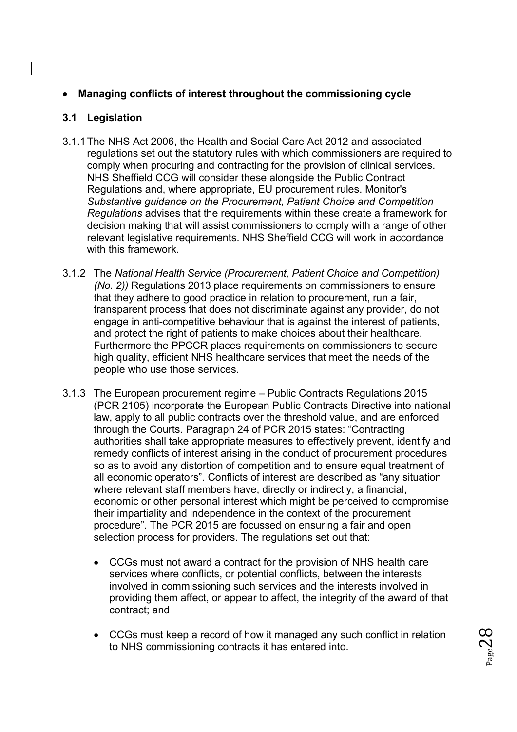- **Managing conflicts of interest throughout the commissioning cycle**

## 3.1 Legislation

3.1.1 The NHS Act 2006, the Health and Social Care Act 2012 and associated regulations set out the statutory rules with which commissioners are required to comply when procuring and contracting for the provision of clinical services. NHS Sheffield CCG will consider these alongside the Public Contract Regulations and, where appropriate, EU procurement rules. Monitor's *Substantive guidance on the Procurement, Patient Choice and Competition Regulations* advises that the requirements within these create a framework for decision making that will assist commissioners to comply with a range of other relevant legislative requirements. NHS Sheffield CCG will work in accordance with this framework.

3.1.2 The *National Health Service (Procurement, Patient Choice and Competition) (No. 2))* Regulations 2013 place requirements on commissioners to ensure that they adhere to good practice in relation to procurement, run a fair, transparent process that does not discriminate against any provider, do not engage in anti-competitive behaviour that is against the interest of patients, and protect the right of patients to make choices about their healthcare. Furthermore the PPCCR places requirements on commissioners to secure high quality, efficient NHS healthcare services that meet the needs of the people who use those services.

3.1.3 The European procurement regime – Public Contracts Regulations 2015 (PCR 2105) incorporate the European Public Contracts Directive into national law, apply to all public contracts over the threshold value, and are enforced through the Courts. Paragraph 24 of PCR 2015 states: "Contracting authorities shall take appropriate measures to effectively prevent, identify and remedy conflicts of interest arising in the conduct of procurement procedures so as to avoid any distortion of competition and to ensure equal treatment of all economic operators". Conflicts of interest are described as "any situation where relevant staff members have, directly or indirectly, a financial, economic or other personal interest which might be perceived to compromise their impartiality and independence in the context of the procurement procedure". The PCR 2015 are focussed on ensuring a fair and open selection process for providers. The regulations set out that:

- CCGs must not award a contract for the provision of NHS health care services where conflicts, or potential conflicts, between the interests involved in commissioning such services and the interests involved in providing them affect, or appear to affect, the integrity of the award of that contract; and

- CCGs must keep a record of how it managed any such conflict in relation to NHS commissioning contracts it has entered into.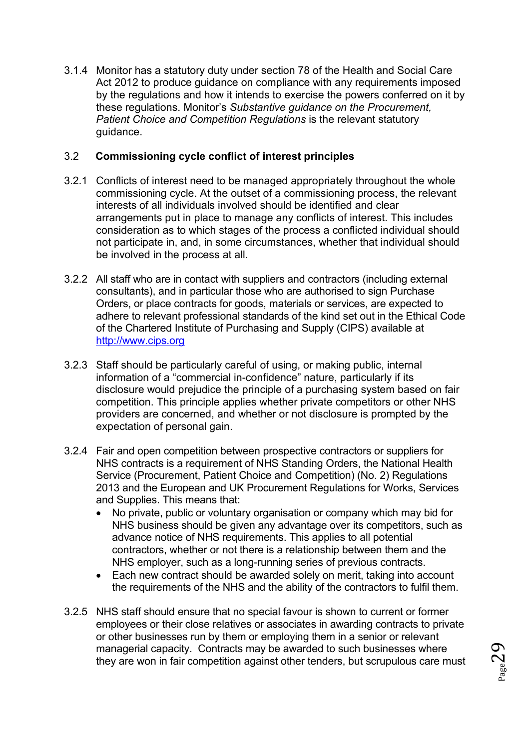3.1.4 Monitor has a statutory duty under section 78 of the Health and Social Care Act 2012 to produce guidance on compliance with any requirements imposed by the regulations and how it intends to exercise the powers conferred on it by these regulations. Monitor's *Substantive guidance on the Procurement, Patient Choice and Competition Regulations* is the relevant statutory guidance.

### 3.2 Commissioning cycle conflict of interest principles

3.2.1 Conflicts of interest need to be managed appropriately throughout the whole commissioning cycle. At the outset of a commissioning process, the relevant interests of all individuals involved should be identified and clear arrangements put in place to manage any conflicts of interest. This includes consideration as to which stages of the process a conflicted individual should not participate in, and, in some circumstances, whether that individual should be involved in the process at all.

3.2.2 All staff who are in contact with suppliers and contractors (including external consultants), and in particular those who are authorised to sign Purchase Orders, or place contracts for goods, materials or services, are expected to adhere to relevant professional standards of the kind set out in the Ethical Code of the Chartered Institute of Purchasing and Supply (CIPS) available at [http://www.cips.org](http://www.cips.org)

3.2.3 Staff should be particularly careful of using, or making public, internal information of a "commercial in-confidence" nature, particularly if its disclosure would prejudice the principle of a purchasing system based on fair competition. This principle applies whether private competitors or other NHS providers are concerned, and whether or not disclosure is prompted by the expectation of personal gain.

3.2.4 Fair and open competition between prospective contractors or suppliers for NHS contracts is a requirement of NHS Standing Orders, the National Health Service (Procurement, Patient Choice and Competition) (No. 2) Regulations 2013 and the European and UK Procurement Regulations for Works, Services and Supplies. This means that:

- No private, public or voluntary organisation or company which may bid for NHS business should be given any advantage over its competitors, such as advance notice of NHS requirements. This applies to all potential contractors, whether or not there is a relationship between them and the NHS employer, such as a long-running series of previous contracts.
- Each new contract should be awarded solely on merit, taking into account the requirements of the NHS and the ability of the contractors to fulfil them.

3.2.5 NHS staff should ensure that no special favour is shown to current or former employees or their close relatives or associates in awarding contracts to private or other businesses run by them or employing them in a senior or relevant managerial capacity. Contracts may be awarded to such businesses where they are won in fair competition against other tenders, but scrupulous care must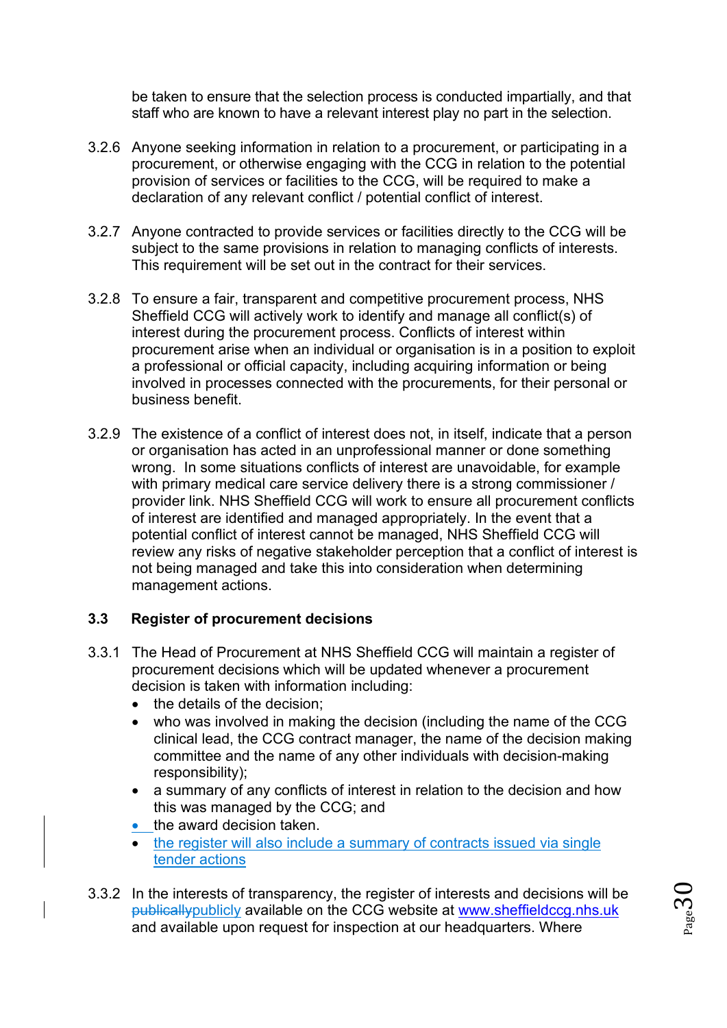be taken to ensure that the selection process is conducted impartially, and that staff who are known to have a relevant interest play no part in the selection.

3.2.6 Anyone seeking information in relation to a procurement, or participating in a procurement, or otherwise engaging with the CCG in relation to the potential provision of services or facilities to the CCG, will be required to make a declaration of any relevant conflict / potential conflict of interest.

3.2.7 Anyone contracted to provide services or facilities directly to the CCG will be subject to the same provisions in relation to managing conflicts of interests. This requirement will be set out in the contract for their services.

3.2.8 To ensure a fair, transparent and competitive procurement process, NHS Sheffield CCG will actively work to identify and manage all conflict(s) of interest during the procurement process. Conflicts of interest within procurement arise when an individual or organisation is in a position to exploit a professional or official capacity, including acquiring information or being involved in processes connected with the procurements, for their personal or business benefit.

3.2.9 The existence of a conflict of interest does not, in itself, indicate that a person or organisation has acted in an unprofessional manner or done something wrong. In some situations conflicts of interest are unavoidable, for example with primary medical care service delivery there is a strong commissioner / provider link. NHS Sheffield CCG will work to ensure all procurement conflicts of interest are identified and managed appropriately. In the event that a potential conflict of interest cannot be managed, NHS Sheffield CCG will review any risks of negative stakeholder perception that a conflict of interest is not being managed and take this into consideration when determining management actions.

### 3.3 Register of procurement decisions

3.3.1 The Head of Procurement at NHS Sheffield CCG will maintain a register of procurement decisions which will be updated whenever a procurement decision is taken with information including:

- the details of the decision;
- who was involved in making the decision (including the name of the CCG clinical lead, the CCG contract manager, the name of the decision making committee and the name of any other individuals with decision-making responsibility);
- a summary of any conflicts of interest in relation to the decision and how this was managed by the CCG; and
- the award decision taken.
- the register will also include a summary of contracts issued via single tender actions

3.3.2 In the interests of transparency, the register of interests and decisions will be ~~publically~~publicly available on the CCG website at www.sheffieldccg.nhs.uk and available upon request for inspection at our headquarters. Where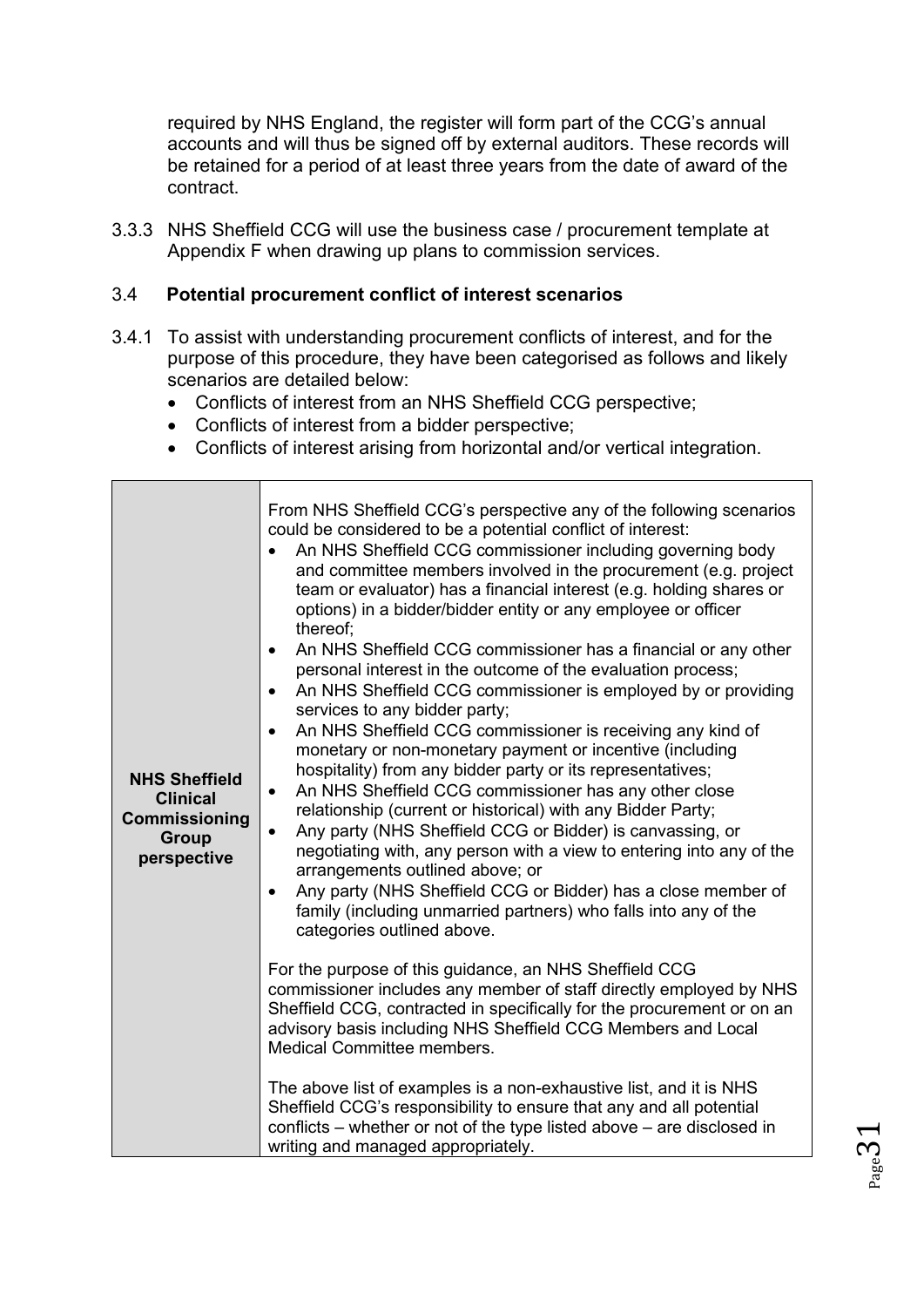required by NHS England, the register will form part of the CCG's annual accounts and will thus be signed off by external auditors. These records will be retained for a period of at least three years from the date of award of the contract.

3.3.3 NHS Sheffield CCG will use the business case / procurement template at Appendix F when drawing up plans to commission services.

### 3.4 Potential procurement conflict of interest scenarios

3.4.1 To assist with understanding procurement conflicts of interest, and for the purpose of this procedure, they have been categorised as follows and likely scenarios are detailed below:

- Conflicts of interest from an NHS Sheffield CCG perspective;
- Conflicts of interest from a bidder perspective;
- Conflicts of interest arising from horizontal and/or vertical integration.

| | |
|---|---|
| **NHS Sheffield Clinical Commissioning Group perspective** | From NHS Sheffield CCG's perspective any of the following scenarios could be considered to be a potential conflict of interest:<br>• An NHS Sheffield CCG commissioner including governing body and committee members involved in the procurement (e.g. project team or evaluator) has a financial interest (e.g. holding shares or options) in a bidder/bidder entity or any employee or officer thereof;<br>• An NHS Sheffield CCG commissioner has a financial or any other personal interest in the outcome of the evaluation process;<br>• An NHS Sheffield CCG commissioner is employed by or providing services to any bidder party;<br>• An NHS Sheffield CCG commissioner is receiving any kind of monetary or non-monetary payment or incentive (including hospitality) from any bidder party or its representatives;<br>• An NHS Sheffield CCG commissioner has any other close relationship (current or historical) with any Bidder Party;<br>• Any party (NHS Sheffield CCG or Bidder) is canvassing, or negotiating with, any person with a view to entering into any of the arrangements outlined above; or<br>• Any party (NHS Sheffield CCG or Bidder) has a close member of family (including unmarried partners) who falls into any of the categories outlined above.<br><br>For the purpose of this guidance, an NHS Sheffield CCG commissioner includes any member of staff directly employed by NHS Sheffield CCG, contracted in specifically for the procurement or on an advisory basis including NHS Sheffield CCG Members and Local Medical Committee members.<br><br>The above list of examples is a non-exhaustive list, and it is NHS Sheffield CCG's responsibility to ensure that any and all potential conflicts – whether or not of the type listed above – are disclosed in writing and managed appropriately. |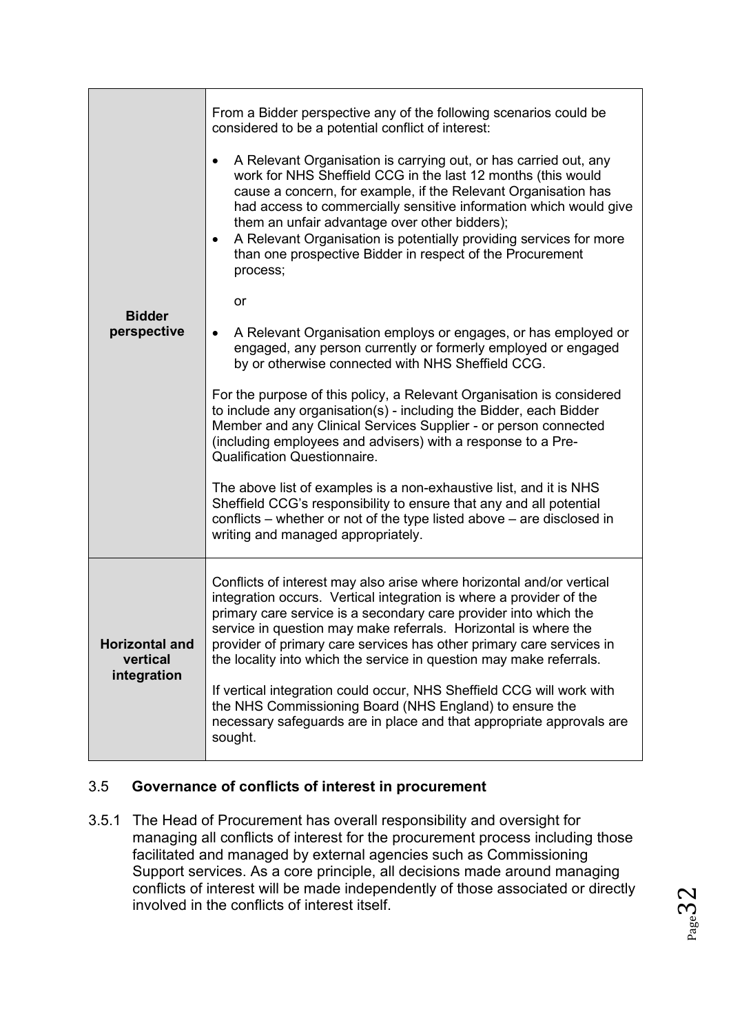| | |
|---|---|
| **Bidder perspective** | From a Bidder perspective any of the following scenarios could be considered to be a potential conflict of interest:<br><br>• A Relevant Organisation is carrying out, or has carried out, any work for NHS Sheffield CCG in the last 12 months (this would cause a concern, for example, if the Relevant Organisation has had access to commercially sensitive information which would give them an unfair advantage over other bidders);<br>• A Relevant Organisation is potentially providing services for more than one prospective Bidder in respect of the Procurement process;<br><br>or<br><br>• A Relevant Organisation employs or engages, or has employed or engaged, any person currently or formerly employed or engaged by or otherwise connected with NHS Sheffield CCG.<br><br>For the purpose of this policy, a Relevant Organisation is considered to include any organisation(s) - including the Bidder, each Bidder Member and any Clinical Services Supplier - or person connected (including employees and advisers) with a response to a Pre-Qualification Questionnaire.<br><br>The above list of examples is a non-exhaustive list, and it is NHS Sheffield CCG's responsibility to ensure that any and all potential conflicts – whether or not of the type listed above – are disclosed in writing and managed appropriately. |
| **Horizontal and vertical integration** | Conflicts of interest may also arise where horizontal and/or vertical integration occurs. Vertical integration is where a provider of the primary care service is a secondary care provider into which the service in question may make referrals. Horizontal is where the provider of primary care services has other primary care services in the locality into which the service in question may make referrals.<br><br>If vertical integration could occur, NHS Sheffield CCG will work with the NHS Commissioning Board (NHS England) to ensure the necessary safeguards are in place and that appropriate approvals are sought. |

### 3.5 Governance of conflicts of interest in procurement

3.5.1 The Head of Procurement has overall responsibility and oversight for managing all conflicts of interest for the procurement process including those facilitated and managed by external agencies such as Commissioning Support services. As a core principle, all decisions made around managing conflicts of interest will be made independently of those associated or directly involved in the conflicts of interest itself.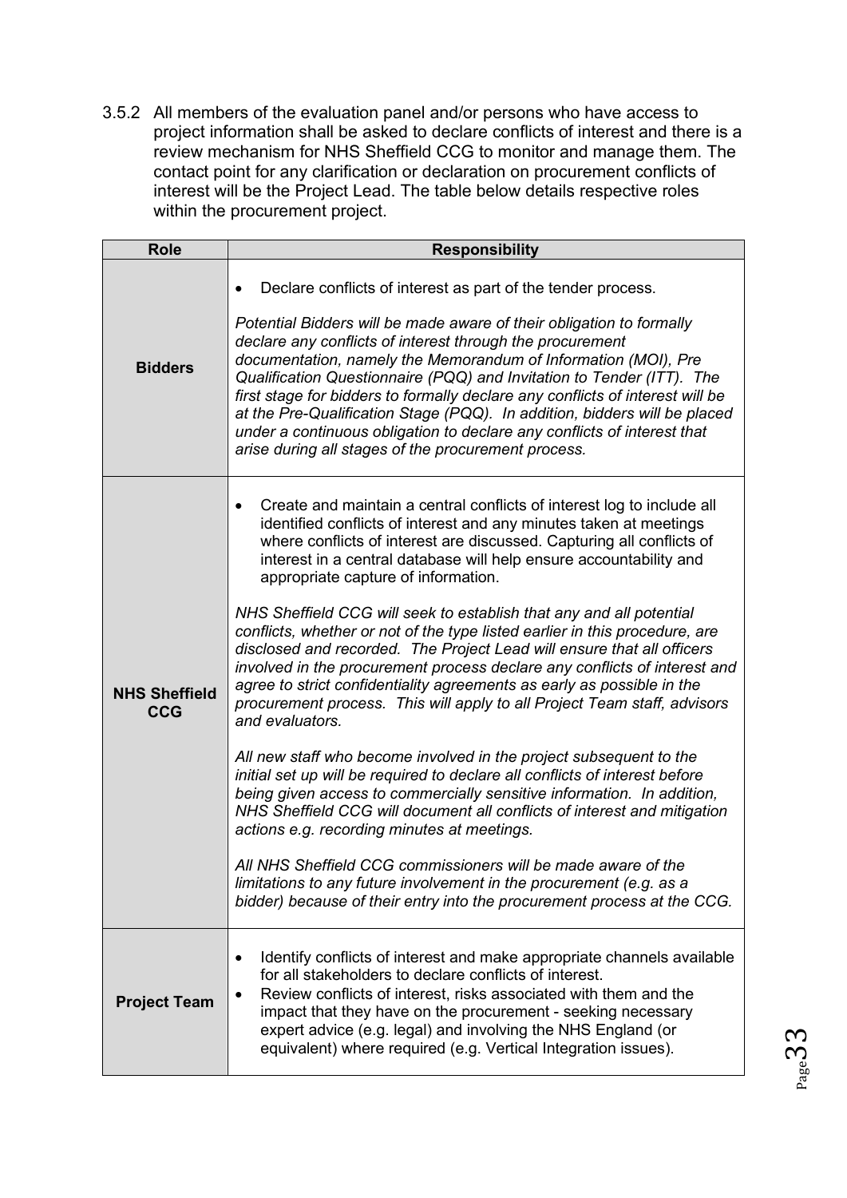3.5.2 All members of the evaluation panel and/or persons who have access to project information shall be asked to declare conflicts of interest and there is a review mechanism for NHS Sheffield CCG to monitor and manage them. The contact point for any clarification or declaration on procurement conflicts of interest will be the Project Lead. The table below details respective roles within the procurement project.

| Role | Responsibility |
|---|---|
| **Bidders** | • Declare conflicts of interest as part of the tender process.<br><br>*Potential Bidders will be made aware of their obligation to formally declare any conflicts of interest through the procurement documentation, namely the Memorandum of Information (MOI), Pre Qualification Questionnaire (PQQ) and Invitation to Tender (ITT). The first stage for bidders to formally declare any conflicts of interest will be at the Pre-Qualification Stage (PQQ). In addition, bidders will be placed under a continuous obligation to declare any conflicts of interest that arise during all stages of the procurement process.* |
| **NHS Sheffield CCG** | • Create and maintain a central conflicts of interest log to include all identified conflicts of interest and any minutes taken at meetings where conflicts of interest are discussed. Capturing all conflicts of interest in a central database will help ensure accountability and appropriate capture of information.<br><br>*NHS Sheffield CCG will seek to establish that any and all potential conflicts, whether or not of the type listed earlier in this procedure, are disclosed and recorded. The Project Lead will ensure that all officers involved in the procurement process declare any conflicts of interest and agree to strict confidentiality agreements as early as possible in the procurement process. This will apply to all Project Team staff, advisors and evaluators.*<br><br>*All new staff who become involved in the project subsequent to the initial set up will be required to declare all conflicts of interest before being given access to commercially sensitive information. In addition, NHS Sheffield CCG will document all conflicts of interest and mitigation actions e.g. recording minutes at meetings.*<br><br>*All NHS Sheffield CCG commissioners will be made aware of the limitations to any future involvement in the procurement (e.g. as a bidder) because of their entry into the procurement process at the CCG.* |
| **Project Team** | • Identify conflicts of interest and make appropriate channels available for all stakeholders to declare conflicts of interest.<br>• Review conflicts of interest, risks associated with them and the impact that they have on the procurement - seeking necessary expert advice (e.g. legal) and involving the NHS England (or equivalent) where required (e.g. Vertical Integration issues). |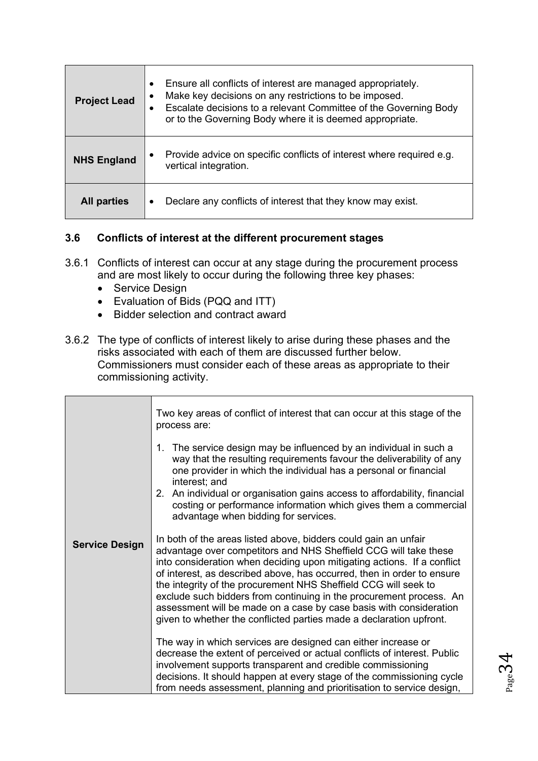| | |
|---|---|
| **Project Lead** | • Ensure all conflicts of interest are managed appropriately.<br>• Make key decisions on any restrictions to be imposed.<br>• Escalate decisions to a relevant Committee of the Governing Body or to the Governing Body where it is deemed appropriate. |
| **NHS England** | • Provide advice on specific conflicts of interest where required e.g. vertical integration. |
| **All parties** | • Declare any conflicts of interest that they know may exist. |

### 3.6 Conflicts of interest at the different procurement stages

3.6.1 Conflicts of interest can occur at any stage during the procurement process and are most likely to occur during the following three key phases:

- Service Design
- Evaluation of Bids (PQQ and ITT)
- Bidder selection and contract award

3.6.2 The type of conflicts of interest likely to arise during these phases and the risks associated with each of them are discussed further below. Commissioners must consider each of these areas as appropriate to their commissioning activity.

| | |
|---|---|
| **Service Design** | Two key areas of conflict of interest that can occur at this stage of the process are:<br><br>1. The service design may be influenced by an individual in such a way that the resulting requirements favour the deliverability of any one provider in which the individual has a personal or financial interest; and<br>2. An individual or organisation gains access to affordability, financial costing or performance information which gives them a commercial advantage when bidding for services.<br><br>In both of the areas listed above, bidders could gain an unfair advantage over competitors and NHS Sheffield CCG will take these into consideration when deciding upon mitigating actions. If a conflict of interest, as described above, has occurred, then in order to ensure the integrity of the procurement NHS Sheffield CCG will seek to exclude such bidders from continuing in the procurement process. An assessment will be made on a case by case basis with consideration given to whether the conflicted parties made a declaration upfront.<br><br>The way in which services are designed can either increase or decrease the extent of perceived or actual conflicts of interest. Public involvement supports transparent and credible commissioning decisions. It should happen at every stage of the commissioning cycle from needs assessment, planning and prioritisation to service design, |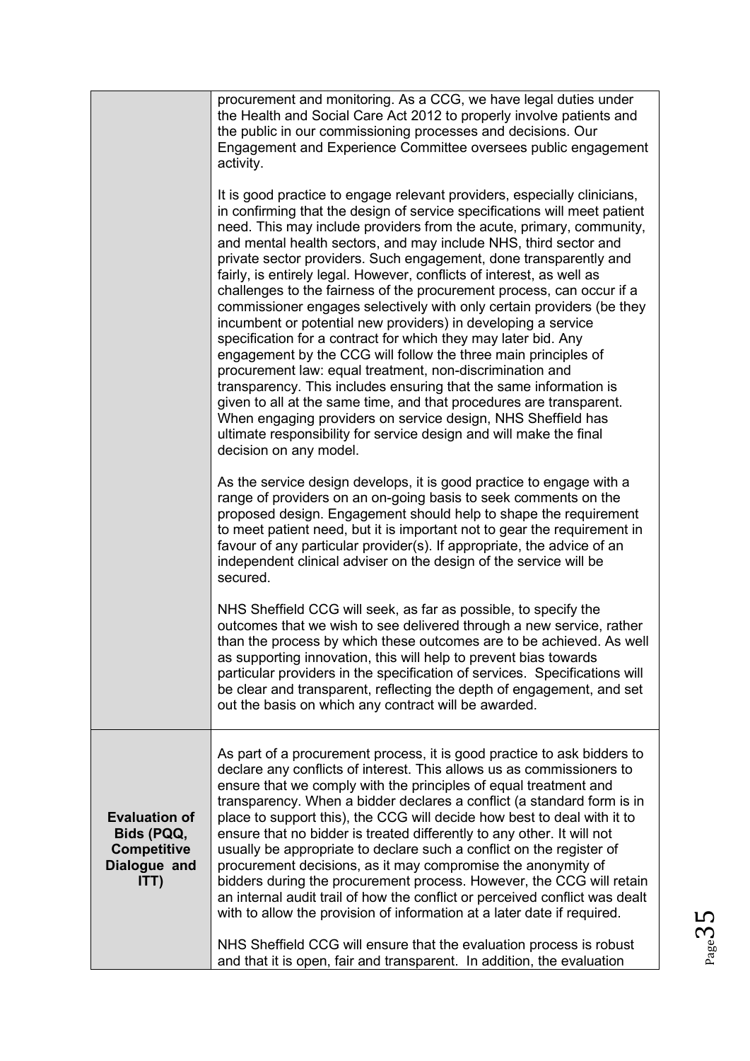| | |
|---|---|
| | procurement and monitoring. As a CCG, we have legal duties under the Health and Social Care Act 2012 to properly involve patients and the public in our commissioning processes and decisions. Our Engagement and Experience Committee oversees public engagement activity.<br><br>It is good practice to engage relevant providers, especially clinicians, in confirming that the design of service specifications will meet patient need. This may include providers from the acute, primary, community, and mental health sectors, and may include NHS, third sector and private sector providers. Such engagement, done transparently and fairly, is entirely legal. However, conflicts of interest, as well as challenges to the fairness of the procurement process, can occur if a commissioner engages selectively with only certain providers (be they incumbent or potential new providers) in developing a service specification for a contract for which they may later bid. Any engagement by the CCG will follow the three main principles of procurement law: equal treatment, non-discrimination and transparency. This includes ensuring that the same information is given to all at the same time, and that procedures are transparent. When engaging providers on service design, NHS Sheffield has ultimate responsibility for service design and will make the final decision on any model.<br><br>As the service design develops, it is good practice to engage with a range of providers on an on-going basis to seek comments on the proposed design. Engagement should help to shape the requirement to meet patient need, but it is important not to gear the requirement in favour of any particular provider(s). If appropriate, the advice of an independent clinical adviser on the design of the service will be secured.<br><br>NHS Sheffield CCG will seek, as far as possible, to specify the outcomes that we wish to see delivered through a new service, rather than the process by which these outcomes are to be achieved. As well as supporting innovation, this will help to prevent bias towards particular providers in the specification of services. Specifications will be clear and transparent, reflecting the depth of engagement, and set out the basis on which any contract will be awarded. |
| **Evaluation of Bids (PQQ, Competitive Dialogue and ITT)** | As part of a procurement process, it is good practice to ask bidders to declare any conflicts of interest. This allows us as commissioners to ensure that we comply with the principles of equal treatment and transparency. When a bidder declares a conflict (a standard form is in place to support this), the CCG will decide how best to deal with it to ensure that no bidder is treated differently to any other. It will not usually be appropriate to declare such a conflict on the register of procurement decisions, as it may compromise the anonymity of bidders during the procurement process. However, the CCG will retain an internal audit trail of how the conflict or perceived conflict was dealt with to allow the provision of information at a later date if required.<br><br>NHS Sheffield CCG will ensure that the evaluation process is robust and that it is open, fair and transparent. In addition, the evaluation |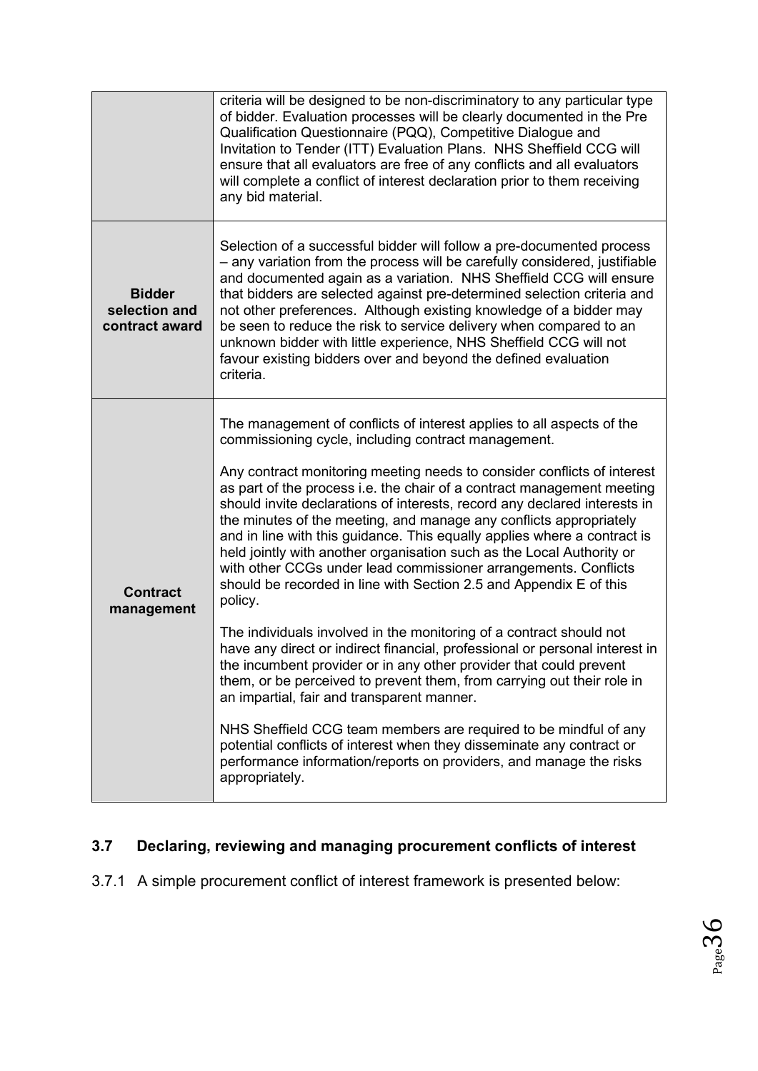| | |
|---|---|
| | criteria will be designed to be non-discriminatory to any particular type of bidder. Evaluation processes will be clearly documented in the Pre Qualification Questionnaire (PQQ), Competitive Dialogue and Invitation to Tender (ITT) Evaluation Plans. NHS Sheffield CCG will ensure that all evaluators are free of any conflicts and all evaluators will complete a conflict of interest declaration prior to them receiving any bid material. |
| **Bidder selection and contract award** | Selection of a successful bidder will follow a pre-documented process – any variation from the process will be carefully considered, justifiable and documented again as a variation. NHS Sheffield CCG will ensure that bidders are selected against pre-determined selection criteria and not other preferences. Although existing knowledge of a bidder may be seen to reduce the risk to service delivery when compared to an unknown bidder with little experience, NHS Sheffield CCG will not favour existing bidders over and beyond the defined evaluation criteria. |
| **Contract management** | The management of conflicts of interest applies to all aspects of the commissioning cycle, including contract management.<br><br>Any contract monitoring meeting needs to consider conflicts of interest as part of the process i.e. the chair of a contract management meeting should invite declarations of interests, record any declared interests in the minutes of the meeting, and manage any conflicts appropriately and in line with this guidance. This equally applies where a contract is held jointly with another organisation such as the Local Authority or with other CCGs under lead commissioner arrangements. Conflicts should be recorded in line with Section 2.5 and Appendix E of this policy.<br><br>The individuals involved in the monitoring of a contract should not have any direct or indirect financial, professional or personal interest in the incumbent provider or in any other provider that could prevent them, or be perceived to prevent them, from carrying out their role in an impartial, fair and transparent manner.<br><br>NHS Sheffield CCG team members are required to be mindful of any potential conflicts of interest when they disseminate any contract or performance information/reports on providers, and manage the risks appropriately. |

## 3.7 Declaring, reviewing and managing procurement conflicts of interest

3.7.1 A simple procurement conflict of interest framework is presented below: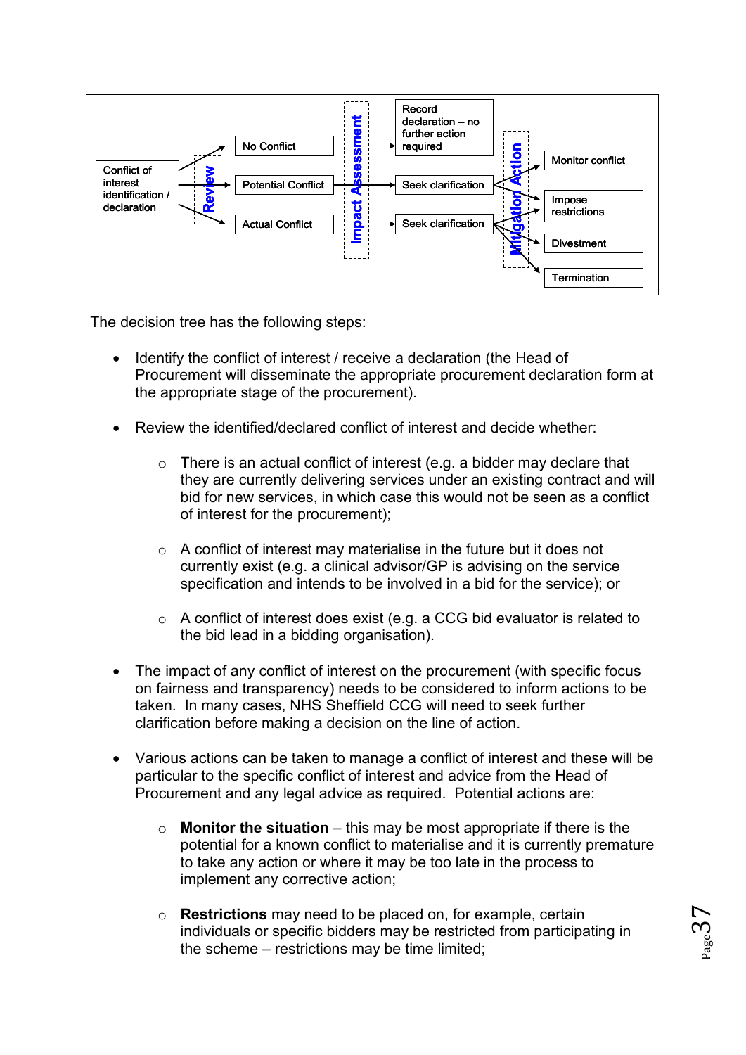Conflict of interest identification / declaration → **Review** →

- No Conflict → **Impact Assessment** → Record declaration – no further action required
- Potential Conflict → **Impact Assessment** → Seek clarification → **Mitigation Action**
- Actual Conflict → **Impact Assessment** → Seek clarification → **Mitigation Action**

**Mitigation Action**: Monitor conflict; Impose restrictions; Divestment; Termination

The decision tree has the following steps:

- Identify the conflict of interest / receive a declaration (the Head of Procurement will disseminate the appropriate procurement declaration form at the appropriate stage of the procurement).

- Review the identified/declared conflict of interest and decide whether:

  - There is an actual conflict of interest (e.g. a bidder may declare that they are currently delivering services under an existing contract and will bid for new services, in which case this would not be seen as a conflict of interest for the procurement);

  - A conflict of interest may materialise in the future but it does not currently exist (e.g. a clinical advisor/GP is advising on the service specification and intends to be involved in a bid for the service); or

  - A conflict of interest does exist (e.g. a CCG bid evaluator is related to the bid lead in a bidding organisation).

- The impact of any conflict of interest on the procurement (with specific focus on fairness and transparency) needs to be considered to inform actions to be taken. In many cases, NHS Sheffield CCG will need to seek further clarification before making a decision on the line of action.

- Various actions can be taken to manage a conflict of interest and these will be particular to the specific conflict of interest and advice from the Head of Procurement and any legal advice as required. Potential actions are:

  - **Monitor the situation** – this may be most appropriate if there is the potential for a known conflict to materialise and it is currently premature to take any action or where it may be too late in the process to implement any corrective action;

  - **Restrictions** may need to be placed on, for example, certain individuals or specific bidders may be restricted from participating in the scheme – restrictions may be time limited;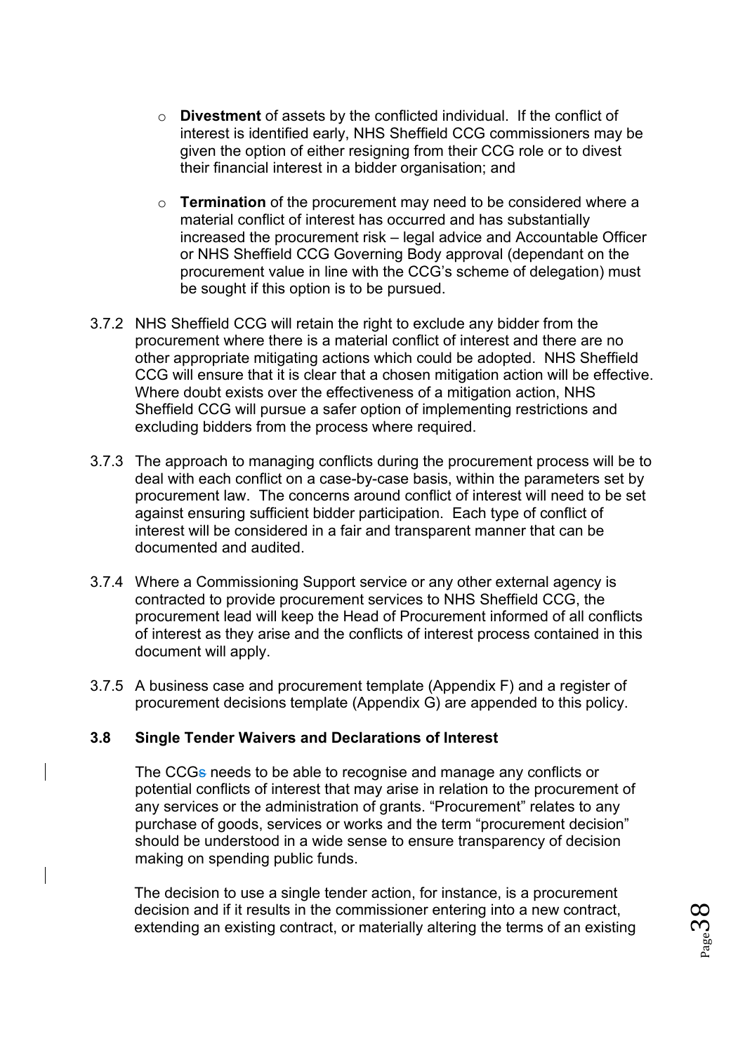- **Divestment** of assets by the conflicted individual. If the conflict of interest is identified early, NHS Sheffield CCG commissioners may be given the option of either resigning from their CCG role or to divest their financial interest in a bidder organisation; and

- **Termination** of the procurement may need to be considered where a material conflict of interest has occurred and has substantially increased the procurement risk – legal advice and Accountable Officer or NHS Sheffield CCG Governing Body approval (dependant on the procurement value in line with the CCG's scheme of delegation) must be sought if this option is to be pursued.

3.7.2 NHS Sheffield CCG will retain the right to exclude any bidder from the procurement where there is a material conflict of interest and there are no other appropriate mitigating actions which could be adopted. NHS Sheffield CCG will ensure that it is clear that a chosen mitigation action will be effective. Where doubt exists over the effectiveness of a mitigation action, NHS Sheffield CCG will pursue a safer option of implementing restrictions and excluding bidders from the process where required.

3.7.3 The approach to managing conflicts during the procurement process will be to deal with each conflict on a case-by-case basis, within the parameters set by procurement law. The concerns around conflict of interest will need to be set against ensuring sufficient bidder participation. Each type of conflict of interest will be considered in a fair and transparent manner that can be documented and audited.

3.7.4 Where a Commissioning Support service or any other external agency is contracted to provide procurement services to NHS Sheffield CCG, the procurement lead will keep the Head of Procurement informed of all conflicts of interest as they arise and the conflicts of interest process contained in this document will apply.

3.7.5 A business case and procurement template (Appendix F) and a register of procurement decisions template (Appendix G) are appended to this policy.

### 3.8 Single Tender Waivers and Declarations of Interest

The CCG needs to be able to recognise and manage any conflicts or potential conflicts of interest that may arise in relation to the procurement of any services or the administration of grants. "Procurement" relates to any purchase of goods, services or works and the term "procurement decision" should be understood in a wide sense to ensure transparency of decision making on spending public funds.

The decision to use a single tender action, for instance, is a procurement decision and if it results in the commissioner entering into a new contract, extending an existing contract, or materially altering the terms of an existing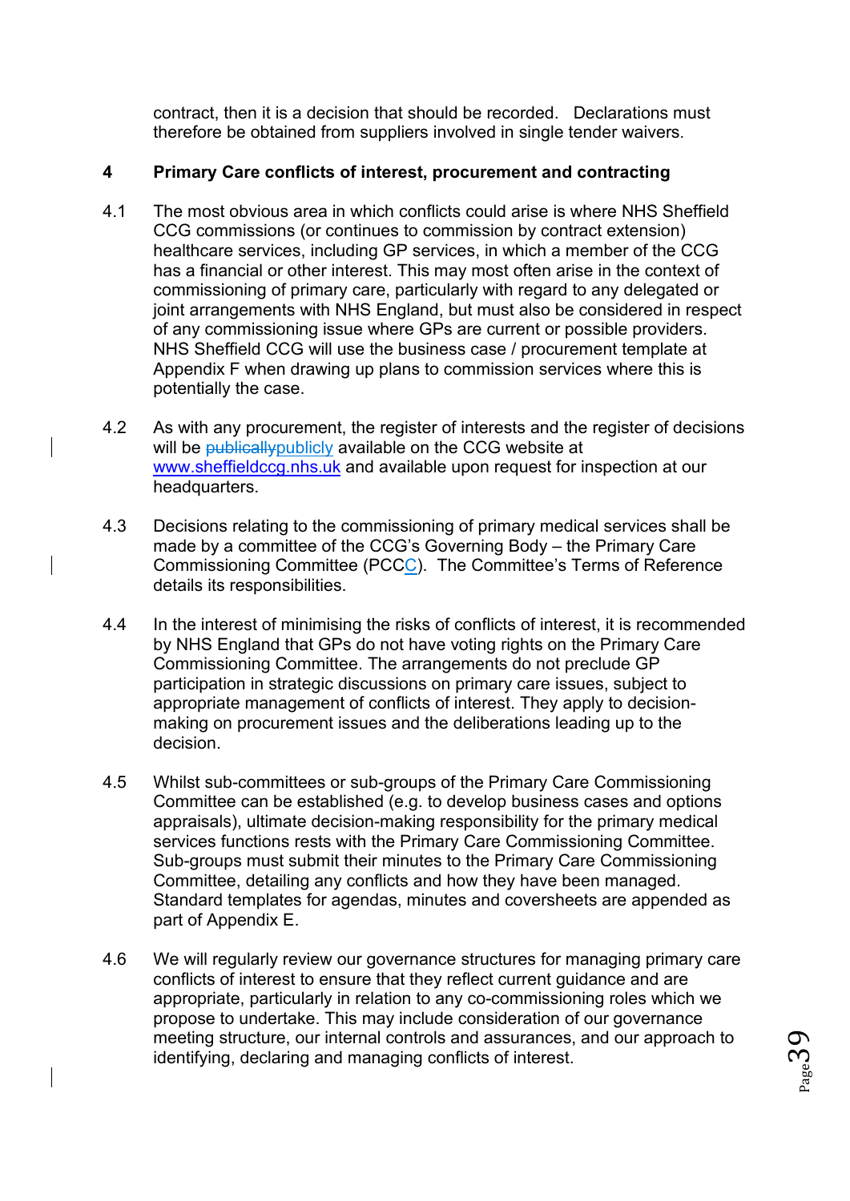contract, then it is a decision that should be recorded. Declarations must therefore be obtained from suppliers involved in single tender waivers.

## 4 Primary Care conflicts of interest, procurement and contracting

4.1 The most obvious area in which conflicts could arise is where NHS Sheffield CCG commissions (or continues to commission by contract extension) healthcare services, including GP services, in which a member of the CCG has a financial or other interest. This may most often arise in the context of commissioning of primary care, particularly with regard to any delegated or joint arrangements with NHS England, but must also be considered in respect of any commissioning issue where GPs are current or possible providers. NHS Sheffield CCG will use the business case / procurement template at Appendix F when drawing up plans to commission services where this is potentially the case.

4.2 As with any procurement, the register of interests and the register of decisions will be ~~publically~~publicly available on the CCG website at www.sheffieldccg.nhs.uk and available upon request for inspection at our headquarters.

4.3 Decisions relating to the commissioning of primary medical services shall be made by a committee of the CCG's Governing Body – the Primary Care Commissioning Committee (PCCC). The Committee's Terms of Reference details its responsibilities.

4.4 In the interest of minimising the risks of conflicts of interest, it is recommended by NHS England that GPs do not have voting rights on the Primary Care Commissioning Committee. The arrangements do not preclude GP participation in strategic discussions on primary care issues, subject to appropriate management of conflicts of interest. They apply to decision-making on procurement issues and the deliberations leading up to the decision.

4.5 Whilst sub-committees or sub-groups of the Primary Care Commissioning Committee can be established (e.g. to develop business cases and options appraisals), ultimate decision-making responsibility for the primary medical services functions rests with the Primary Care Commissioning Committee. Sub-groups must submit their minutes to the Primary Care Commissioning Committee, detailing any conflicts and how they have been managed. Standard templates for agendas, minutes and coversheets are appended as part of Appendix E.

4.6 We will regularly review our governance structures for managing primary care conflicts of interest to ensure that they reflect current guidance and are appropriate, particularly in relation to any co-commissioning roles which we propose to undertake. This may include consideration of our governance meeting structure, our internal controls and assurances, and our approach to identifying, declaring and managing conflicts of interest.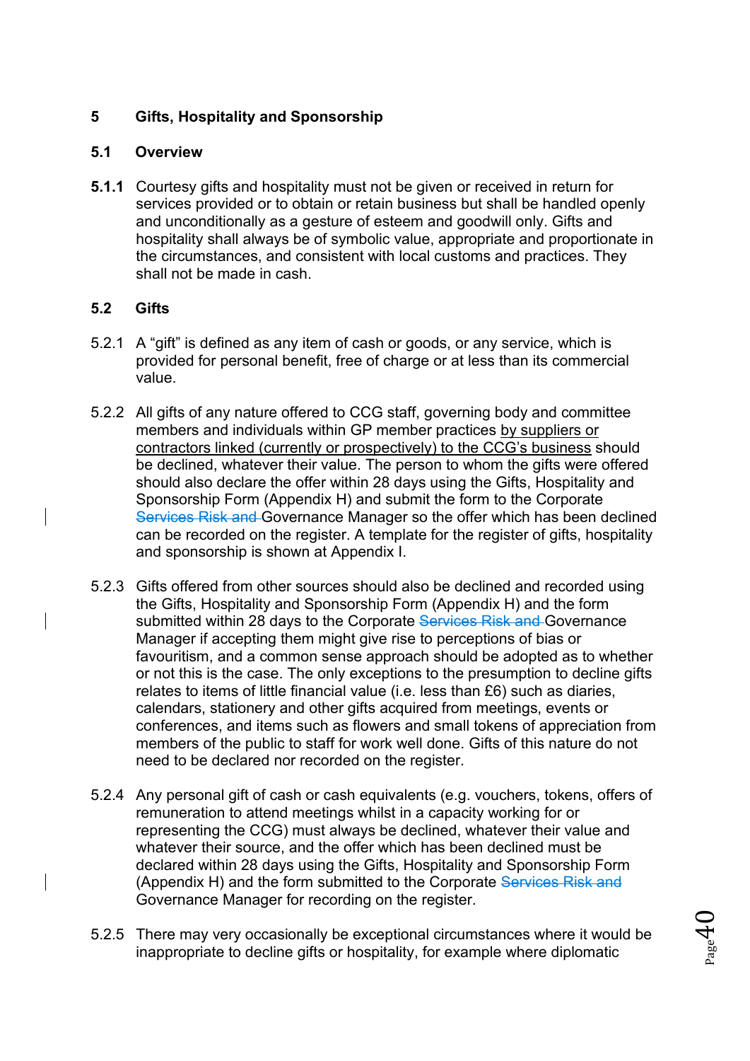## 5 Gifts, Hospitality and Sponsorship

### 5.1 Overview

**5.1.1** Courtesy gifts and hospitality must not be given or received in return for services provided or to obtain or retain business but shall be handled openly and unconditionally as a gesture of esteem and goodwill only. Gifts and hospitality shall always be of symbolic value, appropriate and proportionate in the circumstances, and consistent with local customs and practices. They shall not be made in cash.

### 5.2 Gifts

5.2.1 A "gift" is defined as any item of cash or goods, or any service, which is provided for personal benefit, free of charge or at less than its commercial value.

5.2.2 All gifts of any nature offered to CCG staff, governing body and committee members and individuals within GP member practices by suppliers or contractors linked (currently or prospectively) to the CCG's business should be declined, whatever their value. The person to whom the gifts were offered should also declare the offer within 28 days using the Gifts, Hospitality and Sponsorship Form (Appendix H) and submit the form to the Corporate ~~Services Risk and~~ Governance Manager so the offer which has been declined can be recorded on the register. A template for the register of gifts, hospitality and sponsorship is shown at Appendix I.

5.2.3 Gifts offered from other sources should also be declined and recorded using the Gifts, Hospitality and Sponsorship Form (Appendix H) and the form submitted within 28 days to the Corporate ~~Services Risk and~~ Governance Manager if accepting them might give rise to perceptions of bias or favouritism, and a common sense approach should be adopted as to whether or not this is the case. The only exceptions to the presumption to decline gifts relates to items of little financial value (i.e. less than £6) such as diaries, calendars, stationery and other gifts acquired from meetings, events or conferences, and items such as flowers and small tokens of appreciation from members of the public to staff for work well done. Gifts of this nature do not need to be declared nor recorded on the register.

5.2.4 Any personal gift of cash or cash equivalents (e.g. vouchers, tokens, offers of remuneration to attend meetings whilst in a capacity working for or representing the CCG) must always be declined, whatever their value and whatever their source, and the offer which has been declined must be declared within 28 days using the Gifts, Hospitality and Sponsorship Form (Appendix H) and the form submitted to the Corporate ~~Services Risk and~~ Governance Manager for recording on the register.

5.2.5 There may very occasionally be exceptional circumstances where it would be inappropriate to decline gifts or hospitality, for example where diplomatic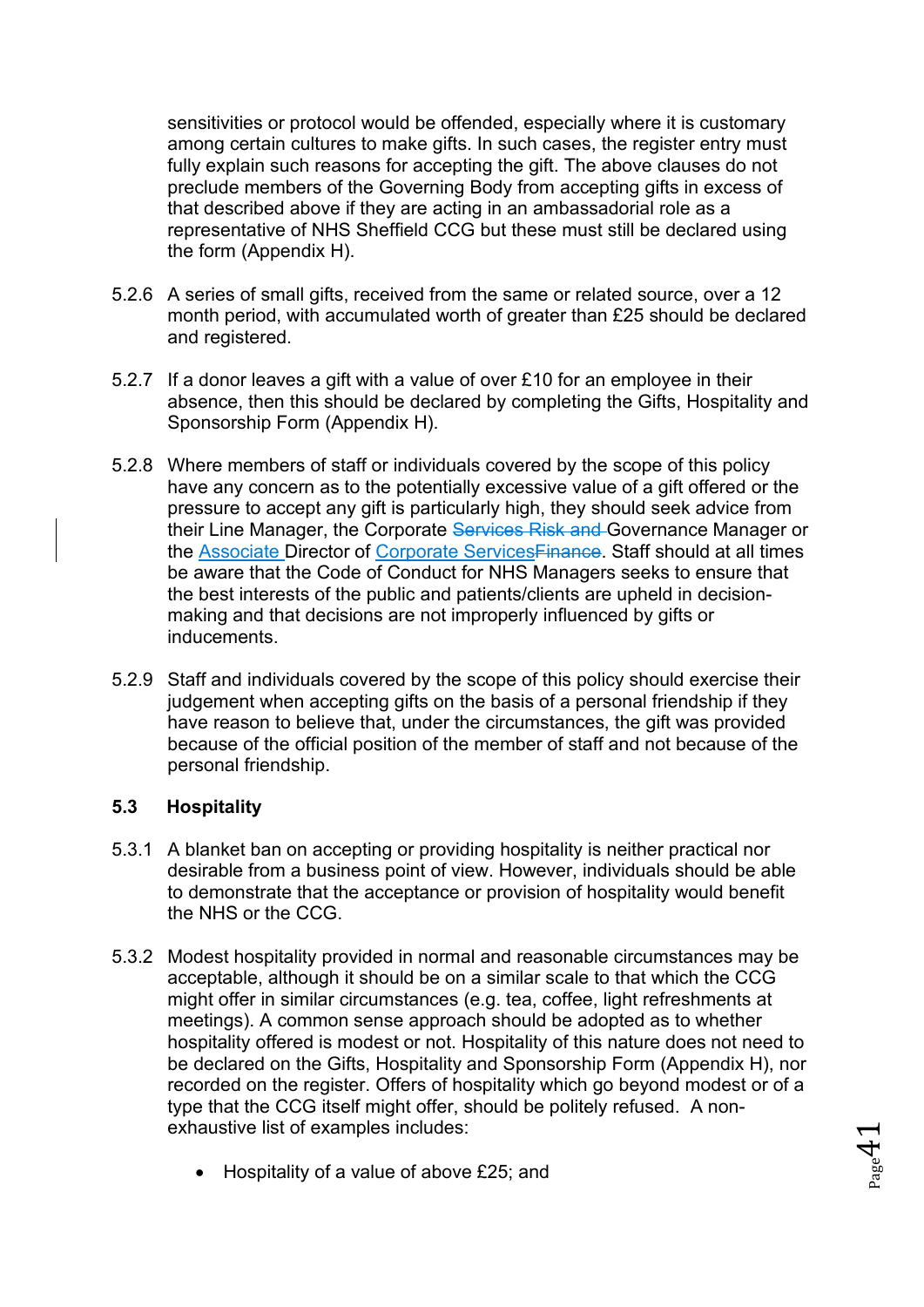sensitivities or protocol would be offended, especially where it is customary among certain cultures to make gifts. In such cases, the register entry must fully explain such reasons for accepting the gift. The above clauses do not preclude members of the Governing Body from accepting gifts in excess of that described above if they are acting in an ambassadorial role as a representative of NHS Sheffield CCG but these must still be declared using the form (Appendix H).

5.2.6 A series of small gifts, received from the same or related source, over a 12 month period, with accumulated worth of greater than £25 should be declared and registered.

5.2.7 If a donor leaves a gift with a value of over £10 for an employee in their absence, then this should be declared by completing the Gifts, Hospitality and Sponsorship Form (Appendix H).

5.2.8 Where members of staff or individuals covered by the scope of this policy have any concern as to the potentially excessive value of a gift offered or the pressure to accept any gift is particularly high, they should seek advice from their Line Manager, the Corporate ~~Services Risk and~~ Governance Manager or the Associate Director of Corporate Services~~Finance~~. Staff should at all times be aware that the Code of Conduct for NHS Managers seeks to ensure that the best interests of the public and patients/clients are upheld in decision-making and that decisions are not improperly influenced by gifts or inducements.

5.2.9 Staff and individuals covered by the scope of this policy should exercise their judgement when accepting gifts on the basis of a personal friendship if they have reason to believe that, under the circumstances, the gift was provided because of the official position of the member of staff and not because of the personal friendship.

### 5.3 Hospitality

5.3.1 A blanket ban on accepting or providing hospitality is neither practical nor desirable from a business point of view. However, individuals should be able to demonstrate that the acceptance or provision of hospitality would benefit the NHS or the CCG.

5.3.2 Modest hospitality provided in normal and reasonable circumstances may be acceptable, although it should be on a similar scale to that which the CCG might offer in similar circumstances (e.g. tea, coffee, light refreshments at meetings). A common sense approach should be adopted as to whether hospitality offered is modest or not. Hospitality of this nature does not need to be declared on the Gifts, Hospitality and Sponsorship Form (Appendix H), nor recorded on the register. Offers of hospitality which go beyond modest or of a type that the CCG itself might offer, should be politely refused. A non-exhaustive list of examples includes:

- Hospitality of a value of above £25; and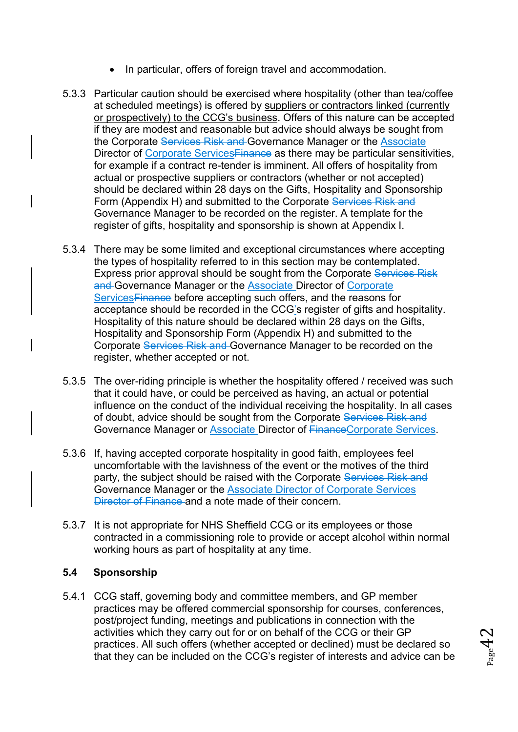- In particular, offers of foreign travel and accommodation.

5.3.3 Particular caution should be exercised where hospitality (other than tea/coffee at scheduled meetings) is offered by suppliers or contractors linked (currently or prospectively) to the CCG's business. Offers of this nature can be accepted if they are modest and reasonable but advice should always be sought from the Corporate ~~Services Risk and~~ Governance Manager or the Associate Director of Corporate Services~~Finance~~ as there may be particular sensitivities, for example if a contract re-tender is imminent. All offers of hospitality from actual or prospective suppliers or contractors (whether or not accepted) should be declared within 28 days on the Gifts, Hospitality and Sponsorship Form (Appendix H) and submitted to the Corporate ~~Services Risk and~~ Governance Manager to be recorded on the register. A template for the register of gifts, hospitality and sponsorship is shown at Appendix I.

5.3.4 There may be some limited and exceptional circumstances where accepting the types of hospitality referred to in this section may be contemplated. Express prior approval should be sought from the Corporate ~~Services Risk and~~ Governance Manager or the Associate Director of Corporate Services~~Finance~~ before accepting such offers, and the reasons for acceptance should be recorded in the CCG's register of gifts and hospitality. Hospitality of this nature should be declared within 28 days on the Gifts, Hospitality and Sponsorship Form (Appendix H) and submitted to the Corporate ~~Services Risk and~~ Governance Manager to be recorded on the register, whether accepted or not.

5.3.5 The over-riding principle is whether the hospitality offered / received was such that it could have, or could be perceived as having, an actual or potential influence on the conduct of the individual receiving the hospitality. In all cases of doubt, advice should be sought from the Corporate ~~Services Risk and~~ Governance Manager or Associate Director of ~~Finance~~Corporate Services.

5.3.6 If, having accepted corporate hospitality in good faith, employees feel uncomfortable with the lavishness of the event or the motives of the third party, the subject should be raised with the Corporate ~~Services Risk and~~ Governance Manager or the Associate Director of Corporate Services ~~Director of Finance~~ and a note made of their concern.

5.3.7 It is not appropriate for NHS Sheffield CCG or its employees or those contracted in a commissioning role to provide or accept alcohol within normal working hours as part of hospitality at any time.

### 5.4 Sponsorship

5.4.1 CCG staff, governing body and committee members, and GP member practices may be offered commercial sponsorship for courses, conferences, post/project funding, meetings and publications in connection with the activities which they carry out for or on behalf of the CCG or their GP practices. All such offers (whether accepted or declined) must be declared so that they can be included on the CCG's register of interests and advice can be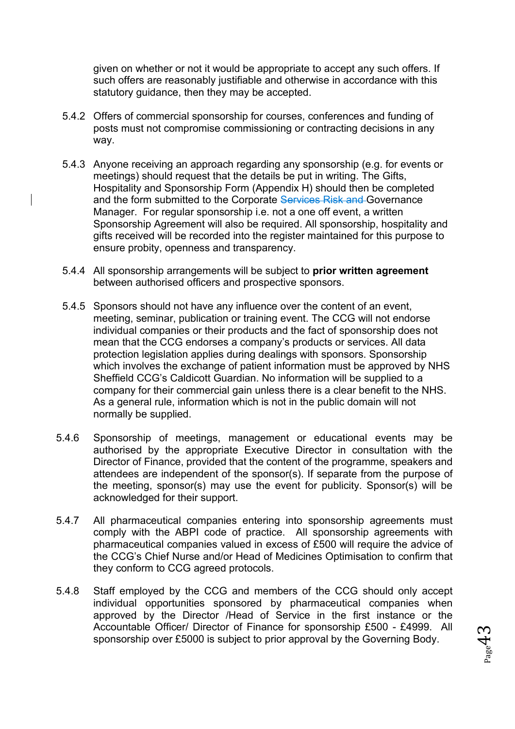given on whether or not it would be appropriate to accept any such offers. If such offers are reasonably justifiable and otherwise in accordance with this statutory guidance, then they may be accepted.

5.4.2 Offers of commercial sponsorship for courses, conferences and funding of posts must not compromise commissioning or contracting decisions in any way.

5.4.3 Anyone receiving an approach regarding any sponsorship (e.g. for events or meetings) should request that the details be put in writing. The Gifts, Hospitality and Sponsorship Form (Appendix H) should then be completed and the form submitted to the Corporate ~~Services Risk and~~ Governance Manager. For regular sponsorship i.e. not a one off event, a written Sponsorship Agreement will also be required. All sponsorship, hospitality and gifts received will be recorded into the register maintained for this purpose to ensure probity, openness and transparency.

5.4.4 All sponsorship arrangements will be subject to **prior written agreement** between authorised officers and prospective sponsors.

5.4.5 Sponsors should not have any influence over the content of an event, meeting, seminar, publication or training event. The CCG will not endorse individual companies or their products and the fact of sponsorship does not mean that the CCG endorses a company's products or services. All data protection legislation applies during dealings with sponsors. Sponsorship which involves the exchange of patient information must be approved by NHS Sheffield CCG's Caldicott Guardian. No information will be supplied to a company for their commercial gain unless there is a clear benefit to the NHS. As a general rule, information which is not in the public domain will not normally be supplied.

5.4.6 Sponsorship of meetings, management or educational events may be authorised by the appropriate Executive Director in consultation with the Director of Finance, provided that the content of the programme, speakers and attendees are independent of the sponsor(s). If separate from the purpose of the meeting, sponsor(s) may use the event for publicity. Sponsor(s) will be acknowledged for their support.

5.4.7 All pharmaceutical companies entering into sponsorship agreements must comply with the ABPI code of practice. All sponsorship agreements with pharmaceutical companies valued in excess of £500 will require the advice of the CCG's Chief Nurse and/or Head of Medicines Optimisation to confirm that they conform to CCG agreed protocols.

5.4.8 Staff employed by the CCG and members of the CCG should only accept individual opportunities sponsored by pharmaceutical companies when approved by the Director /Head of Service in the first instance or the Accountable Officer/ Director of Finance for sponsorship £500 - £4999. All sponsorship over £5000 is subject to prior approval by the Governing Body.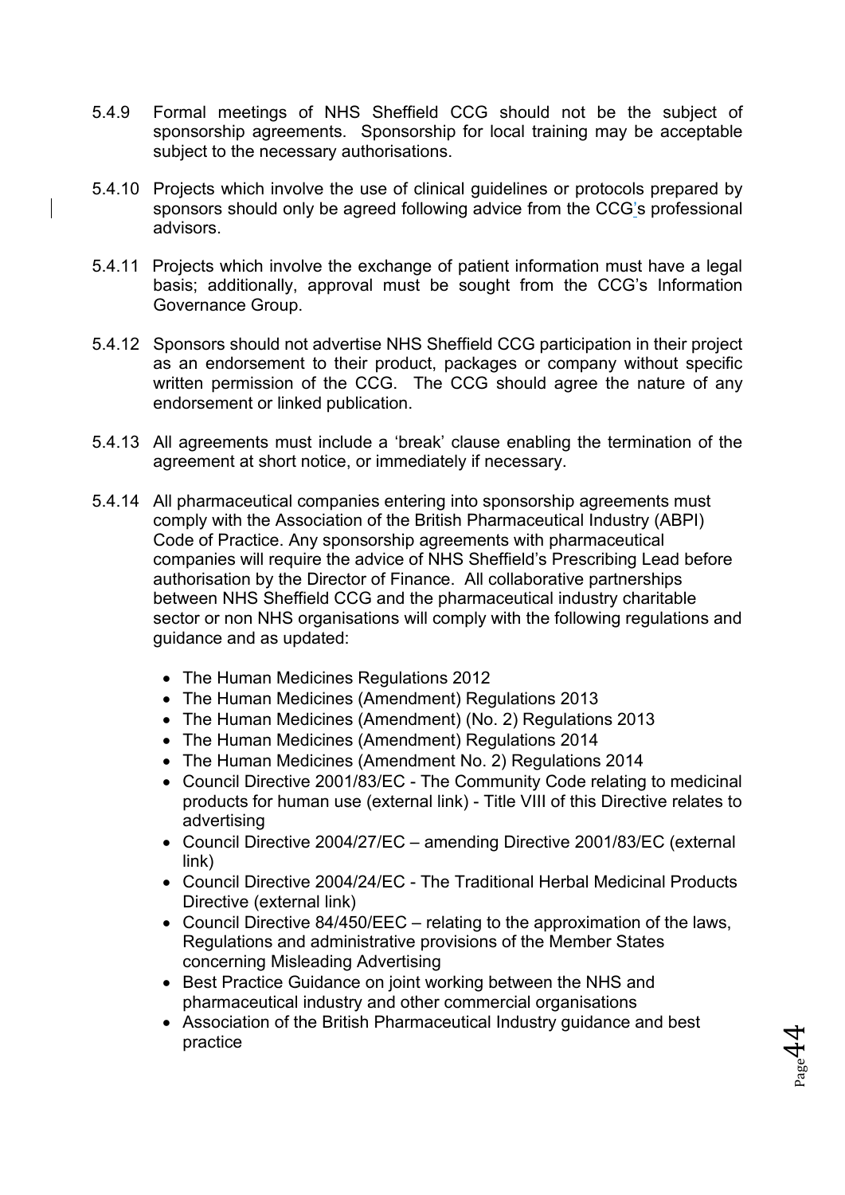5.4.9 Formal meetings of NHS Sheffield CCG should not be the subject of sponsorship agreements. Sponsorship for local training may be acceptable subject to the necessary authorisations.

5.4.10 Projects which involve the use of clinical guidelines or protocols prepared by sponsors should only be agreed following advice from the CCG's professional advisors.

5.4.11 Projects which involve the exchange of patient information must have a legal basis; additionally, approval must be sought from the CCG's Information Governance Group.

5.4.12 Sponsors should not advertise NHS Sheffield CCG participation in their project as an endorsement to their product, packages or company without specific written permission of the CCG. The CCG should agree the nature of any endorsement or linked publication.

5.4.13 All agreements must include a 'break' clause enabling the termination of the agreement at short notice, or immediately if necessary.

5.4.14 All pharmaceutical companies entering into sponsorship agreements must comply with the Association of the British Pharmaceutical Industry (ABPI) Code of Practice. Any sponsorship agreements with pharmaceutical companies will require the advice of NHS Sheffield's Prescribing Lead before authorisation by the Director of Finance. All collaborative partnerships between NHS Sheffield CCG and the pharmaceutical industry charitable sector or non NHS organisations will comply with the following regulations and guidance and as updated:

- The Human Medicines Regulations 2012
- The Human Medicines (Amendment) Regulations 2013
- The Human Medicines (Amendment) (No. 2) Regulations 2013
- The Human Medicines (Amendment) Regulations 2014
- The Human Medicines (Amendment No. 2) Regulations 2014
- Council Directive 2001/83/EC - The Community Code relating to medicinal products for human use (external link) - Title VIII of this Directive relates to advertising
- Council Directive 2004/27/EC – amending Directive 2001/83/EC (external link)
- Council Directive 2004/24/EC - The Traditional Herbal Medicinal Products Directive (external link)
- Council Directive 84/450/EEC – relating to the approximation of the laws, Regulations and administrative provisions of the Member States concerning Misleading Advertising
- Best Practice Guidance on joint working between the NHS and pharmaceutical industry and other commercial organisations
- Association of the British Pharmaceutical Industry guidance and best practice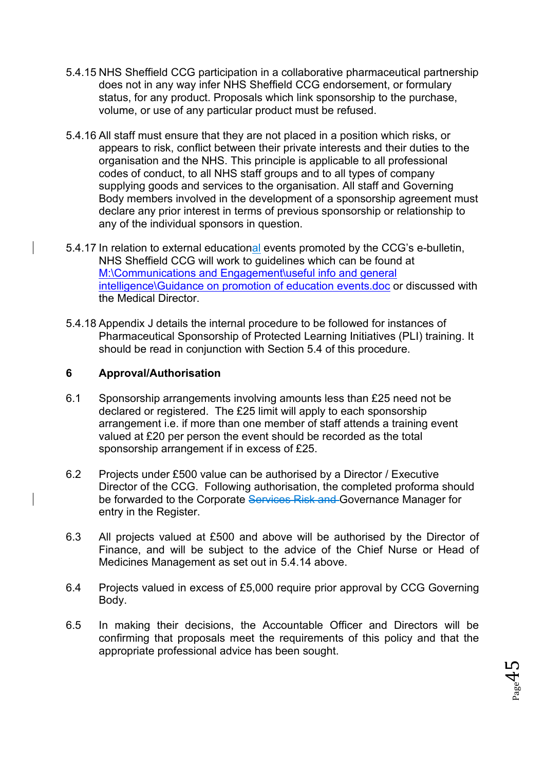5.4.15 NHS Sheffield CCG participation in a collaborative pharmaceutical partnership does not in any way infer NHS Sheffield CCG endorsement, or formulary status, for any product. Proposals which link sponsorship to the purchase, volume, or use of any particular product must be refused.

5.4.16 All staff must ensure that they are not placed in a position which risks, or appears to risk, conflict between their private interests and their duties to the organisation and the NHS. This principle is applicable to all professional codes of conduct, to all NHS staff groups and to all types of company supplying goods and services to the organisation. All staff and Governing Body members involved in the development of a sponsorship agreement must declare any prior interest in terms of previous sponsorship or relationship to any of the individual sponsors in question.

5.4.17 In relation to external educational events promoted by the CCG's e-bulletin, NHS Sheffield CCG will work to guidelines which can be found at M:\Communications and Engagement\useful info and general intelligence\Guidance on promotion of education events.doc or discussed with the Medical Director.

5.4.18 Appendix J details the internal procedure to be followed for instances of Pharmaceutical Sponsorship of Protected Learning Initiatives (PLI) training. It should be read in conjunction with Section 5.4 of this procedure.

## 6 Approval/Authorisation

6.1 Sponsorship arrangements involving amounts less than £25 need not be declared or registered. The £25 limit will apply to each sponsorship arrangement i.e. if more than one member of staff attends a training event valued at £20 per person the event should be recorded as the total sponsorship arrangement if in excess of £25.

6.2 Projects under £500 value can be authorised by a Director / Executive Director of the CCG. Following authorisation, the completed proforma should be forwarded to the Corporate ~~Services Risk and~~ Governance Manager for entry in the Register.

6.3 All projects valued at £500 and above will be authorised by the Director of Finance, and will be subject to the advice of the Chief Nurse or Head of Medicines Management as set out in 5.4.14 above.

6.4 Projects valued in excess of £5,000 require prior approval by CCG Governing Body.

6.5 In making their decisions, the Accountable Officer and Directors will be confirming that proposals meet the requirements of this policy and that the appropriate professional advice has been sought.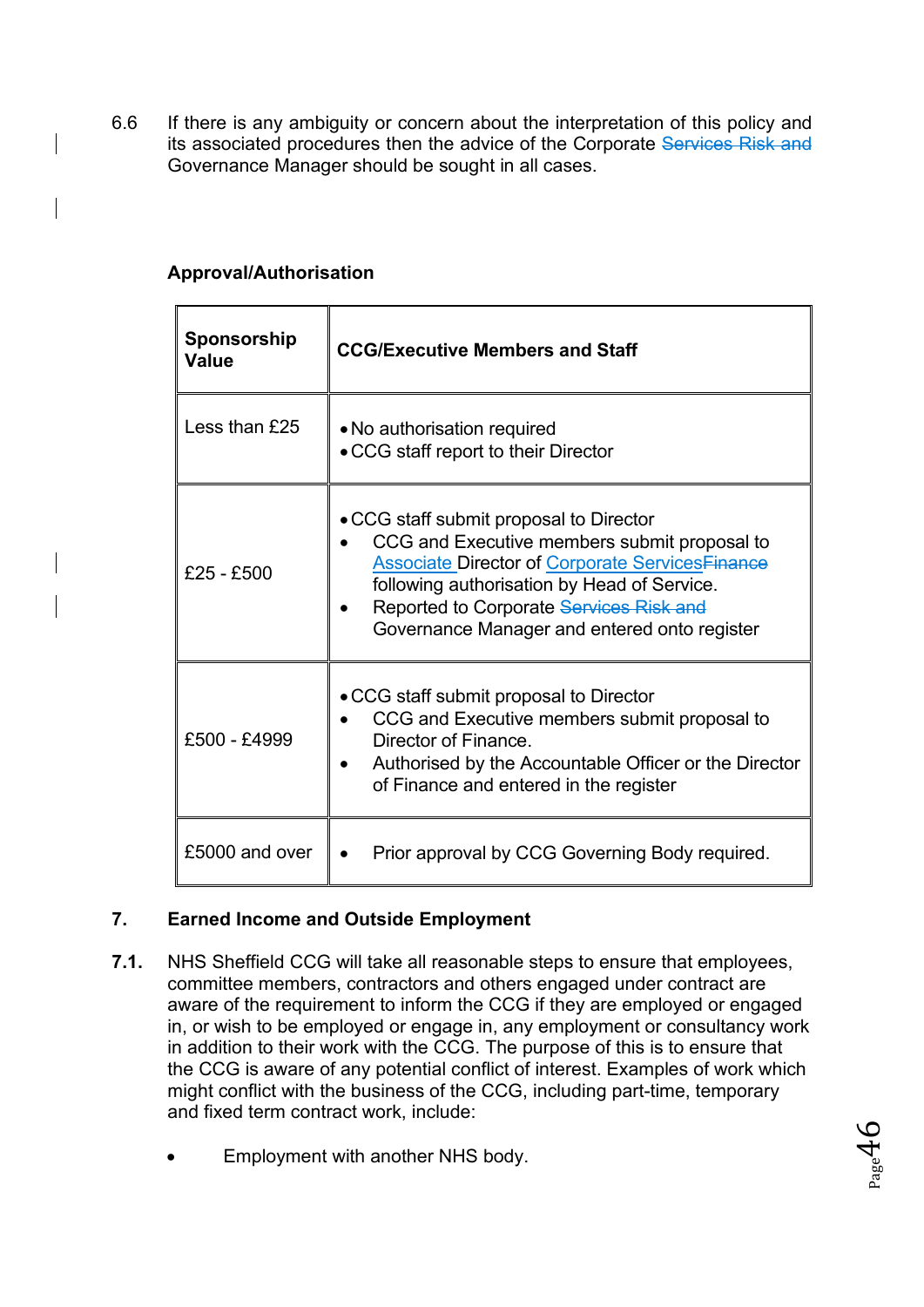6.6 If there is any ambiguity or concern about the interpretation of this policy and its associated procedures then the advice of the Corporate ~~Services Risk and~~ Governance Manager should be sought in all cases.

**Approval/Authorisation**

| **Sponsorship Value** | **CCG/Executive Members and Staff** |
|---|---|
| Less than £25 | • No authorisation required<br>• CCG staff report to their Director |
| £25 - £500 | • CCG staff submit proposal to Director<br>• CCG and Executive members submit proposal to Associate Director of Corporate Services~~Finance~~ following authorisation by Head of Service.<br>• Reported to Corporate ~~Services Risk and~~ Governance Manager and entered onto register |
| £500 - £4999 | • CCG staff submit proposal to Director<br>• CCG and Executive members submit proposal to Director of Finance.<br>• Authorised by the Accountable Officer or the Director of Finance and entered in the register |
| £5000 and over | • Prior approval by CCG Governing Body required. |

## 7. Earned Income and Outside Employment

**7.1.** NHS Sheffield CCG will take all reasonable steps to ensure that employees, committee members, contractors and others engaged under contract are aware of the requirement to inform the CCG if they are employed or engaged in, or wish to be employed or engage in, any employment or consultancy work in addition to their work with the CCG. The purpose of this is to ensure that the CCG is aware of any potential conflict of interest. Examples of work which might conflict with the business of the CCG, including part-time, temporary and fixed term contract work, include:

- Employment with another NHS body.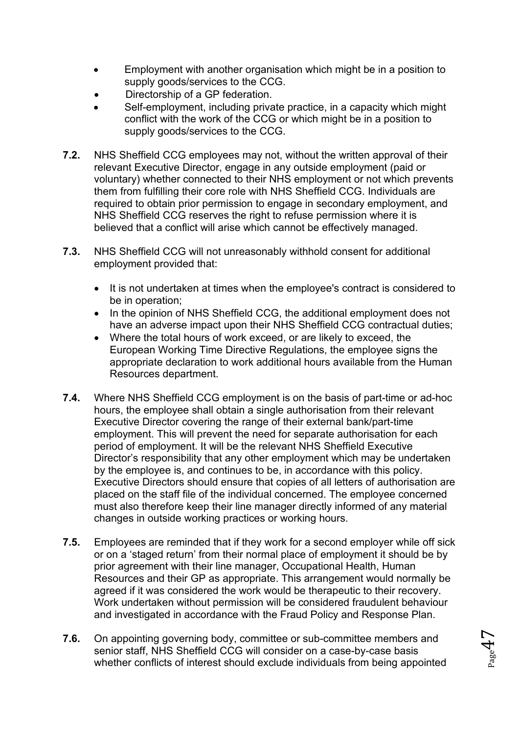- Employment with another organisation which might be in a position to supply goods/services to the CCG.
- Directorship of a GP federation.
- Self-employment, including private practice, in a capacity which might conflict with the work of the CCG or which might be in a position to supply goods/services to the CCG.

**7.2.** NHS Sheffield CCG employees may not, without the written approval of their relevant Executive Director, engage in any outside employment (paid or voluntary) whether connected to their NHS employment or not which prevents them from fulfilling their core role with NHS Sheffield CCG. Individuals are required to obtain prior permission to engage in secondary employment, and NHS Sheffield CCG reserves the right to refuse permission where it is believed that a conflict will arise which cannot be effectively managed.

**7.3.** NHS Sheffield CCG will not unreasonably withhold consent for additional employment provided that:

- It is not undertaken at times when the employee's contract is considered to be in operation;
- In the opinion of NHS Sheffield CCG, the additional employment does not have an adverse impact upon their NHS Sheffield CCG contractual duties;
- Where the total hours of work exceed, or are likely to exceed, the European Working Time Directive Regulations, the employee signs the appropriate declaration to work additional hours available from the Human Resources department.

**7.4.** Where NHS Sheffield CCG employment is on the basis of part-time or ad-hoc hours, the employee shall obtain a single authorisation from their relevant Executive Director covering the range of their external bank/part-time employment. This will prevent the need for separate authorisation for each period of employment. It will be the relevant NHS Sheffield Executive Director's responsibility that any other employment which may be undertaken by the employee is, and continues to be, in accordance with this policy. Executive Directors should ensure that copies of all letters of authorisation are placed on the staff file of the individual concerned. The employee concerned must also therefore keep their line manager directly informed of any material changes in outside working practices or working hours.

**7.5.** Employees are reminded that if they work for a second employer while off sick or on a 'staged return' from their normal place of employment it should be by prior agreement with their line manager, Occupational Health, Human Resources and their GP as appropriate. This arrangement would normally be agreed if it was considered the work would be therapeutic to their recovery. Work undertaken without permission will be considered fraudulent behaviour and investigated in accordance with the Fraud Policy and Response Plan.

**7.6.** On appointing governing body, committee or sub-committee members and senior staff, NHS Sheffield CCG will consider on a case-by-case basis whether conflicts of interest should exclude individuals from being appointed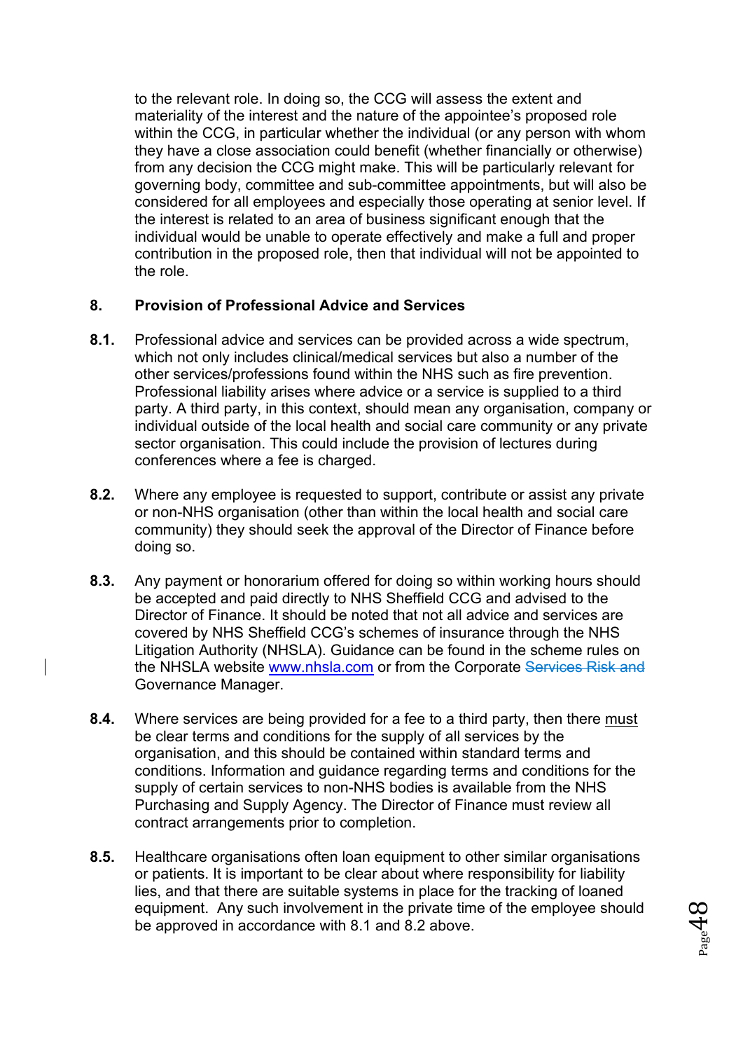to the relevant role. In doing so, the CCG will assess the extent and materiality of the interest and the nature of the appointee's proposed role within the CCG, in particular whether the individual (or any person with whom they have a close association could benefit (whether financially or otherwise) from any decision the CCG might make. This will be particularly relevant for governing body, committee and sub-committee appointments, but will also be considered for all employees and especially those operating at senior level. If the interest is related to an area of business significant enough that the individual would be unable to operate effectively and make a full and proper contribution in the proposed role, then that individual will not be appointed to the role.

## 8. Provision of Professional Advice and Services

**8.1.** Professional advice and services can be provided across a wide spectrum, which not only includes clinical/medical services but also a number of the other services/professions found within the NHS such as fire prevention. Professional liability arises where advice or a service is supplied to a third party. A third party, in this context, should mean any organisation, company or individual outside of the local health and social care community or any private sector organisation. This could include the provision of lectures during conferences where a fee is charged.

**8.2.** Where any employee is requested to support, contribute or assist any private or non-NHS organisation (other than within the local health and social care community) they should seek the approval of the Director of Finance before doing so.

**8.3.** Any payment or honorarium offered for doing so within working hours should be accepted and paid directly to NHS Sheffield CCG and advised to the Director of Finance. It should be noted that not all advice and services are covered by NHS Sheffield CCG's schemes of insurance through the NHS Litigation Authority (NHSLA). Guidance can be found in the scheme rules on the NHSLA website www.nhsla.com or from the Corporate ~~Services Risk and~~ Governance Manager.

**8.4.** Where services are being provided for a fee to a third party, then there must be clear terms and conditions for the supply of all services by the organisation, and this should be contained within standard terms and conditions. Information and guidance regarding terms and conditions for the supply of certain services to non-NHS bodies is available from the NHS Purchasing and Supply Agency. The Director of Finance must review all contract arrangements prior to completion.

**8.5.** Healthcare organisations often loan equipment to other similar organisations or patients. It is important to be clear about where responsibility for liability lies, and that there are suitable systems in place for the tracking of loaned equipment. Any such involvement in the private time of the employee should be approved in accordance with 8.1 and 8.2 above.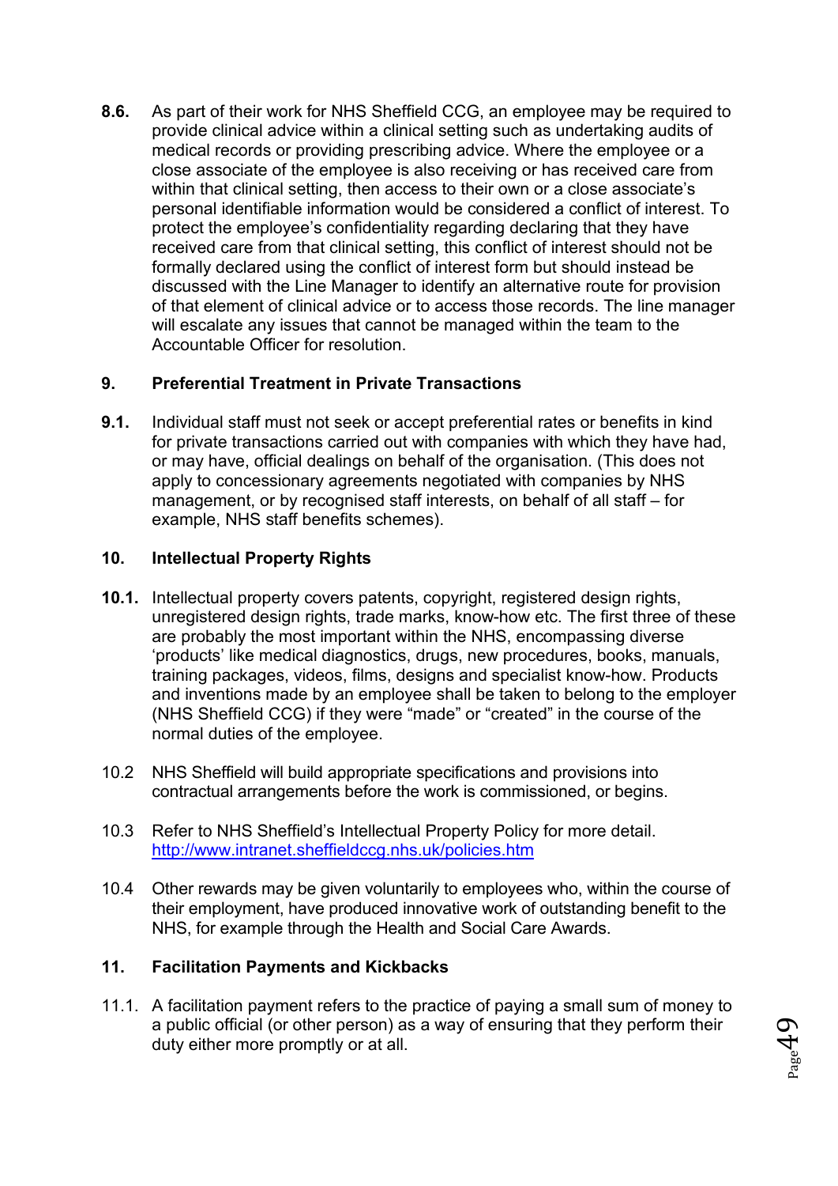**8.6.** As part of their work for NHS Sheffield CCG, an employee may be required to provide clinical advice within a clinical setting such as undertaking audits of medical records or providing prescribing advice. Where the employee or a close associate of the employee is also receiving or has received care from within that clinical setting, then access to their own or a close associate's personal identifiable information would be considered a conflict of interest. To protect the employee's confidentiality regarding declaring that they have received care from that clinical setting, this conflict of interest should not be formally declared using the conflict of interest form but should instead be discussed with the Line Manager to identify an alternative route for provision of that element of clinical advice or to access those records. The line manager will escalate any issues that cannot be managed within the team to the Accountable Officer for resolution.

## 9. Preferential Treatment in Private Transactions

**9.1.** Individual staff must not seek or accept preferential rates or benefits in kind for private transactions carried out with companies with which they have had, or may have, official dealings on behalf of the organisation. (This does not apply to concessionary agreements negotiated with companies by NHS management, or by recognised staff interests, on behalf of all staff – for example, NHS staff benefits schemes).

## 10. Intellectual Property Rights

**10.1.** Intellectual property covers patents, copyright, registered design rights, unregistered design rights, trade marks, know-how etc. The first three of these are probably the most important within the NHS, encompassing diverse 'products' like medical diagnostics, drugs, new procedures, books, manuals, training packages, videos, films, designs and specialist know-how. Products and inventions made by an employee shall be taken to belong to the employer (NHS Sheffield CCG) if they were "made" or "created" in the course of the normal duties of the employee.

10.2 NHS Sheffield will build appropriate specifications and provisions into contractual arrangements before the work is commissioned, or begins.

10.3 Refer to NHS Sheffield's Intellectual Property Policy for more detail. http://www.intranet.sheffieldccg.nhs.uk/policies.htm

10.4 Other rewards may be given voluntarily to employees who, within the course of their employment, have produced innovative work of outstanding benefit to the NHS, for example through the Health and Social Care Awards.

## 11. Facilitation Payments and Kickbacks

11.1. A facilitation payment refers to the practice of paying a small sum of money to a public official (or other person) as a way of ensuring that they perform their duty either more promptly or at all.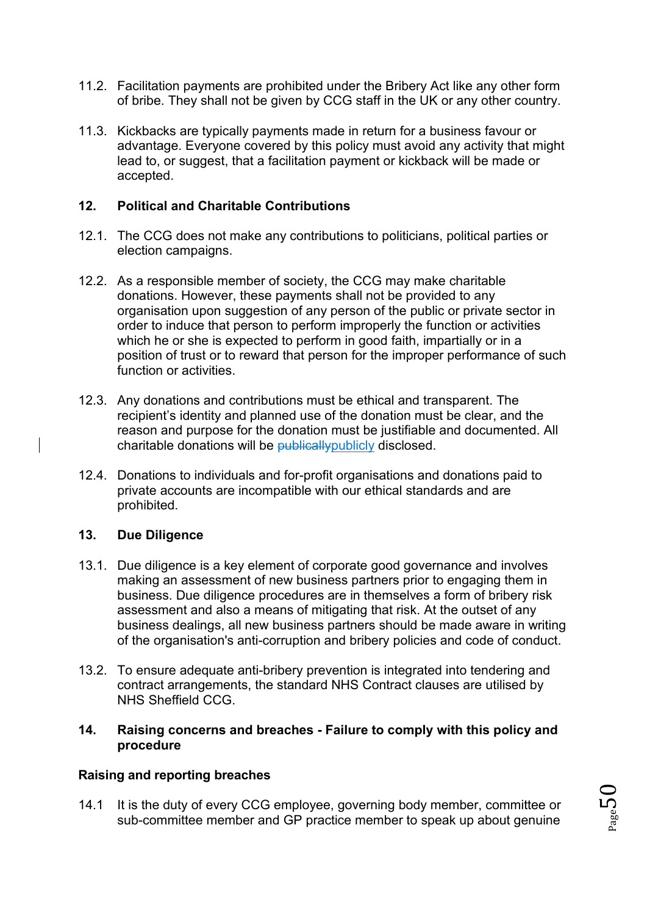11.2. Facilitation payments are prohibited under the Bribery Act like any other form of bribe. They shall not be given by CCG staff in the UK or any other country.

11.3. Kickbacks are typically payments made in return for a business favour or advantage. Everyone covered by this policy must avoid any activity that might lead to, or suggest, that a facilitation payment or kickback will be made or accepted.

## 12. Political and Charitable Contributions

12.1. The CCG does not make any contributions to politicians, political parties or election campaigns.

12.2. As a responsible member of society, the CCG may make charitable donations. However, these payments shall not be provided to any organisation upon suggestion of any person of the public or private sector in order to induce that person to perform improperly the function or activities which he or she is expected to perform in good faith, impartially or in a position of trust or to reward that person for the improper performance of such function or activities.

12.3. Any donations and contributions must be ethical and transparent. The recipient's identity and planned use of the donation must be clear, and the reason and purpose for the donation must be justifiable and documented. All charitable donations will be ~~publically~~publicly disclosed.

12.4. Donations to individuals and for-profit organisations and donations paid to private accounts are incompatible with our ethical standards and are prohibited.

## 13. Due Diligence

13.1. Due diligence is a key element of corporate good governance and involves making an assessment of new business partners prior to engaging them in business. Due diligence procedures are in themselves a form of bribery risk assessment and also a means of mitigating that risk. At the outset of any business dealings, all new business partners should be made aware in writing of the organisation's anti-corruption and bribery policies and code of conduct.

13.2. To ensure adequate anti-bribery prevention is integrated into tendering and contract arrangements, the standard NHS Contract clauses are utilised by NHS Sheffield CCG.

## 14. Raising concerns and breaches - Failure to comply with this policy and procedure

**Raising and reporting breaches**

14.1 It is the duty of every CCG employee, governing body member, committee or sub-committee member and GP practice member to speak up about genuine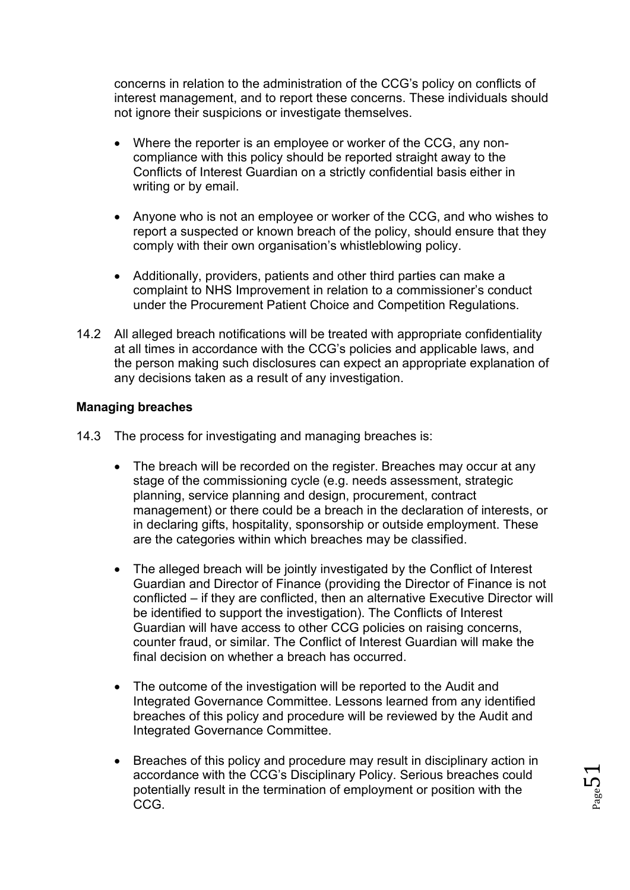concerns in relation to the administration of the CCG's policy on conflicts of interest management, and to report these concerns. These individuals should not ignore their suspicions or investigate themselves.

- Where the reporter is an employee or worker of the CCG, any non-compliance with this policy should be reported straight away to the Conflicts of Interest Guardian on a strictly confidential basis either in writing or by email.
- Anyone who is not an employee or worker of the CCG, and who wishes to report a suspected or known breach of the policy, should ensure that they comply with their own organisation's whistleblowing policy.
- Additionally, providers, patients and other third parties can make a complaint to NHS Improvement in relation to a commissioner's conduct under the Procurement Patient Choice and Competition Regulations.

14.2 All alleged breach notifications will be treated with appropriate confidentiality at all times in accordance with the CCG's policies and applicable laws, and the person making such disclosures can expect an appropriate explanation of any decisions taken as a result of any investigation.

**Managing breaches**

14.3 The process for investigating and managing breaches is:

- The breach will be recorded on the register. Breaches may occur at any stage of the commissioning cycle (e.g. needs assessment, strategic planning, service planning and design, procurement, contract management) or there could be a breach in the declaration of interests, or in declaring gifts, hospitality, sponsorship or outside employment. These are the categories within which breaches may be classified.
- The alleged breach will be jointly investigated by the Conflict of Interest Guardian and Director of Finance (providing the Director of Finance is not conflicted – if they are conflicted, then an alternative Executive Director will be identified to support the investigation). The Conflicts of Interest Guardian will have access to other CCG policies on raising concerns, counter fraud, or similar. The Conflict of Interest Guardian will make the final decision on whether a breach has occurred.
- The outcome of the investigation will be reported to the Audit and Integrated Governance Committee. Lessons learned from any identified breaches of this policy and procedure will be reviewed by the Audit and Integrated Governance Committee.
- Breaches of this policy and procedure may result in disciplinary action in accordance with the CCG's Disciplinary Policy. Serious breaches could potentially result in the termination of employment or position with the CCG.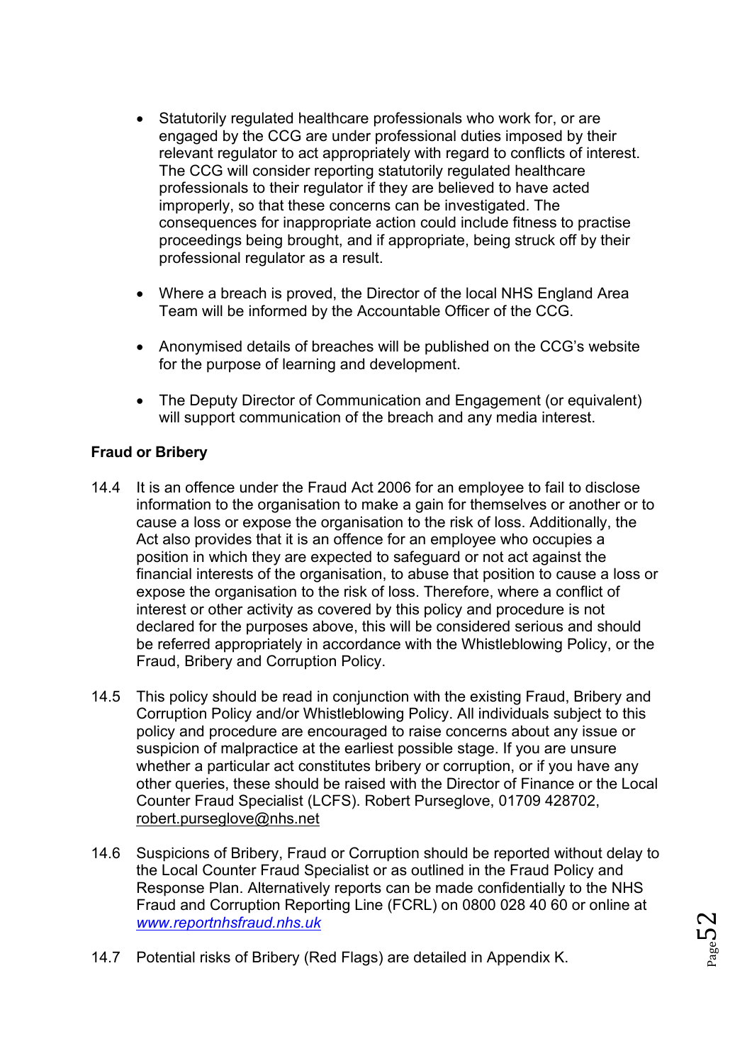- Statutorily regulated healthcare professionals who work for, or are engaged by the CCG are under professional duties imposed by their relevant regulator to act appropriately with regard to conflicts of interest. The CCG will consider reporting statutorily regulated healthcare professionals to their regulator if they are believed to have acted improperly, so that these concerns can be investigated. The consequences for inappropriate action could include fitness to practise proceedings being brought, and if appropriate, being struck off by their professional regulator as a result.

- Where a breach is proved, the Director of the local NHS England Area Team will be informed by the Accountable Officer of the CCG.

- Anonymised details of breaches will be published on the CCG's website for the purpose of learning and development.

- The Deputy Director of Communication and Engagement (or equivalent) will support communication of the breach and any media interest.

**Fraud or Bribery**

14.4 It is an offence under the Fraud Act 2006 for an employee to fail to disclose information to the organisation to make a gain for themselves or another or to cause a loss or expose the organisation to the risk of loss. Additionally, the Act also provides that it is an offence for an employee who occupies a position in which they are expected to safeguard or not act against the financial interests of the organisation, to abuse that position to cause a loss or expose the organisation to the risk of loss. Therefore, where a conflict of interest or other activity as covered by this policy and procedure is not declared for the purposes above, this will be considered serious and should be referred appropriately in accordance with the Whistleblowing Policy, or the Fraud, Bribery and Corruption Policy.

14.5 This policy should be read in conjunction with the existing Fraud, Bribery and Corruption Policy and/or Whistleblowing Policy. All individuals subject to this policy and procedure are encouraged to raise concerns about any issue or suspicion of malpractice at the earliest possible stage. If you are unsure whether a particular act constitutes bribery or corruption, or if you have any other queries, these should be raised with the Director of Finance or the Local Counter Fraud Specialist (LCFS). Robert Purseglove, 01709 428702, robert.purseglove@nhs.net

14.6 Suspicions of Bribery, Fraud or Corruption should be reported without delay to the Local Counter Fraud Specialist or as outlined in the Fraud Policy and Response Plan. Alternatively reports can be made confidentially to the NHS Fraud and Corruption Reporting Line (FCRL) on 0800 028 40 60 or online at *www.reportnhsfraud.nhs.uk*

14.7 Potential risks of Bribery (Red Flags) are detailed in Appendix K.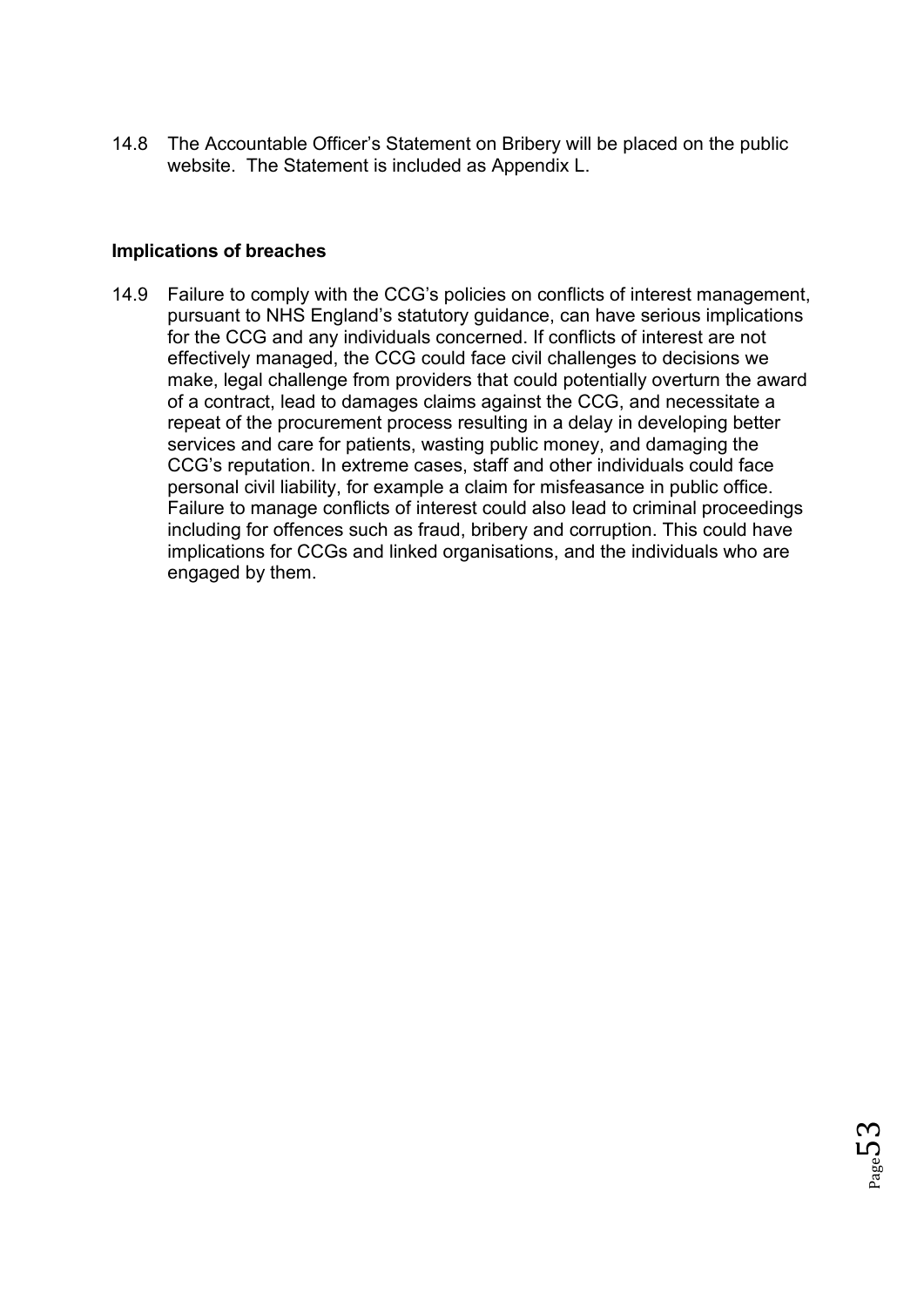14.8 The Accountable Officer's Statement on Bribery will be placed on the public website. The Statement is included as Appendix L.

**Implications of breaches**

14.9 Failure to comply with the CCG's policies on conflicts of interest management, pursuant to NHS England's statutory guidance, can have serious implications for the CCG and any individuals concerned. If conflicts of interest are not effectively managed, the CCG could face civil challenges to decisions we make, legal challenge from providers that could potentially overturn the award of a contract, lead to damages claims against the CCG, and necessitate a repeat of the procurement process resulting in a delay in developing better services and care for patients, wasting public money, and damaging the CCG's reputation. In extreme cases, staff and other individuals could face personal civil liability, for example a claim for misfeasance in public office. Failure to manage conflicts of interest could also lead to criminal proceedings including for offences such as fraud, bribery and corruption. This could have implications for CCGs and linked organisations, and the individuals who are engaged by them.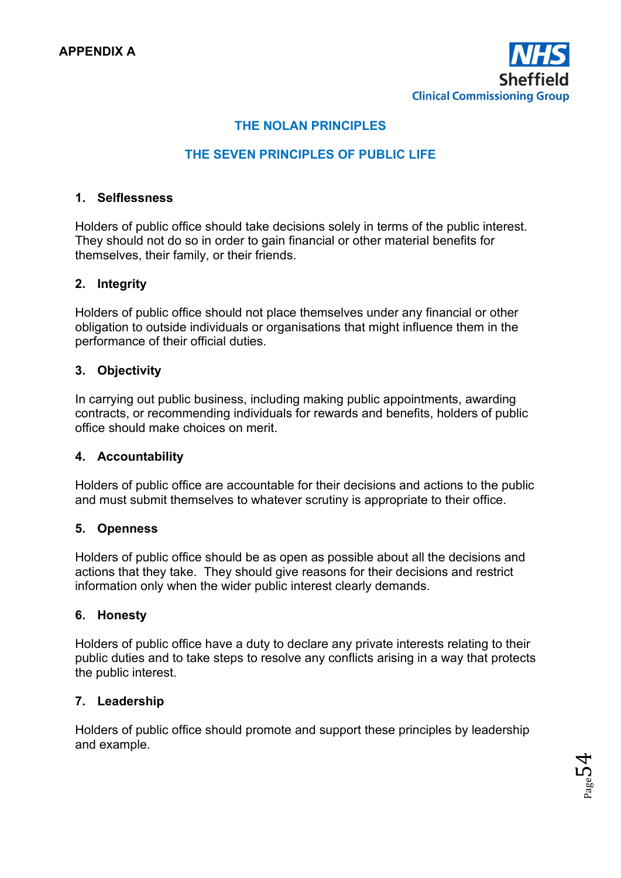**APPENDIX A**

NHS Sheffield Clinical Commissioning Group

## THE NOLAN PRINCIPLES

## THE SEVEN PRINCIPLES OF PUBLIC LIFE

### 1. Selflessness

Holders of public office should take decisions solely in terms of the public interest. They should not do so in order to gain financial or other material benefits for themselves, their family, or their friends.

### 2. Integrity

Holders of public office should not place themselves under any financial or other obligation to outside individuals or organisations that might influence them in the performance of their official duties.

### 3. Objectivity

In carrying out public business, including making public appointments, awarding contracts, or recommending individuals for rewards and benefits, holders of public office should make choices on merit.

### 4. Accountability

Holders of public office are accountable for their decisions and actions to the public and must submit themselves to whatever scrutiny is appropriate to their office.

### 5. Openness

Holders of public office should be as open as possible about all the decisions and actions that they take. They should give reasons for their decisions and restrict information only when the wider public interest clearly demands.

### 6. Honesty

Holders of public office have a duty to declare any private interests relating to their public duties and to take steps to resolve any conflicts arising in a way that protects the public interest.

### 7. Leadership

Holders of public office should promote and support these principles by leadership and example.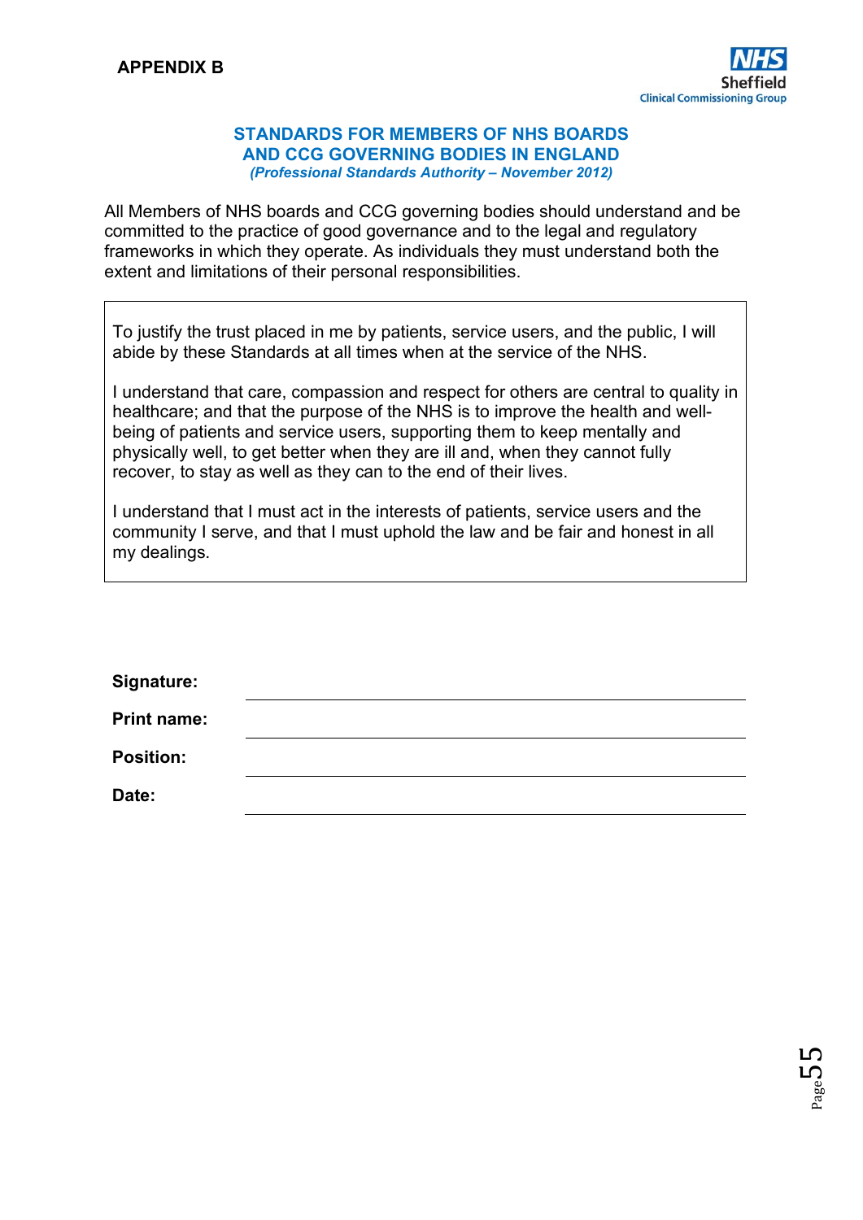**APPENDIX B**

## STANDARDS FOR MEMBERS OF NHS BOARDS AND CCG GOVERNING BODIES IN ENGLAND

***(Professional Standards Authority – November 2012)***

All Members of NHS boards and CCG governing bodies should understand and be committed to the practice of good governance and to the legal and regulatory frameworks in which they operate. As individuals they must understand both the extent and limitations of their personal responsibilities.

> To justify the trust placed in me by patients, service users, and the public, I will abide by these Standards at all times when at the service of the NHS.
>
> I understand that care, compassion and respect for others are central to quality in healthcare; and that the purpose of the NHS is to improve the health and well-being of patients and service users, supporting them to keep mentally and physically well, to get better when they are ill and, when they cannot fully recover, to stay as well as they can to the end of their lives.
>
> I understand that I must act in the interests of patients, service users and the community I serve, and that I must uphold the law and be fair and honest in all my dealings.

**Signature:** ______________________________

**Print name:** ______________________________

**Position:** ______________________________

**Date:** ______________________________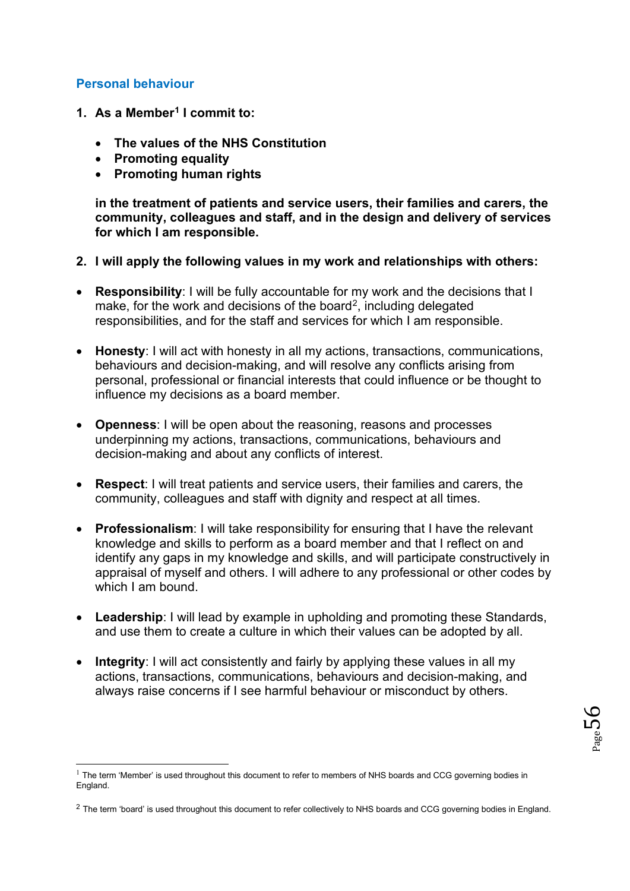## Personal behaviour

**1. As a Member[1] I commit to:**

- **The values of the NHS Constitution**
- **Promoting equality**
- **Promoting human rights**

**in the treatment of patients and service users, their families and carers, the community, colleagues and staff, and in the design and delivery of services for which I am responsible.**

**2. I will apply the following values in my work and relationships with others:**

- **Responsibility**: I will be fully accountable for my work and the decisions that I make, for the work and decisions of the board[2], including delegated responsibilities, and for the staff and services for which I am responsible.

- **Honesty**: I will act with honesty in all my actions, transactions, communications, behaviours and decision-making, and will resolve any conflicts arising from personal, professional or financial interests that could influence or be thought to influence my decisions as a board member.

- **Openness**: I will be open about the reasoning, reasons and processes underpinning my actions, transactions, communications, behaviours and decision-making and about any conflicts of interest.

- **Respect**: I will treat patients and service users, their families and carers, the community, colleagues and staff with dignity and respect at all times.

- **Professionalism**: I will take responsibility for ensuring that I have the relevant knowledge and skills to perform as a board member and that I reflect on and identify any gaps in my knowledge and skills, and will participate constructively in appraisal of myself and others. I will adhere to any professional or other codes by which I am bound.

- **Leadership**: I will lead by example in upholding and promoting these Standards, and use them to create a culture in which their values can be adopted by all.

- **Integrity**: I will act consistently and fairly by applying these values in all my actions, transactions, communications, behaviours and decision-making, and always raise concerns if I see harmful behaviour or misconduct by others.

---

[1] The term 'Member' is used throughout this document to refer to members of NHS boards and CCG governing bodies in England.

[2] The term 'board' is used throughout this document to refer collectively to NHS boards and CCG governing bodies in England.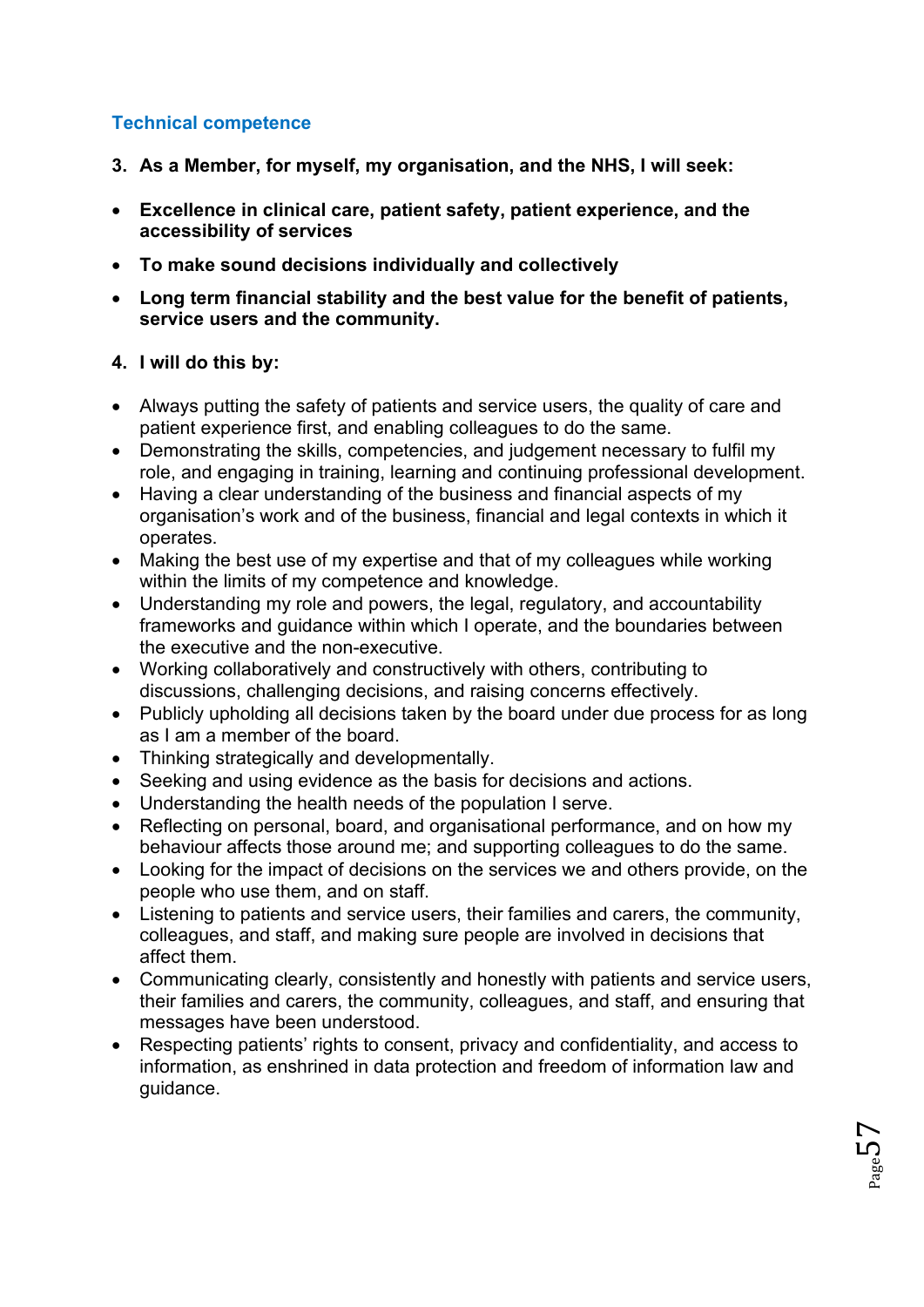### Technical competence

**3. As a Member, for myself, my organisation, and the NHS, I will seek:**

- **Excellence in clinical care, patient safety, patient experience, and the accessibility of services**
- **To make sound decisions individually and collectively**
- **Long term financial stability and the best value for the benefit of patients, service users and the community.**

**4. I will do this by:**

- Always putting the safety of patients and service users, the quality of care and patient experience first, and enabling colleagues to do the same.
- Demonstrating the skills, competencies, and judgement necessary to fulfil my role, and engaging in training, learning and continuing professional development.
- Having a clear understanding of the business and financial aspects of my organisation's work and of the business, financial and legal contexts in which it operates.
- Making the best use of my expertise and that of my colleagues while working within the limits of my competence and knowledge.
- Understanding my role and powers, the legal, regulatory, and accountability frameworks and guidance within which I operate, and the boundaries between the executive and the non-executive.
- Working collaboratively and constructively with others, contributing to discussions, challenging decisions, and raising concerns effectively.
- Publicly upholding all decisions taken by the board under due process for as long as I am a member of the board.
- Thinking strategically and developmentally.
- Seeking and using evidence as the basis for decisions and actions.
- Understanding the health needs of the population I serve.
- Reflecting on personal, board, and organisational performance, and on how my behaviour affects those around me; and supporting colleagues to do the same.
- Looking for the impact of decisions on the services we and others provide, on the people who use them, and on staff.
- Listening to patients and service users, their families and carers, the community, colleagues, and staff, and making sure people are involved in decisions that affect them.
- Communicating clearly, consistently and honestly with patients and service users, their families and carers, the community, colleagues, and staff, and ensuring that messages have been understood.
- Respecting patients' rights to consent, privacy and confidentiality, and access to information, as enshrined in data protection and freedom of information law and guidance.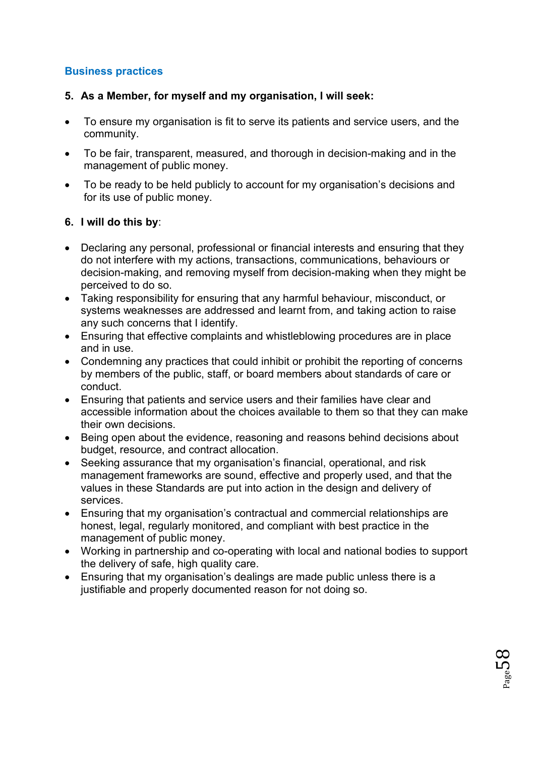## Business practices

**5. As a Member, for myself and my organisation, I will seek:**

- To ensure my organisation is fit to serve its patients and service users, and the community.
- To be fair, transparent, measured, and thorough in decision-making and in the management of public money.
- To be ready to be held publicly to account for my organisation's decisions and for its use of public money.

**6. I will do this by**:

- Declaring any personal, professional or financial interests and ensuring that they do not interfere with my actions, transactions, communications, behaviours or decision-making, and removing myself from decision-making when they might be perceived to do so.
- Taking responsibility for ensuring that any harmful behaviour, misconduct, or systems weaknesses are addressed and learnt from, and taking action to raise any such concerns that I identify.
- Ensuring that effective complaints and whistleblowing procedures are in place and in use.
- Condemning any practices that could inhibit or prohibit the reporting of concerns by members of the public, staff, or board members about standards of care or conduct.
- Ensuring that patients and service users and their families have clear and accessible information about the choices available to them so that they can make their own decisions.
- Being open about the evidence, reasoning and reasons behind decisions about budget, resource, and contract allocation.
- Seeking assurance that my organisation's financial, operational, and risk management frameworks are sound, effective and properly used, and that the values in these Standards are put into action in the design and delivery of services.
- Ensuring that my organisation's contractual and commercial relationships are honest, legal, regularly monitored, and compliant with best practice in the management of public money.
- Working in partnership and co-operating with local and national bodies to support the delivery of safe, high quality care.
- Ensuring that my organisation's dealings are made public unless there is a justifiable and properly documented reason for not doing so.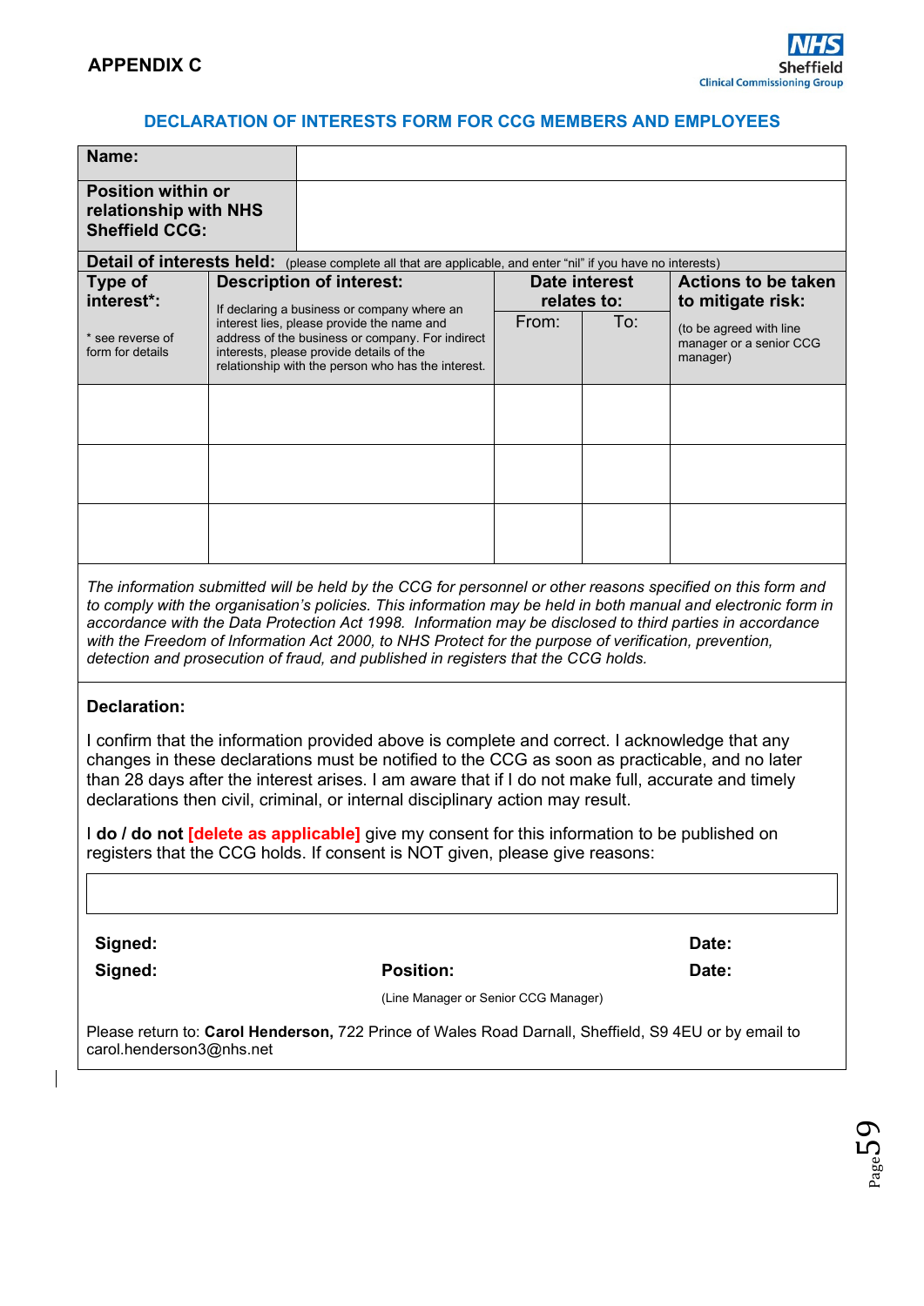**APPENDIX C**

NHS Sheffield Clinical Commissioning Group

## DECLARATION OF INTERESTS FORM FOR CCG MEMBERS AND EMPLOYEES

| **Name:** | |
|---|---|
| **Position within or relationship with NHS Sheffield CCG:** | |

**Detail of interests held:** (please complete all that are applicable, and enter "nil" if you have no interests)

| **Type of interest*:** <br> * see reverse of form for details | **Description of interest:** <br> If declaring a business or company where an interest lies, please provide the name and address of the business or company. For indirect interests, please provide details of the relationship with the person who has the interest. | **Date interest relates to:** From: | To: | **Actions to be taken to mitigate risk:** <br> (to be agreed with line manager or a senior CCG manager) |
|---|---|---|---|---|
| | | | | |
| | | | | |
| | | | | |

*The information submitted will be held by the CCG for personnel or other reasons specified on this form and to comply with the organisation's policies. This information may be held in both manual and electronic form in accordance with the Data Protection Act 1998. Information may be disclosed to third parties in accordance with the Freedom of Information Act 2000, to NHS Protect for the purpose of verification, prevention, detection and prosecution of fraud, and published in registers that the CCG holds.*

**Declaration:**

I confirm that the information provided above is complete and correct. I acknowledge that any changes in these declarations must be notified to the CCG as soon as practicable, and no later than 28 days after the interest arises. I am aware that if I do not make full, accurate and timely declarations then civil, criminal, or internal disciplinary action may result.

I **do / do not [delete as applicable]** give my consent for this information to be published on registers that the CCG holds. If consent is NOT given, please give reasons:

**Signed:** **Date:**

**Signed:** **Position:** **Date:**

(Line Manager or Senior CCG Manager)

Please return to: **Carol Henderson,** 722 Prince of Wales Road Darnall, Sheffield, S9 4EU or by email to carol.henderson3@nhs.net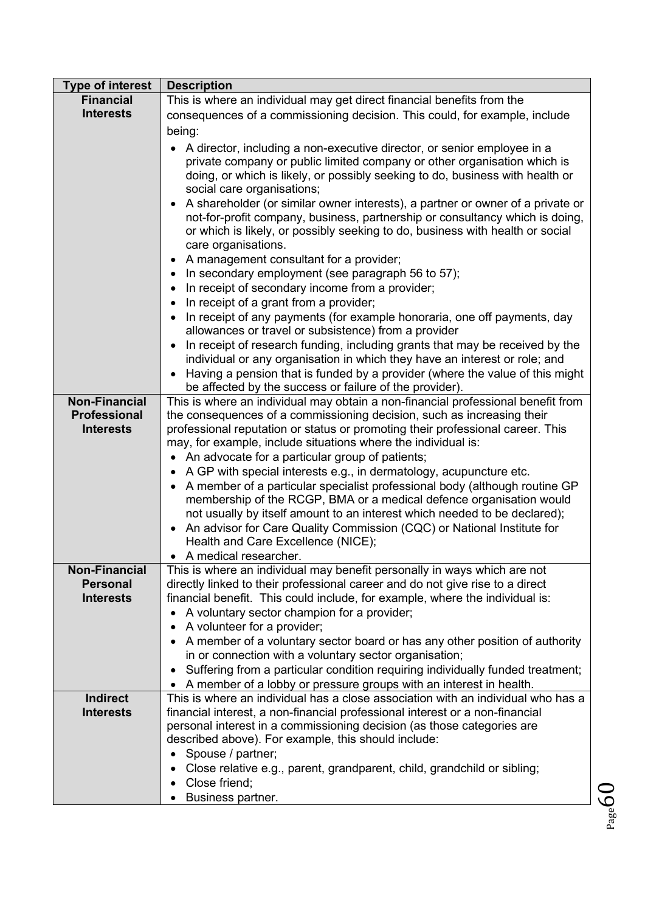| Type of interest | Description |
|---|---|
| **Financial Interests** | This is where an individual may get direct financial benefits from the consequences of a commissioning decision. This could, for example, include being:<br>• A director, including a non-executive director, or senior employee in a private company or public limited company or other organisation which is doing, or which is likely, or possibly seeking to do, business with health or social care organisations;<br>• A shareholder (or similar owner interests), a partner or owner of a private or not-for-profit company, business, partnership or consultancy which is doing, or which is likely, or possibly seeking to do, business with health or social care organisations.<br>• A management consultant for a provider;<br>• In secondary employment (see paragraph 56 to 57);<br>• In receipt of secondary income from a provider;<br>• In receipt of a grant from a provider;<br>• In receipt of any payments (for example honoraria, one off payments, day allowances or travel or subsistence) from a provider<br>• In receipt of research funding, including grants that may be received by the individual or any organisation in which they have an interest or role; and<br>• Having a pension that is funded by a provider (where the value of this might be affected by the success or failure of the provider). |
| **Non-Financial Professional Interests** | This is where an individual may obtain a non-financial professional benefit from the consequences of a commissioning decision, such as increasing their professional reputation or status or promoting their professional career. This may, for example, include situations where the individual is:<br>• An advocate for a particular group of patients;<br>• A GP with special interests e.g., in dermatology, acupuncture etc.<br>• A member of a particular specialist professional body (although routine GP membership of the RCGP, BMA or a medical defence organisation would not usually by itself amount to an interest which needed to be declared);<br>• An advisor for Care Quality Commission (CQC) or National Institute for Health and Care Excellence (NICE);<br>• A medical researcher. |
| **Non-Financial Personal Interests** | This is where an individual may benefit personally in ways which are not directly linked to their professional career and do not give rise to a direct financial benefit. This could include, for example, where the individual is:<br>• A voluntary sector champion for a provider;<br>• A volunteer for a provider;<br>• A member of a voluntary sector board or has any other position of authority in or connection with a voluntary sector organisation;<br>• Suffering from a particular condition requiring individually funded treatment;<br>• A member of a lobby or pressure groups with an interest in health. |
| **Indirect Interests** | This is where an individual has a close association with an individual who has a financial interest, a non-financial professional interest or a non-financial personal interest in a commissioning decision (as those categories are described above). For example, this should include:<br>• Spouse / partner;<br>• Close relative e.g., parent, grandparent, child, grandchild or sibling;<br>• Close friend;<br>• Business partner. |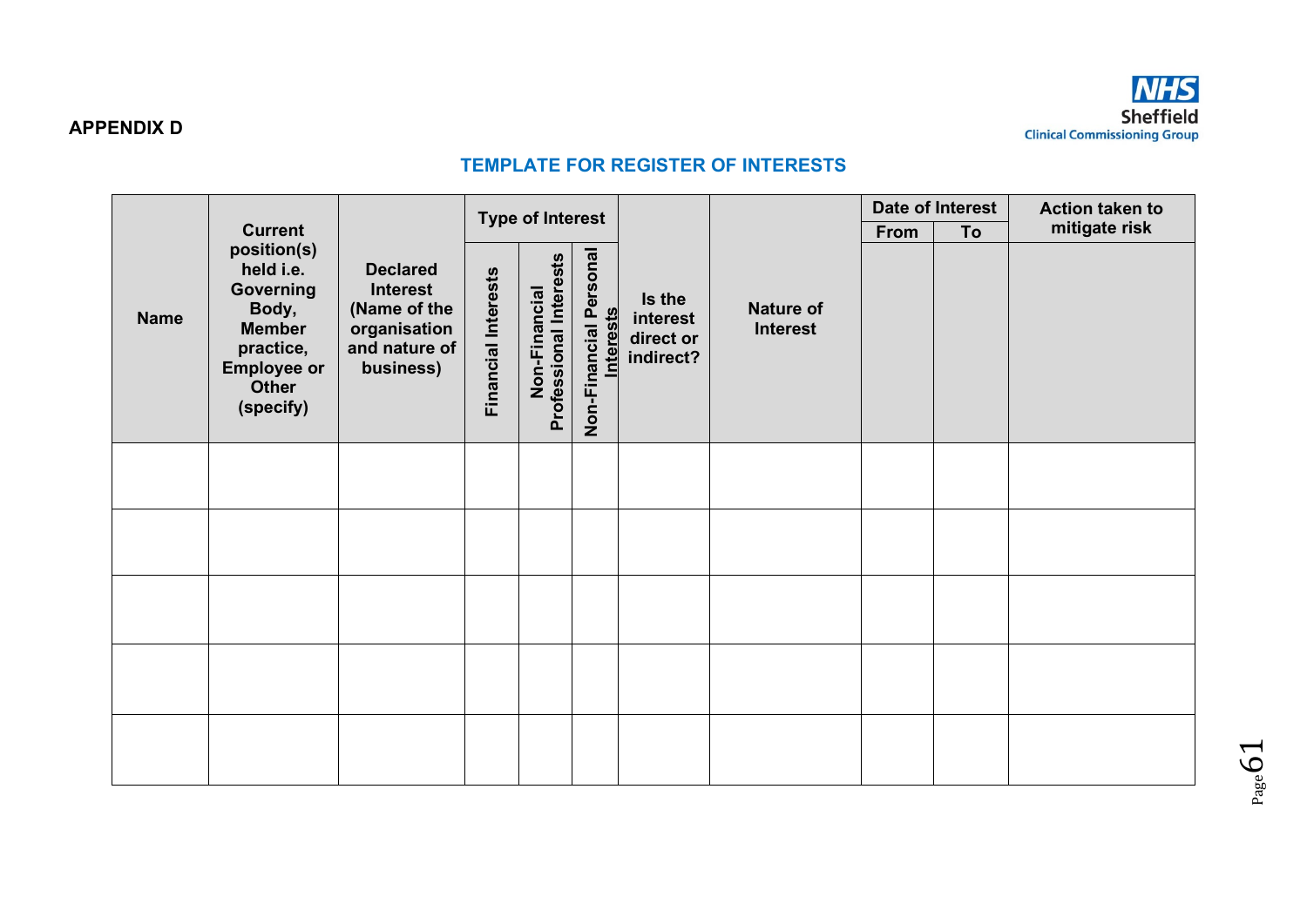**APPENDIX D**

NHS Sheffield Clinical Commissioning Group

## TEMPLATE FOR REGISTER OF INTERESTS

| Name | Current position(s) held i.e. Governing Body, Member practice, Employee or Other (specify) | Declared Interest (Name of the organisation and nature of business) | Type of Interest | | | Is the interest direct or indirect? | Nature of Interest | Date of Interest | | Action taken to mitigate risk |
|---|---|---|---|---|---|---|---|---|---|---|
| | | | Financial Interests | Non-Financial Professional Interests | Non-Financial Personal Interests | | | From | To | |
| | | | | | | | | | | |
| | | | | | | | | | | |
| | | | | | | | | | | |
| | | | | | | | | | | |
| | | | | | | | | | | |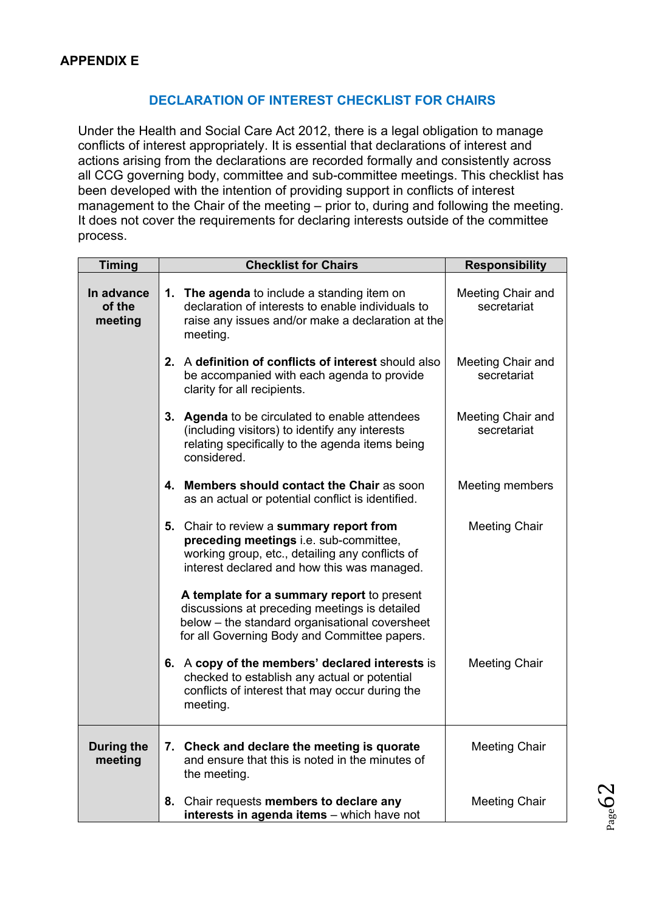**APPENDIX E**

## DECLARATION OF INTEREST CHECKLIST FOR CHAIRS

Under the Health and Social Care Act 2012, there is a legal obligation to manage conflicts of interest appropriately. It is essential that declarations of interest and actions arising from the declarations are recorded formally and consistently across all CCG governing body, committee and sub-committee meetings. This checklist has been developed with the intention of providing support in conflicts of interest management to the Chair of the meeting – prior to, during and following the meeting. It does not cover the requirements for declaring interests outside of the committee process.

| Timing | Checklist for Chairs | Responsibility |
|---|---|---|
| **In advance of the meeting** | 1. **The agenda** to include a standing item on declaration of interests to enable individuals to raise any issues and/or make a declaration at the meeting. | Meeting Chair and secretariat |
| | 2. A **definition of conflicts of interest** should also be accompanied with each agenda to provide clarity for all recipients. | Meeting Chair and secretariat |
| | 3. **Agenda** to be circulated to enable attendees (including visitors) to identify any interests relating specifically to the agenda items being considered. | Meeting Chair and secretariat |
| | 4. **Members should contact the Chair** as soon as an actual or potential conflict is identified. | Meeting members |
| | 5. Chair to review a **summary report from preceding meetings** i.e. sub-committee, working group, etc., detailing any conflicts of interest declared and how this was managed. | Meeting Chair |
| | **A template for a summary report** to present discussions at preceding meetings is detailed below – the standard organisational coversheet for all Governing Body and Committee papers. | |
| | 6. A **copy of the members' declared interests** is checked to establish any actual or potential conflicts of interest that may occur during the meeting. | Meeting Chair |
| **During the meeting** | 7. **Check and declare the meeting is quorate** and ensure that this is noted in the minutes of the meeting. | Meeting Chair |
| | 8. Chair requests **members to declare any interests in agenda items** – which have not | Meeting Chair |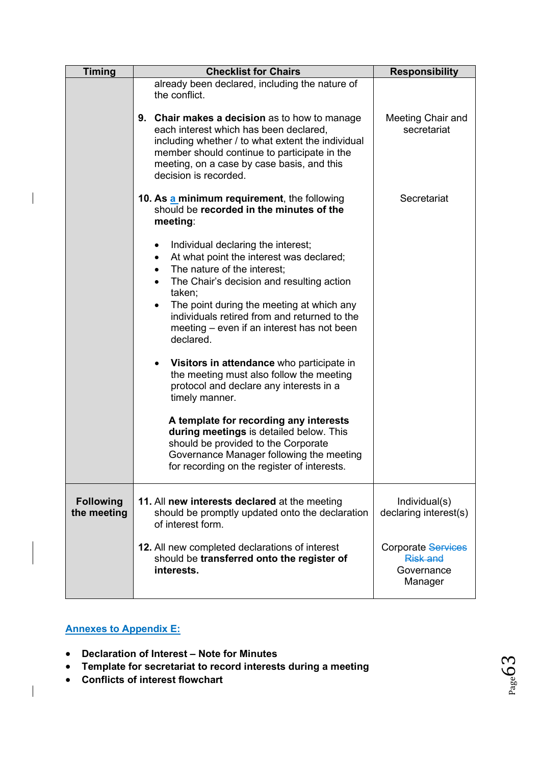| Timing | Checklist for Chairs | Responsibility |
|---|---|---|
| | already been declared, including the nature of the conflict. | |
| | **9. Chair makes a decision** as to how to manage each interest which has been declared, including whether / to what extent the individual member should continue to participate in the meeting, on a case by case basis, and this decision is recorded. | Meeting Chair and secretariat |
| | **10. As a minimum requirement**, the following should be **recorded in the minutes of the meeting**:<br><br>• Individual declaring the interest;<br>• At what point the interest was declared;<br>• The nature of the interest;<br>• The Chair's decision and resulting action taken;<br>• The point during the meeting at which any individuals retired from and returned to the meeting – even if an interest has not been declared.<br><br>• **Visitors in attendance** who participate in the meeting must also follow the meeting protocol and declare any interests in a timely manner.<br><br>**A template for recording any interests during meetings** is detailed below. This should be provided to the Corporate Governance Manager following the meeting for recording on the register of interests. | Secretariat |
| **Following the meeting** | **11.** All **new interests declared** at the meeting should be promptly updated onto the declaration of interest form.<br><br>**12.** All new completed declarations of interest should be **transferred onto the register of interests.** | Individual(s) declaring interest(s)<br><br>Corporate ~~Services~~ ~~Risk and~~ Governance Manager |

**Annexes to Appendix E:**

- **Declaration of Interest – Note for Minutes**
- **Template for secretariat to record interests during a meeting**
- **Conflicts of interest flowchart**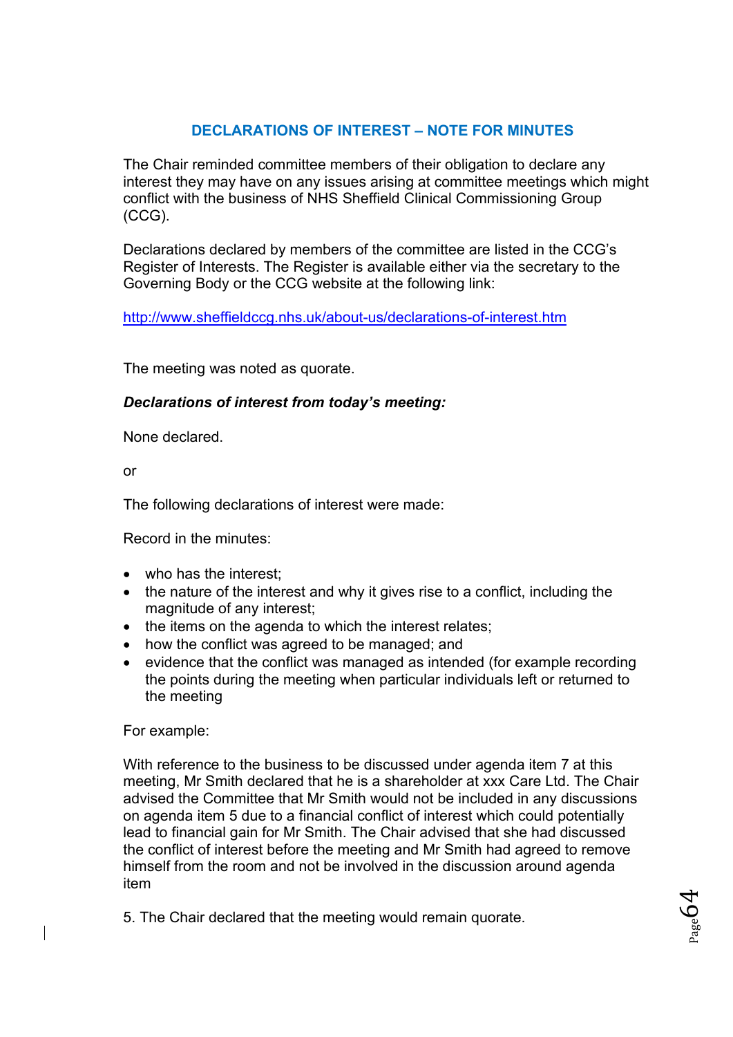## DECLARATIONS OF INTEREST – NOTE FOR MINUTES

The Chair reminded committee members of their obligation to declare any interest they may have on any issues arising at committee meetings which might conflict with the business of NHS Sheffield Clinical Commissioning Group (CCG).

Declarations declared by members of the committee are listed in the CCG's Register of Interests. The Register is available either via the secretary to the Governing Body or the CCG website at the following link:

http://www.sheffieldccg.nhs.uk/about-us/declarations-of-interest.htm

The meeting was noted as quorate.

***Declarations of interest from today's meeting:***

None declared.

or

The following declarations of interest were made:

Record in the minutes:

- who has the interest;
- the nature of the interest and why it gives rise to a conflict, including the magnitude of any interest;
- the items on the agenda to which the interest relates;
- how the conflict was agreed to be managed; and
- evidence that the conflict was managed as intended (for example recording the points during the meeting when particular individuals left or returned to the meeting

For example:

With reference to the business to be discussed under agenda item 7 at this meeting, Mr Smith declared that he is a shareholder at xxx Care Ltd. The Chair advised the Committee that Mr Smith would not be included in any discussions on agenda item 5 due to a financial conflict of interest which could potentially lead to financial gain for Mr Smith. The Chair advised that she had discussed the conflict of interest before the meeting and Mr Smith had agreed to remove himself from the room and not be involved in the discussion around agenda item

5. The Chair declared that the meeting would remain quorate.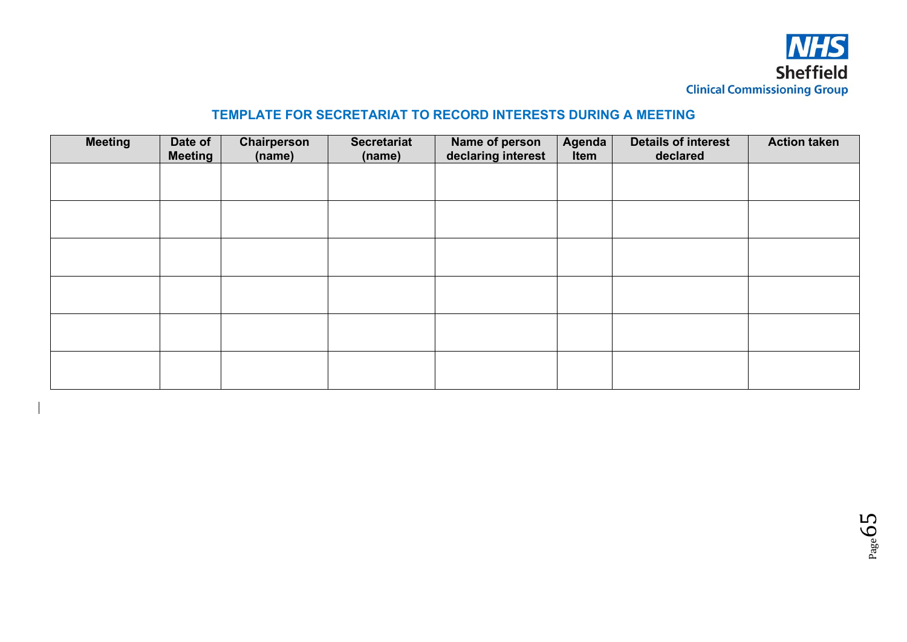NHS
Sheffield
Clinical Commissioning Group

## TEMPLATE FOR SECRETARIAT TO RECORD INTERESTS DURING A MEETING

| Meeting | Date of Meeting | Chairperson (name) | Secretariat (name) | Name of person declaring interest | Agenda Item | Details of interest declared | Action taken |
|---|---|---|---|---|---|---|---|
| | | | | | | | |
| | | | | | | | |
| | | | | | | | |
| | | | | | | | |
| | | | | | | | |
| | | | | | | | |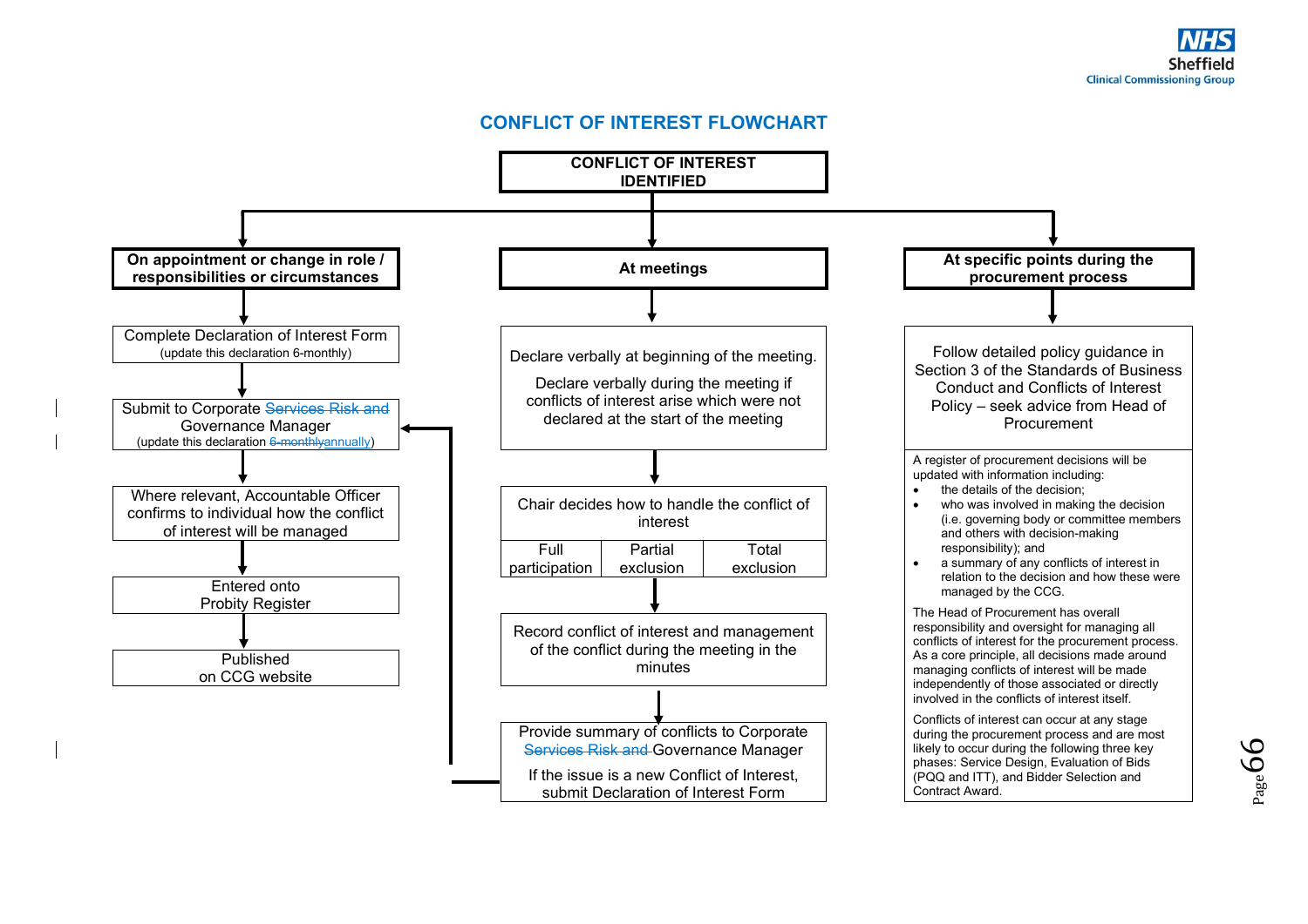## CONFLICT OF INTEREST FLOWCHART

**CONFLICT OF INTEREST IDENTIFIED**

### On appointment or change in role / responsibilities or circumstances

1. Complete Declaration of Interest Form (update this declaration 6-monthly)
2. Submit to Corporate ~~Services Risk and~~ Governance Manager (update this declaration ~~6-monthly~~annually)
3. Where relevant, Accountable Officer confirms to individual how the conflict of interest will be managed
4. Entered onto Probity Register
5. Published on CCG website

### At meetings

1. Declare verbally at beginning of the meeting.

   Declare verbally during the meeting if conflicts of interest arise which were not declared at the start of the meeting
2. Chair decides how to handle the conflict of interest

| Full participation | Partial exclusion | Total exclusion |
|---|---|---|

3. Record conflict of interest and management of the conflict during the meeting in the minutes
4. Provide summary of conflicts to Corporate ~~Services Risk and~~ Governance Manager

   If the issue is a new Conflict of Interest, submit Declaration of Interest Form (→ returns to "Submit to Corporate Governance Manager")

### At specific points during the procurement process

Follow detailed policy guidance in Section 3 of the Standards of Business Conduct and Conflicts of Interest Policy – seek advice from Head of Procurement

A register of procurement decisions will be updated with information including:

- the details of the decision;
- who was involved in making the decision (i.e. governing body or committee members and others with decision-making responsibility); and
- a summary of any conflicts of interest in relation to the decision and how these were managed by the CCG.

The Head of Procurement has overall responsibility and oversight for managing all conflicts of interest for the procurement process. As a core principle, all decisions made around managing conflicts of interest will be made independently of those associated or directly involved in the conflicts of interest itself.

Conflicts of interest can occur at any stage during the procurement process and are most likely to occur during the following three key phases: Service Design, Evaluation of Bids (PQQ and ITT), and Bidder Selection and Contract Award.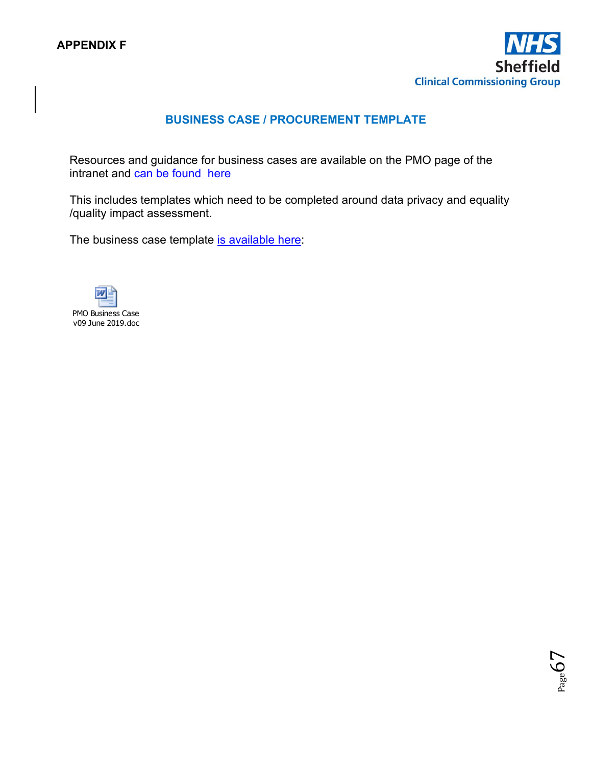**APPENDIX F**

NHS Sheffield Clinical Commissioning Group

## BUSINESS CASE / PROCUREMENT TEMPLATE

Resources and guidance for business cases are available on the PMO page of the intranet and can be found here

This includes templates which need to be completed around data privacy and equality /quality impact assessment.

The business case template is available here:

PMO Business Case v09 June 2019.doc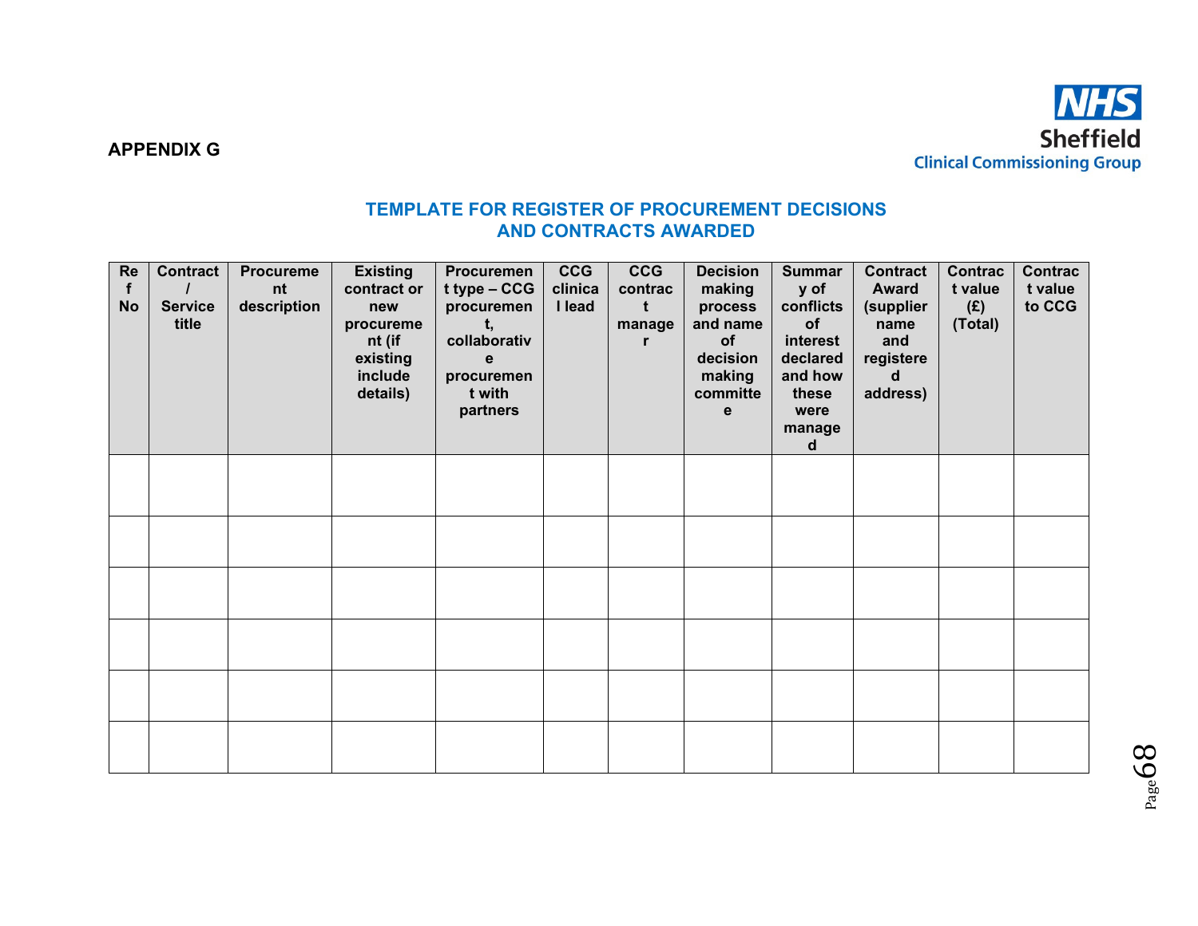**APPENDIX G**

NHS Sheffield Clinical Commissioning Group

## TEMPLATE FOR REGISTER OF PROCUREMENT DECISIONS AND CONTRACTS AWARDED

| Ref No | Contract / Service title | Procurement description | Existing contract or new procurement (if existing include details) | Procurement type – CCG procurement, collaborative procurement with partners | CCG clinical lead | CCG contract manager | Decision making process and name of decision making committee | Summary of conflicts of interest declared and how these were managed | Contract Award (supplier name and registered address) | Contract value (£) (Total) | Contract value to CCG |
|---|---|---|---|---|---|---|---|---|---|---|---|
| | | | | | | | | | | | |
| | | | | | | | | | | | |
| | | | | | | | | | | | |
| | | | | | | | | | | | |
| | | | | | | | | | | | |
| | | | | | | | | | | | |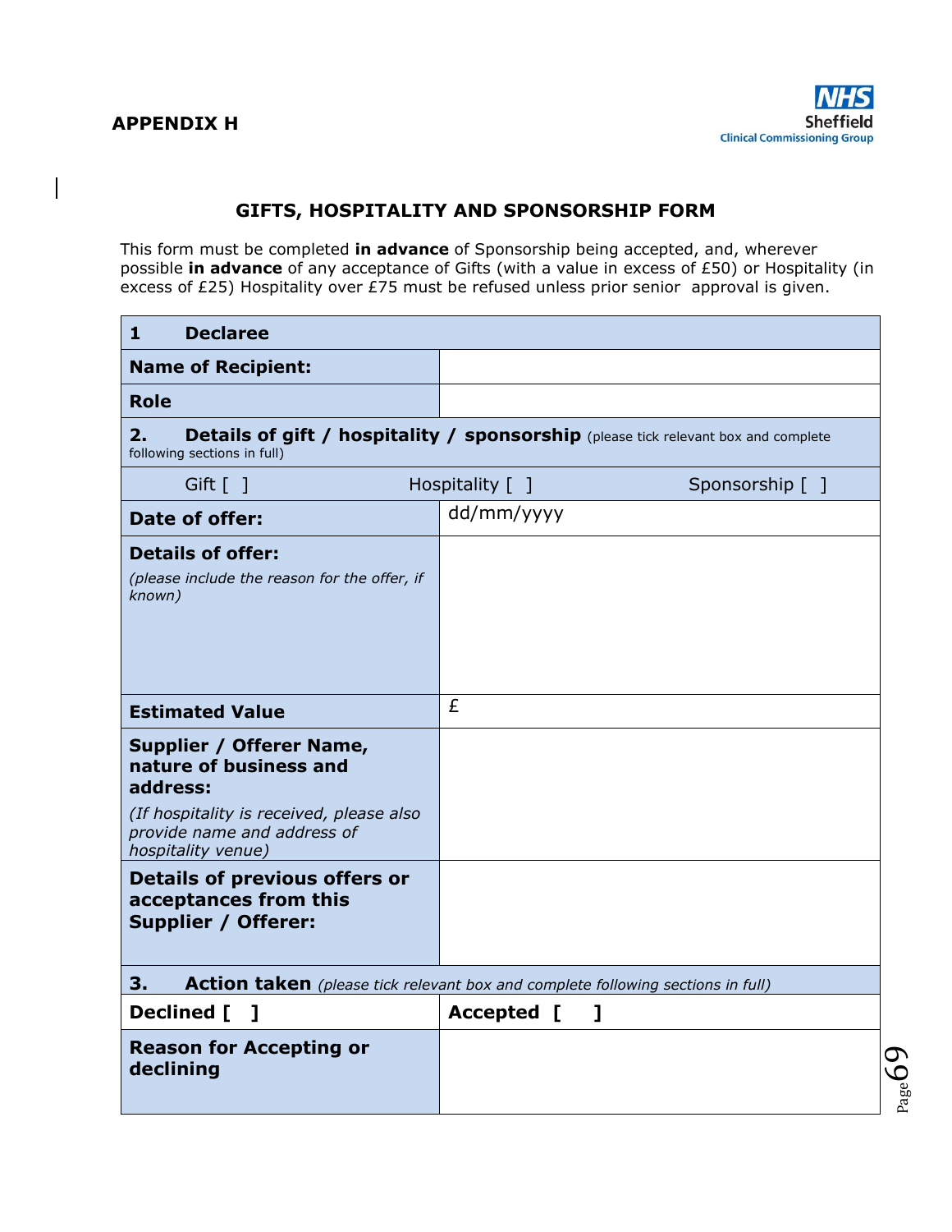**APPENDIX H**

NHS Sheffield Clinical Commissioning Group

## GIFTS, HOSPITALITY AND SPONSORSHIP FORM

This form must be completed **in advance** of Sponsorship being accepted, and, wherever possible **in advance** of any acceptance of Gifts (with a value in excess of £50) or Hospitality (in excess of £25) Hospitality over £75 must be refused unless prior senior approval is given.

| **1 Declaree** | |
|---|---|
| **Name of Recipient:** | |
| **Role** | |
| **2. Details of gift / hospitality / sponsorship** (please tick relevant box and complete following sections in full) | |
| Gift [ ] Hospitality [ ] | Sponsorship [ ] |
| **Date of offer:** | dd/mm/yyyy |
| **Details of offer:** *(please include the reason for the offer, if known)* | |
| **Estimated Value** | £ |
| **Supplier / Offerer Name, nature of business and address:** *(If hospitality is received, please also provide name and address of hospitality venue)* | |
| **Details of previous offers or acceptances from this Supplier / Offerer:** | |
| **3. Action taken** *(please tick relevant box and complete following sections in full)* | |
| **Declined [ ]** | **Accepted [ ]** |
| **Reason for Accepting or declining** | |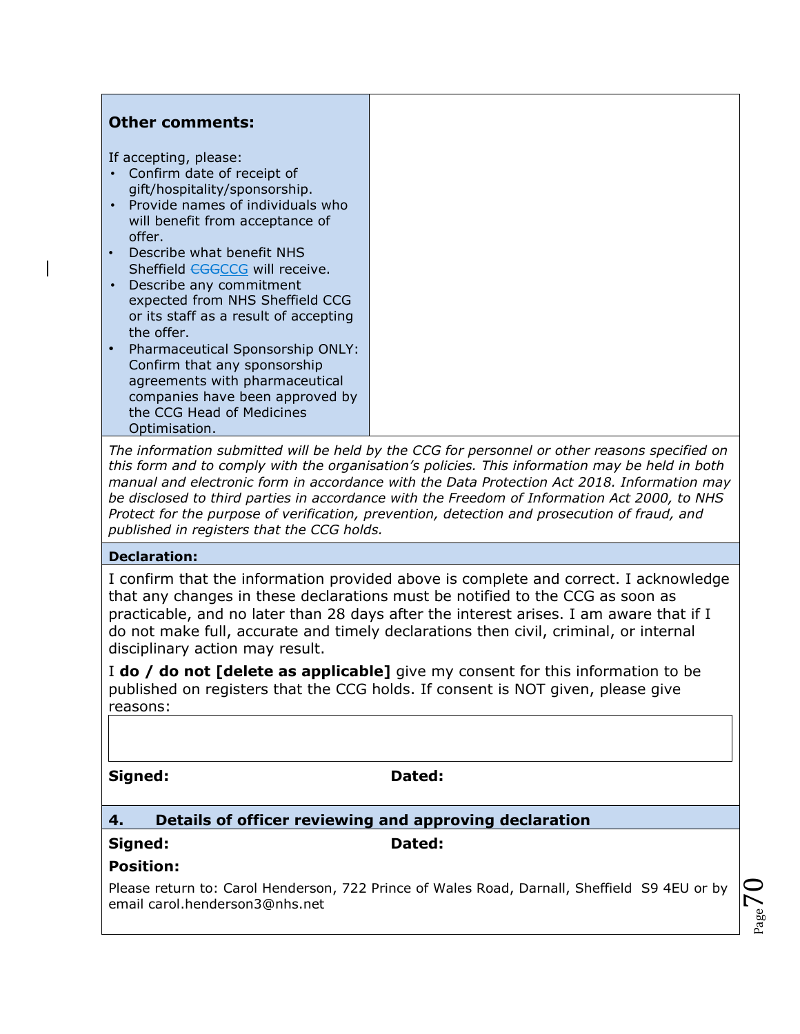| **Other comments:**<br><br>If accepting, please:<br>• Confirm date of receipt of gift/hospitality/sponsorship.<br>• Provide names of individuals who will benefit from acceptance of offer.<br>• Describe what benefit NHS Sheffield ~~CGG~~CCG will receive.<br>• Describe any commitment expected from NHS Sheffield CCG or its staff as a result of accepting the offer.<br>• Pharmaceutical Sponsorship ONLY: Confirm that any sponsorship agreements with pharmaceutical companies have been approved by the CCG Head of Medicines Optimisation. | |
|---|---|

*The information submitted will be held by the CCG for personnel or other reasons specified on this form and to comply with the organisation's policies. This information may be held in both manual and electronic form in accordance with the Data Protection Act 2018. Information may be disclosed to third parties in accordance with the Freedom of Information Act 2000, to NHS Protect for the purpose of verification, prevention, detection and prosecution of fraud, and published in registers that the CCG holds.*

**Declaration:**

I confirm that the information provided above is complete and correct. I acknowledge that any changes in these declarations must be notified to the CCG as soon as practicable, and no later than 28 days after the interest arises. I am aware that if I do not make full, accurate and timely declarations then civil, criminal, or internal disciplinary action may result.

I **do / do not [delete as applicable]** give my consent for this information to be published on registers that the CCG holds. If consent is NOT given, please give reasons:

| |
|---|
| |

**Signed:** **Dated:**

**4. Details of officer reviewing and approving declaration**

**Signed:** **Dated:**

**Position:**

Please return to: Carol Henderson, 722 Prince of Wales Road, Darnall, Sheffield S9 4EU or by email carol.henderson3@nhs.net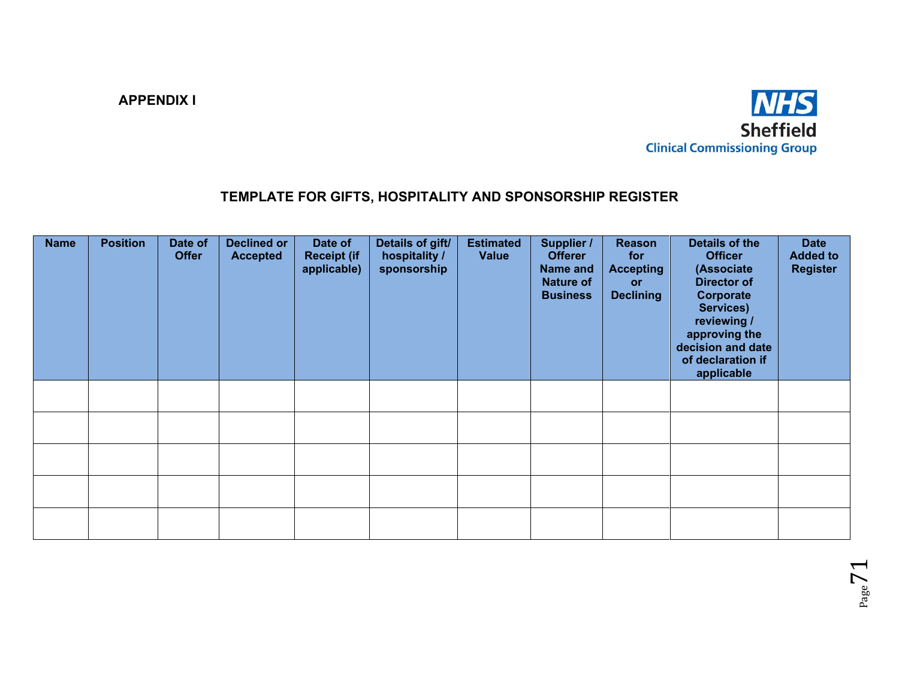**APPENDIX I**

NHS
Sheffield
Clinical Commissioning Group

## TEMPLATE FOR GIFTS, HOSPITALITY AND SPONSORSHIP REGISTER

| Name | Position | Date of Offer | Declined or Accepted | Date of Receipt (if applicable) | Details of gift/ hospitality / sponsorship | Estimated Value | Supplier / Offerer Name and Nature of Business | Reason for Accepting or Declining | Details of the Officer (Associate Director of Corporate Services) reviewing / approving the decision and date of declaration if applicable | Date Added to Register |
|---|---|---|---|---|---|---|---|---|---|---|
| | | | | | | | | | | |
| | | | | | | | | | | |
| | | | | | | | | | | |
| | | | | | | | | | | |
| | | | | | | | | | | |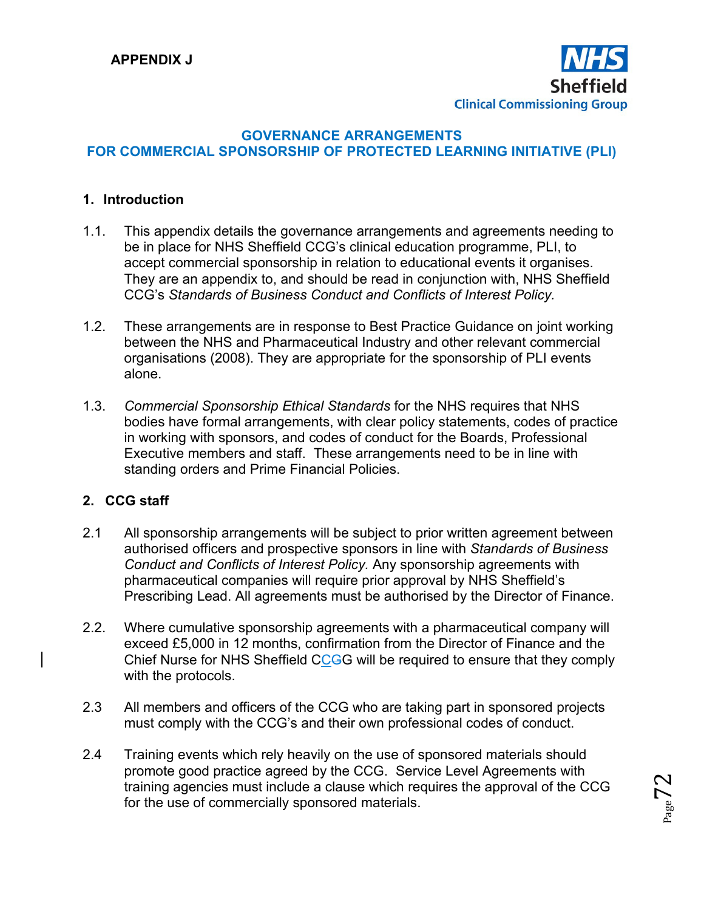**APPENDIX J**

NHS Sheffield Clinical Commissioning Group

## GOVERNANCE ARRANGEMENTS FOR COMMERCIAL SPONSORSHIP OF PROTECTED LEARNING INITIATIVE (PLI)

### 1. Introduction

1.1. This appendix details the governance arrangements and agreements needing to be in place for NHS Sheffield CCG's clinical education programme, PLI, to accept commercial sponsorship in relation to educational events it organises. They are an appendix to, and should be read in conjunction with, NHS Sheffield CCG's *Standards of Business Conduct and Conflicts of Interest Policy.*

1.2. These arrangements are in response to Best Practice Guidance on joint working between the NHS and Pharmaceutical Industry and other relevant commercial organisations (2008). They are appropriate for the sponsorship of PLI events alone.

1.3. *Commercial Sponsorship Ethical Standards* for the NHS requires that NHS bodies have formal arrangements, with clear policy statements, codes of practice in working with sponsors, and codes of conduct for the Boards, Professional Executive members and staff. These arrangements need to be in line with standing orders and Prime Financial Policies.

### 2. CCG staff

2.1 All sponsorship arrangements will be subject to prior written agreement between authorised officers and prospective sponsors in line with *Standards of Business Conduct and Conflicts of Interest Policy.* Any sponsorship agreements with pharmaceutical companies will require prior approval by NHS Sheffield's Prescribing Lead. All agreements must be authorised by the Director of Finance.

2.2. Where cumulative sponsorship agreements with a pharmaceutical company will exceed £5,000 in 12 months, confirmation from the Director of Finance and the Chief Nurse for NHS Sheffield CCG will be required to ensure that they comply with the protocols.

2.3 All members and officers of the CCG who are taking part in sponsored projects must comply with the CCG's and their own professional codes of conduct.

2.4 Training events which rely heavily on the use of sponsored materials should promote good practice agreed by the CCG. Service Level Agreements with training agencies must include a clause which requires the approval of the CCG for the use of commercially sponsored materials.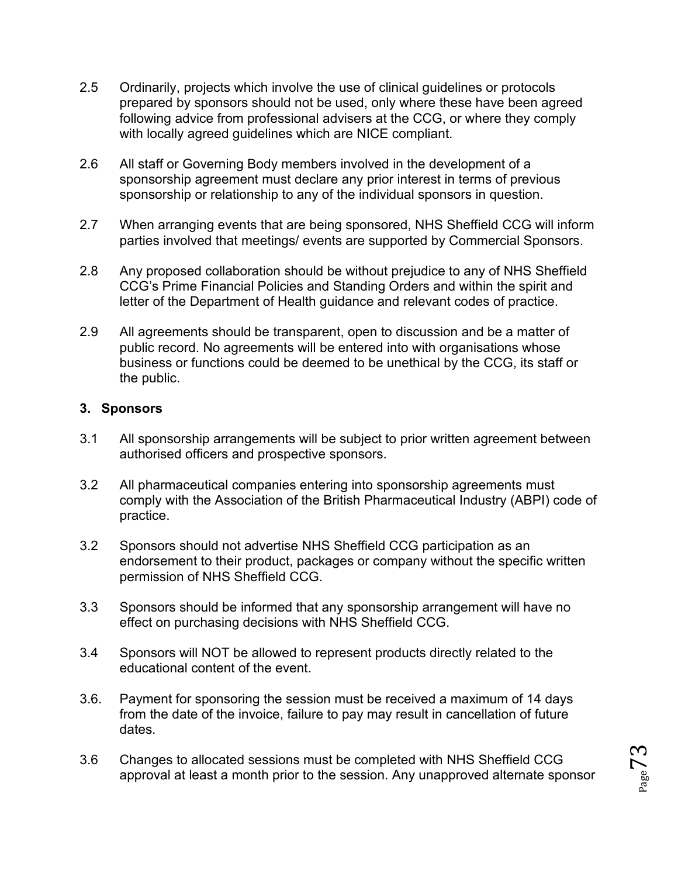2.5 Ordinarily, projects which involve the use of clinical guidelines or protocols prepared by sponsors should not be used, only where these have been agreed following advice from professional advisers at the CCG, or where they comply with locally agreed guidelines which are NICE compliant.

2.6 All staff or Governing Body members involved in the development of a sponsorship agreement must declare any prior interest in terms of previous sponsorship or relationship to any of the individual sponsors in question.

2.7 When arranging events that are being sponsored, NHS Sheffield CCG will inform parties involved that meetings/ events are supported by Commercial Sponsors.

2.8 Any proposed collaboration should be without prejudice to any of NHS Sheffield CCG's Prime Financial Policies and Standing Orders and within the spirit and letter of the Department of Health guidance and relevant codes of practice.

2.9 All agreements should be transparent, open to discussion and be a matter of public record. No agreements will be entered into with organisations whose business or functions could be deemed to be unethical by the CCG, its staff or the public.

## 3. Sponsors

3.1 All sponsorship arrangements will be subject to prior written agreement between authorised officers and prospective sponsors.

3.2 All pharmaceutical companies entering into sponsorship agreements must comply with the Association of the British Pharmaceutical Industry (ABPI) code of practice.

3.2 Sponsors should not advertise NHS Sheffield CCG participation as an endorsement to their product, packages or company without the specific written permission of NHS Sheffield CCG.

3.3 Sponsors should be informed that any sponsorship arrangement will have no effect on purchasing decisions with NHS Sheffield CCG.

3.4 Sponsors will NOT be allowed to represent products directly related to the educational content of the event.

3.6. Payment for sponsoring the session must be received a maximum of 14 days from the date of the invoice, failure to pay may result in cancellation of future dates.

3.6 Changes to allocated sessions must be completed with NHS Sheffield CCG approval at least a month prior to the session. Any unapproved alternate sponsor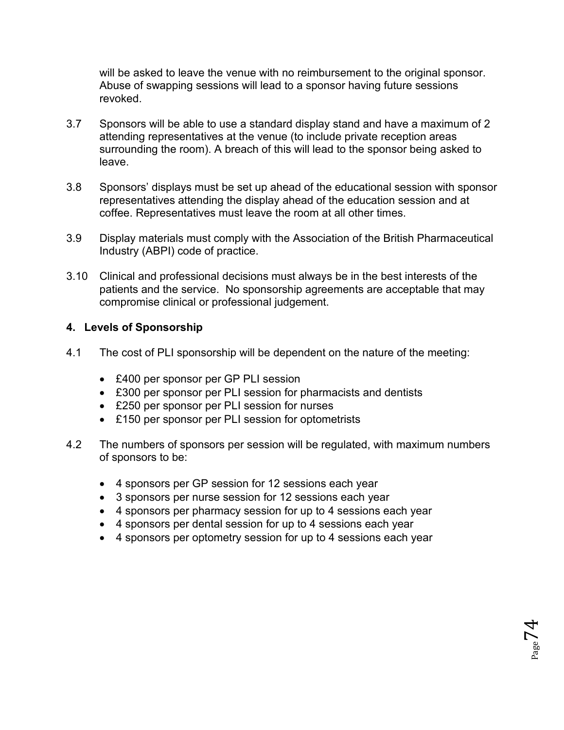will be asked to leave the venue with no reimbursement to the original sponsor. Abuse of swapping sessions will lead to a sponsor having future sessions revoked.

3.7 Sponsors will be able to use a standard display stand and have a maximum of 2 attending representatives at the venue (to include private reception areas surrounding the room). A breach of this will lead to the sponsor being asked to leave.

3.8 Sponsors' displays must be set up ahead of the educational session with sponsor representatives attending the display ahead of the education session and at coffee. Representatives must leave the room at all other times.

3.9 Display materials must comply with the Association of the British Pharmaceutical Industry (ABPI) code of practice.

3.10 Clinical and professional decisions must always be in the best interests of the patients and the service. No sponsorship agreements are acceptable that may compromise clinical or professional judgement.

## 4. Levels of Sponsorship

4.1 The cost of PLI sponsorship will be dependent on the nature of the meeting:

- £400 per sponsor per GP PLI session
- £300 per sponsor per PLI session for pharmacists and dentists
- £250 per sponsor per PLI session for nurses
- £150 per sponsor per PLI session for optometrists

4.2 The numbers of sponsors per session will be regulated, with maximum numbers of sponsors to be:

- 4 sponsors per GP session for 12 sessions each year
- 3 sponsors per nurse session for 12 sessions each year
- 4 sponsors per pharmacy session for up to 4 sessions each year
- 4 sponsors per dental session for up to 4 sessions each year
- 4 sponsors per optometry session for up to 4 sessions each year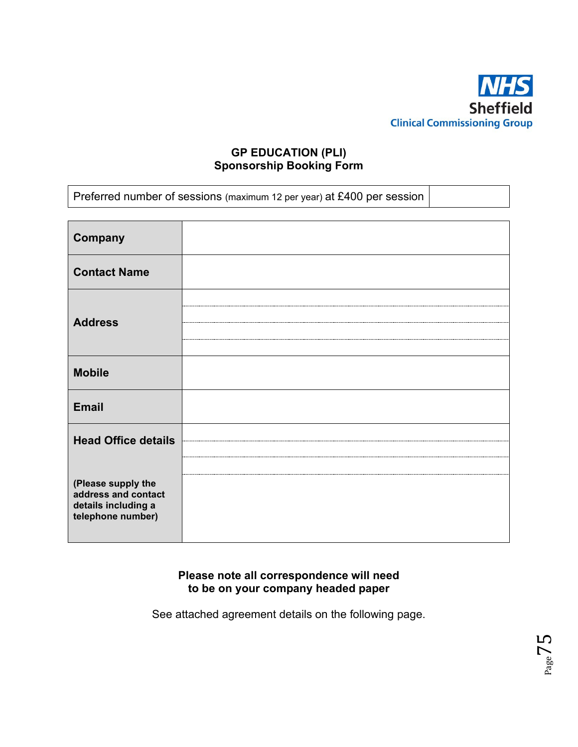NHS
Sheffield
Clinical Commissioning Group

## GP EDUCATION (PLI)
## Sponsorship Booking Form

| Preferred number of sessions (maximum 12 per year) at £400 per session | |
|---|---|

| | |
|---|---|
| **Company** | |
| **Contact Name** | |
| **Address** | |
| **Mobile** | |
| **Email** | |
| **Head Office details** (Please supply the address and contact details including a telephone number) | |

**Please note all correspondence will need to be on your company headed paper**

See attached agreement details on the following page.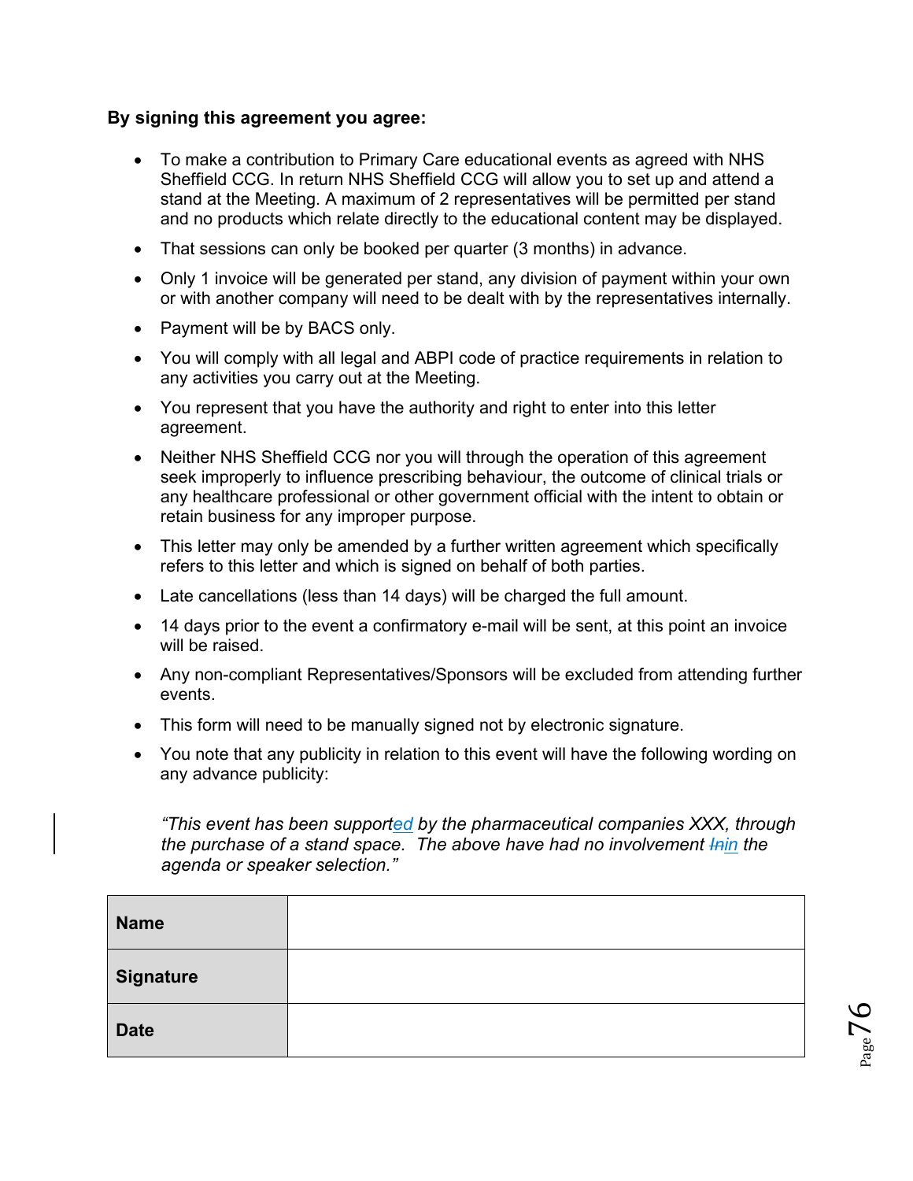**By signing this agreement you agree:**

- To make a contribution to Primary Care educational events as agreed with NHS Sheffield CCG. In return NHS Sheffield CCG will allow you to set up and attend a stand at the Meeting. A maximum of 2 representatives will be permitted per stand and no products which relate directly to the educational content may be displayed.
- That sessions can only be booked per quarter (3 months) in advance.
- Only 1 invoice will be generated per stand, any division of payment within your own or with another company will need to be dealt with by the representatives internally.
- Payment will be by BACS only.
- You will comply with all legal and ABPI code of practice requirements in relation to any activities you carry out at the Meeting.
- You represent that you have the authority and right to enter into this letter agreement.
- Neither NHS Sheffield CCG nor you will through the operation of this agreement seek improperly to influence prescribing behaviour, the outcome of clinical trials or any healthcare professional or other government official with the intent to obtain or retain business for any improper purpose.
- This letter may only be amended by a further written agreement which specifically refers to this letter and which is signed on behalf of both parties.
- Late cancellations (less than 14 days) will be charged the full amount.
- 14 days prior to the event a confirmatory e-mail will be sent, at this point an invoice will be raised.
- Any non-compliant Representatives/Sponsors will be excluded from attending further events.
- This form will need to be manually signed not by electronic signature.
- You note that any publicity in relation to this event will have the following wording on any advance publicity:

  *"This event has been supported by the pharmaceutical companies XXX, through the purchase of a stand space. The above have had no involvement in the agenda or speaker selection."*

| **Name** | |
|---|---|
| **Signature** | |
| **Date** | |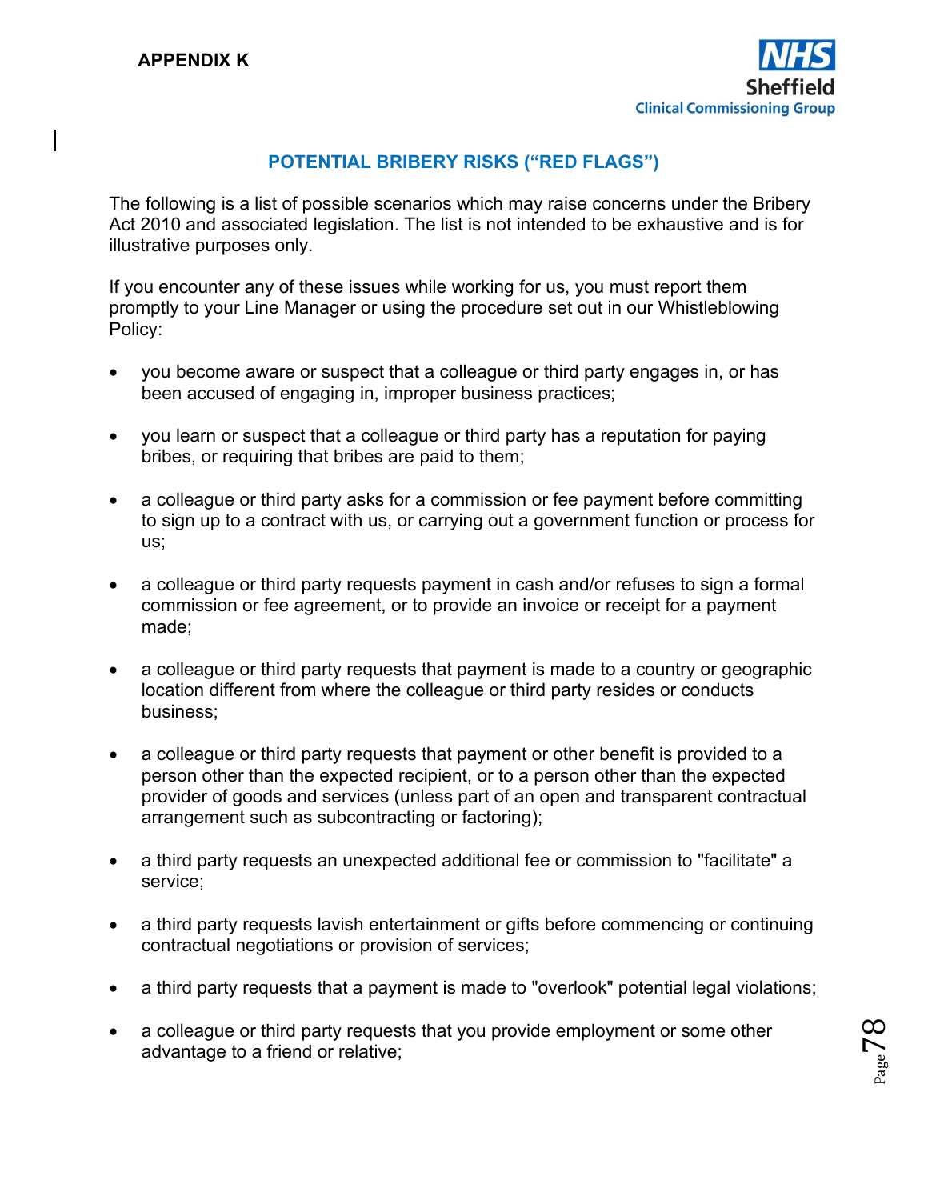**APPENDIX K**

## POTENTIAL BRIBERY RISKS ("RED FLAGS")

The following is a list of possible scenarios which may raise concerns under the Bribery Act 2010 and associated legislation. The list is not intended to be exhaustive and is for illustrative purposes only.

If you encounter any of these issues while working for us, you must report them promptly to your Line Manager or using the procedure set out in our Whistleblowing Policy:

- you become aware or suspect that a colleague or third party engages in, or has been accused of engaging in, improper business practices;
- you learn or suspect that a colleague or third party has a reputation for paying bribes, or requiring that bribes are paid to them;
- a colleague or third party asks for a commission or fee payment before committing to sign up to a contract with us, or carrying out a government function or process for us;
- a colleague or third party requests payment in cash and/or refuses to sign a formal commission or fee agreement, or to provide an invoice or receipt for a payment made;
- a colleague or third party requests that payment is made to a country or geographic location different from where the colleague or third party resides or conducts business;
- a colleague or third party requests that payment or other benefit is provided to a person other than the expected recipient, or to a person other than the expected provider of goods and services (unless part of an open and transparent contractual arrangement such as subcontracting or factoring);
- a third party requests an unexpected additional fee or commission to "facilitate" a service;
- a third party requests lavish entertainment or gifts before commencing or continuing contractual negotiations or provision of services;
- a third party requests that a payment is made to "overlook" potential legal violations;
- a colleague or third party requests that you provide employment or some other advantage to a friend or relative;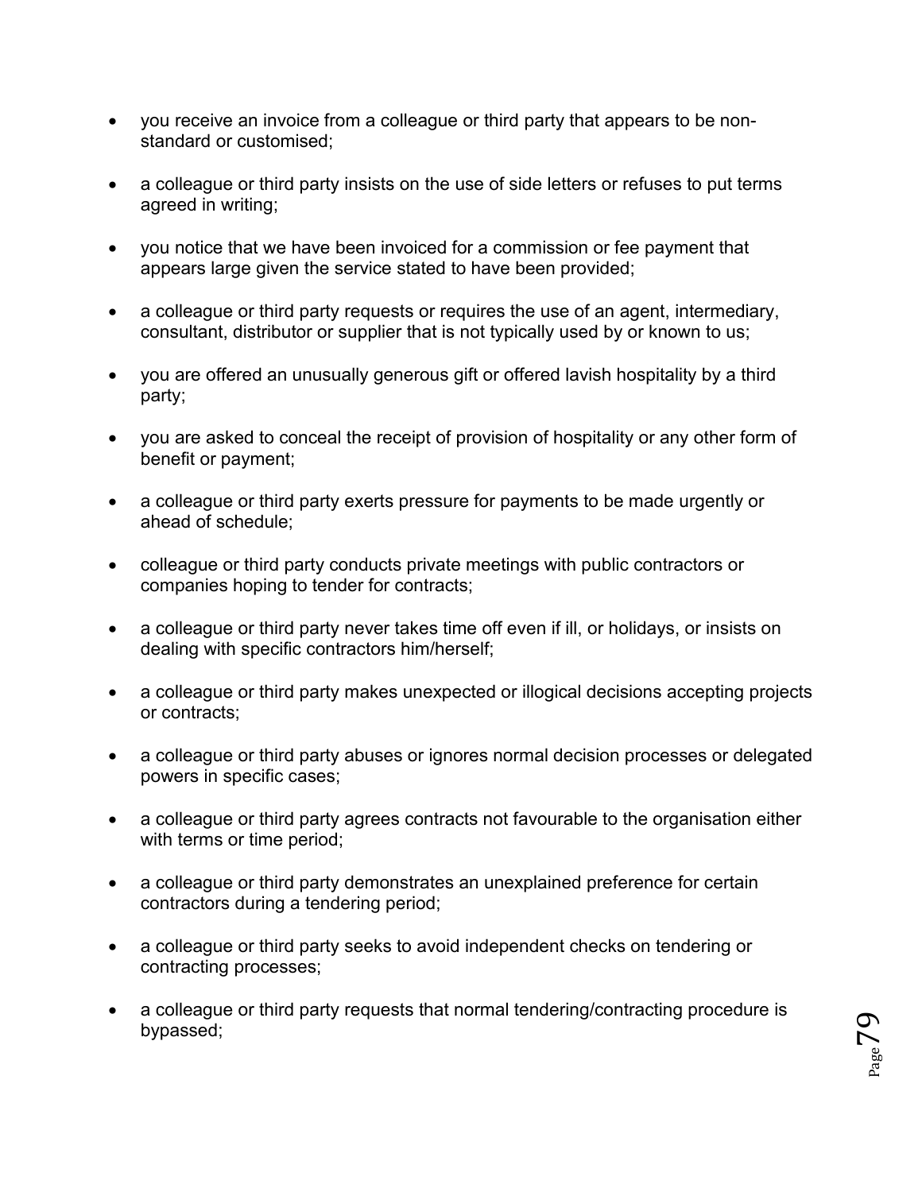- you receive an invoice from a colleague or third party that appears to be non-standard or customised;
- a colleague or third party insists on the use of side letters or refuses to put terms agreed in writing;
- you notice that we have been invoiced for a commission or fee payment that appears large given the service stated to have been provided;
- a colleague or third party requests or requires the use of an agent, intermediary, consultant, distributor or supplier that is not typically used by or known to us;
- you are offered an unusually generous gift or offered lavish hospitality by a third party;
- you are asked to conceal the receipt of provision of hospitality or any other form of benefit or payment;
- a colleague or third party exerts pressure for payments to be made urgently or ahead of schedule;
- colleague or third party conducts private meetings with public contractors or companies hoping to tender for contracts;
- a colleague or third party never takes time off even if ill, or holidays, or insists on dealing with specific contractors him/herself;
- a colleague or third party makes unexpected or illogical decisions accepting projects or contracts;
- a colleague or third party abuses or ignores normal decision processes or delegated powers in specific cases;
- a colleague or third party agrees contracts not favourable to the organisation either with terms or time period;
- a colleague or third party demonstrates an unexplained preference for certain contractors during a tendering period;
- a colleague or third party seeks to avoid independent checks on tendering or contracting processes;
- a colleague or third party requests that normal tendering/contracting procedure is bypassed;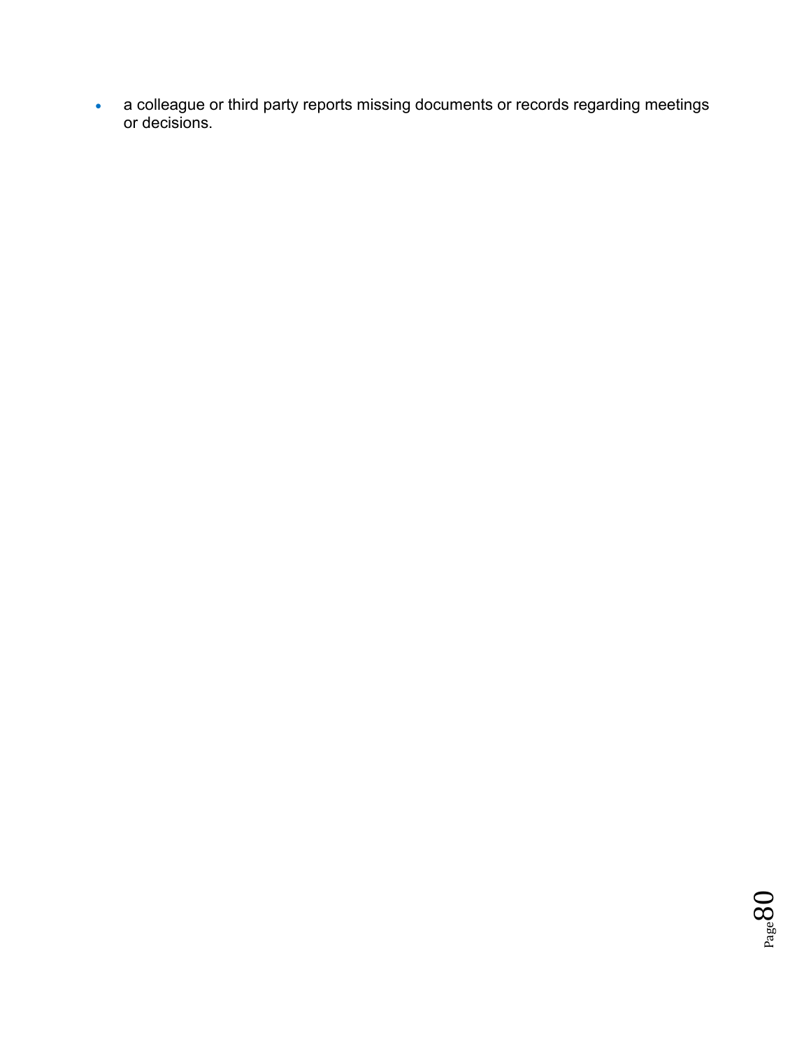- a colleague or third party reports missing documents or records regarding meetings or decisions.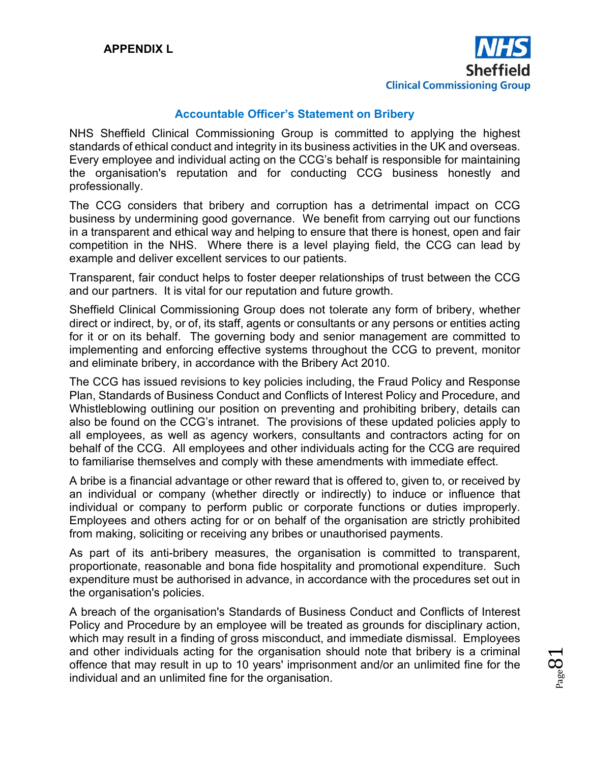**APPENDIX L**

NHS
Sheffield
Clinical Commissioning Group

## Accountable Officer's Statement on Bribery

NHS Sheffield Clinical Commissioning Group is committed to applying the highest standards of ethical conduct and integrity in its business activities in the UK and overseas. Every employee and individual acting on the CCG's behalf is responsible for maintaining the organisation's reputation and for conducting CCG business honestly and professionally.

The CCG considers that bribery and corruption has a detrimental impact on CCG business by undermining good governance. We benefit from carrying out our functions in a transparent and ethical way and helping to ensure that there is honest, open and fair competition in the NHS. Where there is a level playing field, the CCG can lead by example and deliver excellent services to our patients.

Transparent, fair conduct helps to foster deeper relationships of trust between the CCG and our partners. It is vital for our reputation and future growth.

Sheffield Clinical Commissioning Group does not tolerate any form of bribery, whether direct or indirect, by, or of, its staff, agents or consultants or any persons or entities acting for it or on its behalf. The governing body and senior management are committed to implementing and enforcing effective systems throughout the CCG to prevent, monitor and eliminate bribery, in accordance with the Bribery Act 2010.

The CCG has issued revisions to key policies including, the Fraud Policy and Response Plan, Standards of Business Conduct and Conflicts of Interest Policy and Procedure, and Whistleblowing outlining our position on preventing and prohibiting bribery, details can also be found on the CCG's intranet. The provisions of these updated policies apply to all employees, as well as agency workers, consultants and contractors acting for on behalf of the CCG. All employees and other individuals acting for the CCG are required to familiarise themselves and comply with these amendments with immediate effect.

A bribe is a financial advantage or other reward that is offered to, given to, or received by an individual or company (whether directly or indirectly) to induce or influence that individual or company to perform public or corporate functions or duties improperly. Employees and others acting for or on behalf of the organisation are strictly prohibited from making, soliciting or receiving any bribes or unauthorised payments.

As part of its anti-bribery measures, the organisation is committed to transparent, proportionate, reasonable and bona fide hospitality and promotional expenditure. Such expenditure must be authorised in advance, in accordance with the procedures set out in the organisation's policies.

A breach of the organisation's Standards of Business Conduct and Conflicts of Interest Policy and Procedure by an employee will be treated as grounds for disciplinary action, which may result in a finding of gross misconduct, and immediate dismissal. Employees and other individuals acting for the organisation should note that bribery is a criminal offence that may result in up to 10 years' imprisonment and/or an unlimited fine for the individual and an unlimited fine for the organisation.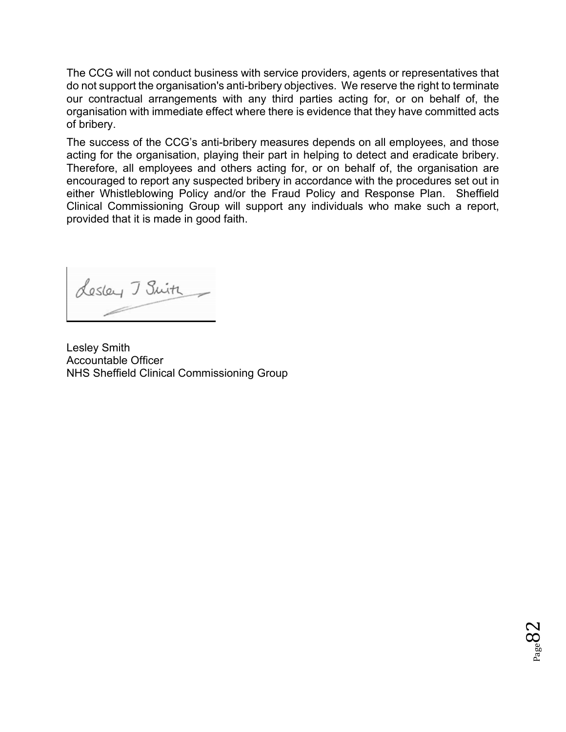The CCG will not conduct business with service providers, agents or representatives that do not support the organisation's anti-bribery objectives. We reserve the right to terminate our contractual arrangements with any third parties acting for, or on behalf of, the organisation with immediate effect where there is evidence that they have committed acts of bribery.

The success of the CCG's anti-bribery measures depends on all employees, and those acting for the organisation, playing their part in helping to detect and eradicate bribery. Therefore, all employees and others acting for, or on behalf of, the organisation are encouraged to report any suspected bribery in accordance with the procedures set out in either Whistleblowing Policy and/or the Fraud Policy and Response Plan. Sheffield Clinical Commissioning Group will support any individuals who make such a report, provided that it is made in good faith.

Lesley J Smith

Lesley Smith
Accountable Officer
NHS Sheffield Clinical Commissioning Group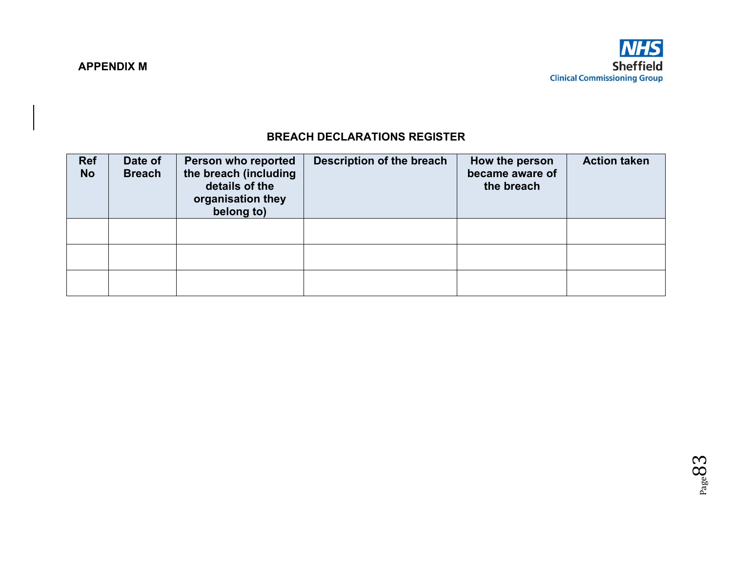**APPENDIX M**

NHS Sheffield Clinical Commissioning Group

## BREACH DECLARATIONS REGISTER

| Ref No | Date of Breach | Person who reported the breach (including details of the organisation they belong to) | Description of the breach | How the person became aware of the breach | Action taken |
|---|---|---|---|---|---|
| | | | | | |
| | | | | | |
| | | | | | |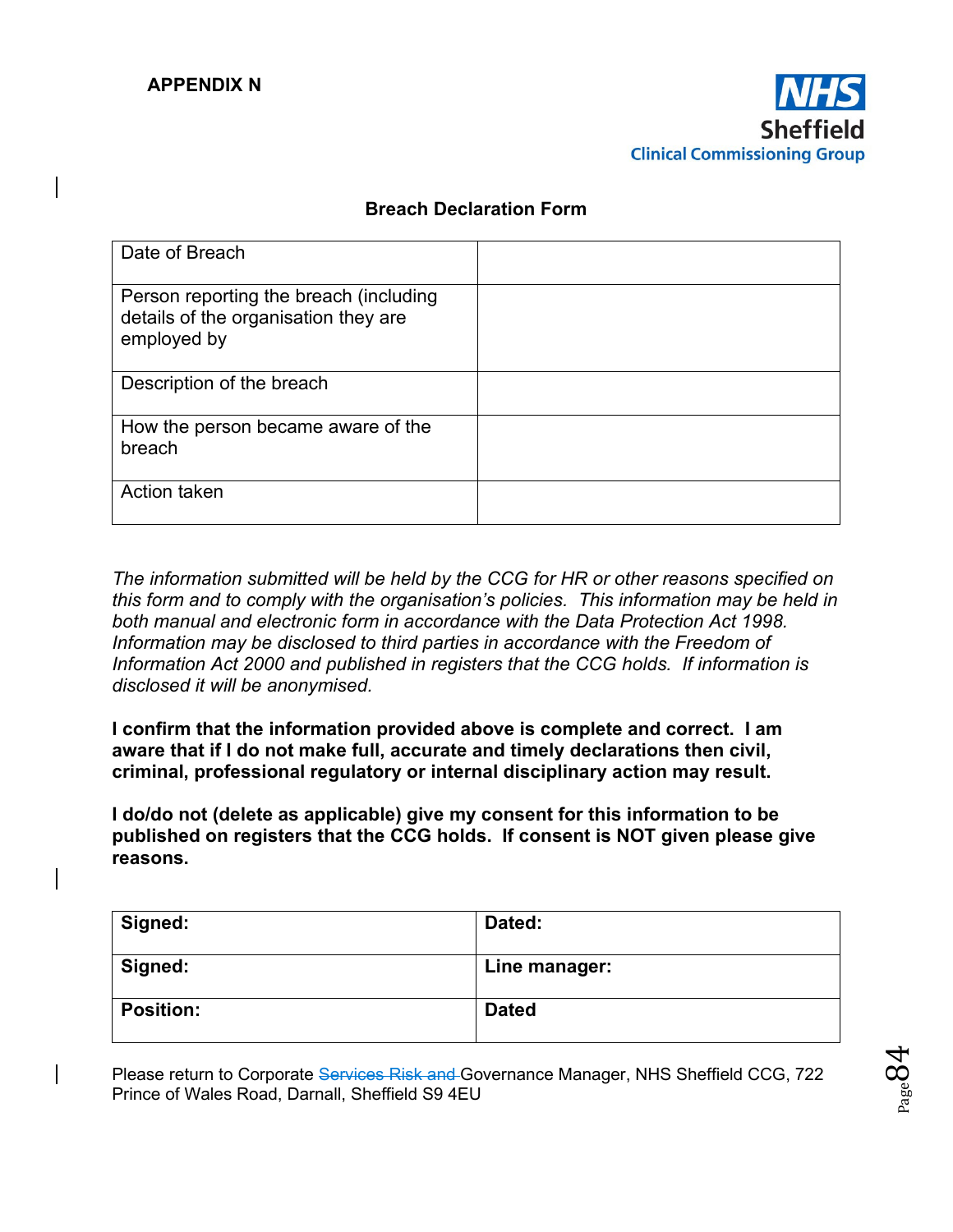**APPENDIX N**

NHS Sheffield Clinical Commissioning Group

**Breach Declaration Form**

| Date of Breach | |
|---|---|
| Person reporting the breach (including details of the organisation they are employed by | |
| Description of the breach | |
| How the person became aware of the breach | |
| Action taken | |

*The information submitted will be held by the CCG for HR or other reasons specified on this form and to comply with the organisation's policies. This information may be held in both manual and electronic form in accordance with the Data Protection Act 1998. Information may be disclosed to third parties in accordance with the Freedom of Information Act 2000 and published in registers that the CCG holds. If information is disclosed it will be anonymised.*

**I confirm that the information provided above is complete and correct. I am aware that if I do not make full, accurate and timely declarations then civil, criminal, professional regulatory or internal disciplinary action may result.**

**I do/do not (delete as applicable) give my consent for this information to be published on registers that the CCG holds. If consent is NOT given please give reasons.**

| **Signed:** | **Dated:** |
|---|---|
| **Signed:** | **Line manager:** |
| **Position:** | **Dated** |

Please return to Corporate ~~Services Risk and~~ Governance Manager, NHS Sheffield CCG, 722 Prince of Wales Road, Darnall, Sheffield S9 4EU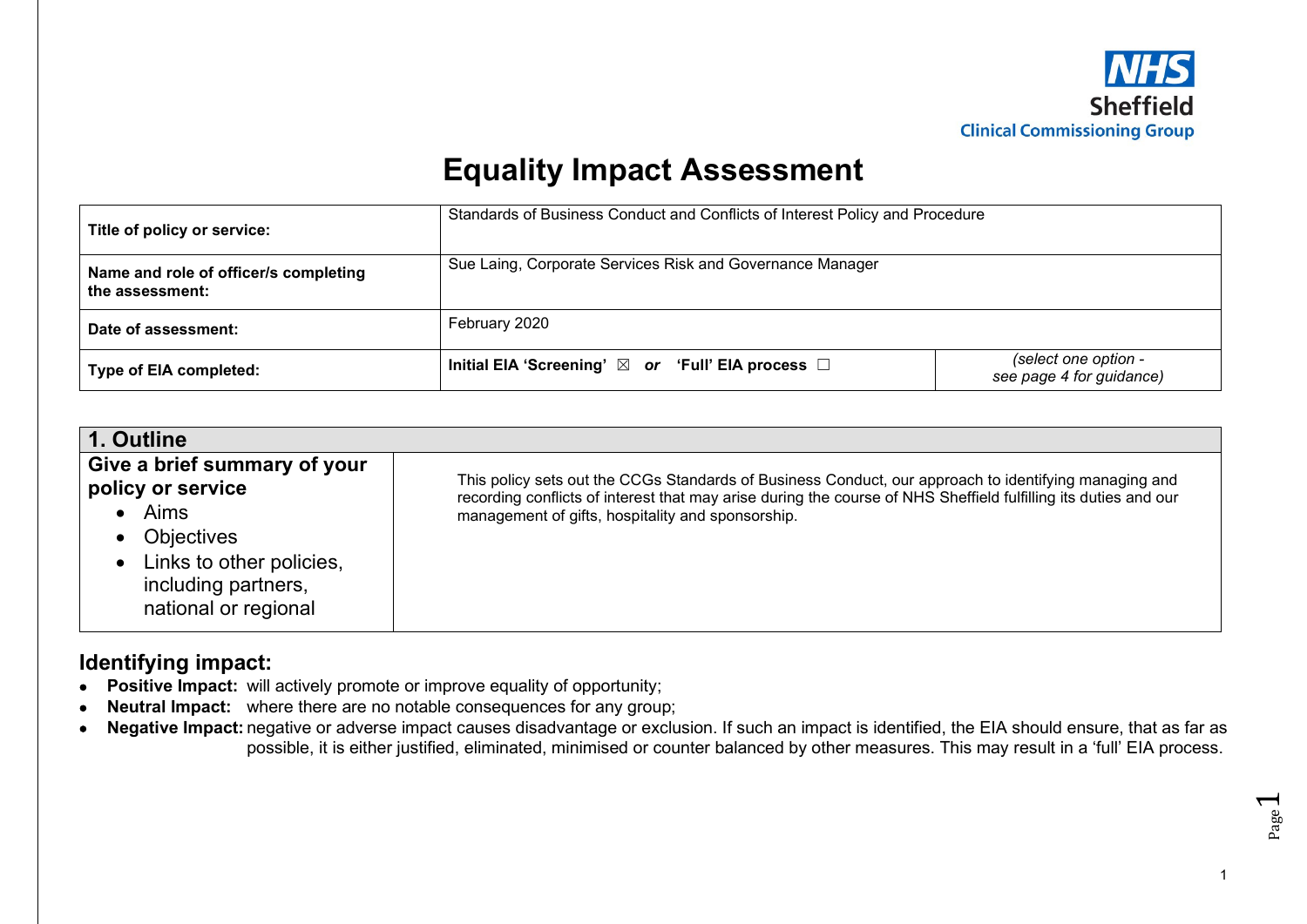NHS Sheffield Clinical Commissioning Group

# Equality Impact Assessment

| | | |
|---|---|---|
| **Title of policy or service:** | Standards of Business Conduct and Conflicts of Interest Policy and Procedure | |
| **Name and role of officer/s completing the assessment:** | Sue Laing, Corporate Services Risk and Governance Manager | |
| **Date of assessment:** | February 2020 | |
| **Type of EIA completed:** | **Initial EIA 'Screening'** ☒ ***or*** **'Full' EIA process** ☐ | *(select one option - see page 4 for guidance)* |

| **1. Outline** | |
|---|---|
| **Give a brief summary of your policy or service**<br>• Aims<br>• Objectives<br>• Links to other policies, including partners, national or regional | This policy sets out the CCGs Standards of Business Conduct, our approach to identifying managing and recording conflicts of interest that may arise during the course of NHS Sheffield fulfilling its duties and our management of gifts, hospitality and sponsorship. |

## Identifying impact:

- **Positive Impact:** will actively promote or improve equality of opportunity;
- **Neutral Impact:** where there are no notable consequences for any group;
- **Negative Impact:** negative or adverse impact causes disadvantage or exclusion. If such an impact is identified, the EIA should ensure, that as far as possible, it is either justified, eliminated, minimised or counter balanced by other measures. This may result in a 'full' EIA process.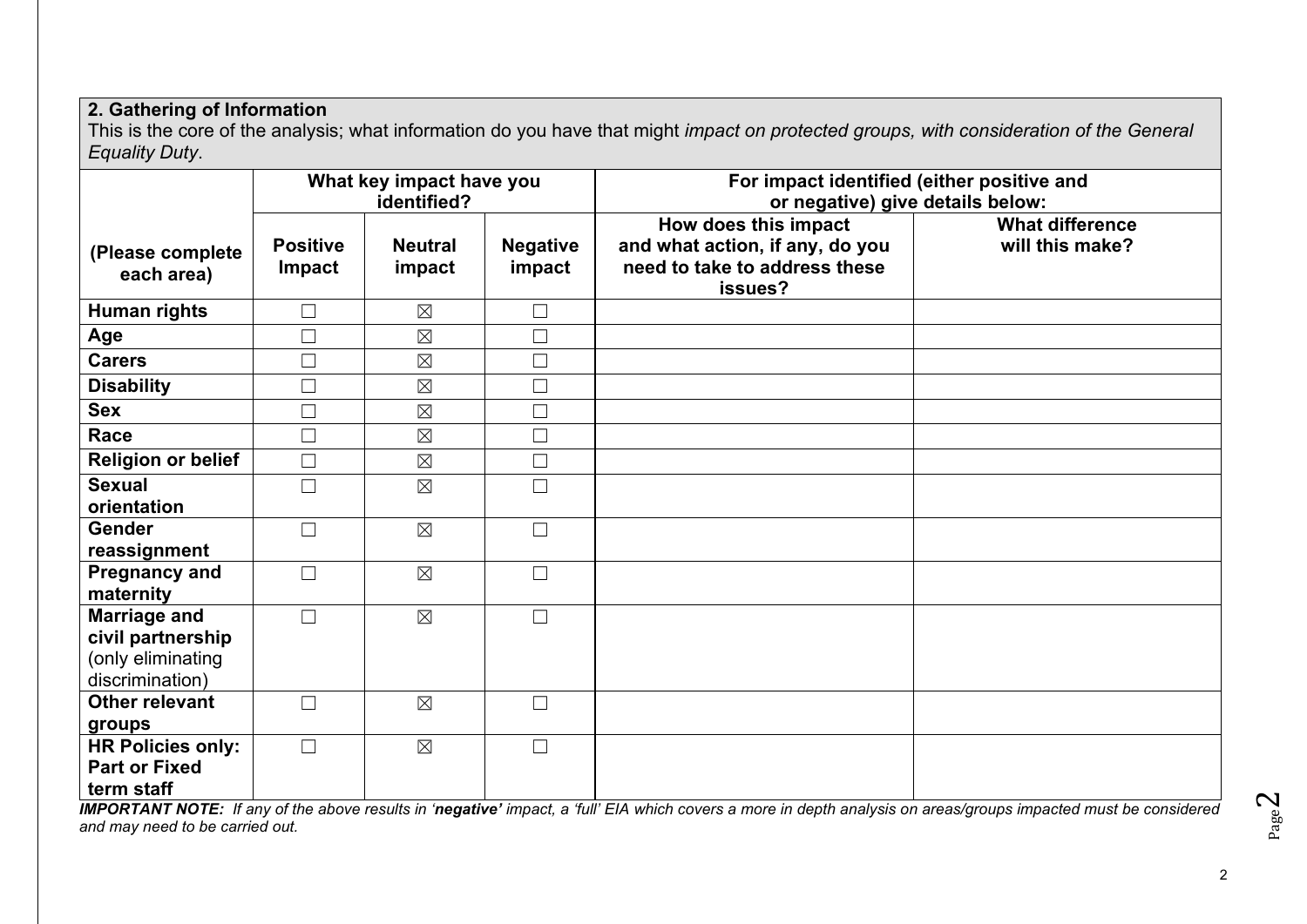**2. Gathering of Information**

This is the core of the analysis; what information do you have that might *impact on protected groups, with consideration of the General Equality Duty*.

| (Please complete each area) | What key impact have you identified? | | | For impact identified (either positive and or negative) give details below: | |
|---|---|---|---|---|---|
| | **Positive Impact** | **Neutral impact** | **Negative impact** | **How does this impact and what action, if any, do you need to take to address these issues?** | **What difference will this make?** |
| **Human rights** | ☐ | ☒ | ☐ | | |
| **Age** | ☐ | ☒ | ☐ | | |
| **Carers** | ☐ | ☒ | ☐ | | |
| **Disability** | ☐ | ☒ | ☐ | | |
| **Sex** | ☐ | ☒ | ☐ | | |
| **Race** | ☐ | ☒ | ☐ | | |
| **Religion or belief** | ☐ | ☒ | ☐ | | |
| **Sexual orientation** | ☐ | ☒ | ☐ | | |
| **Gender reassignment** | ☐ | ☒ | ☐ | | |
| **Pregnancy and maternity** | ☐ | ☒ | ☐ | | |
| **Marriage and civil partnership** (only eliminating discrimination) | ☐ | ☒ | ☐ | | |
| **Other relevant groups** | ☐ | ☒ | ☐ | | |
| **HR Policies only: Part or Fixed term staff** | ☐ | ☒ | ☐ | | |

***IMPORTANT NOTE:** If any of the above results in '**negative**' impact, a 'full' EIA which covers a more in depth analysis on areas/groups impacted must be considered and may need to be carried out.*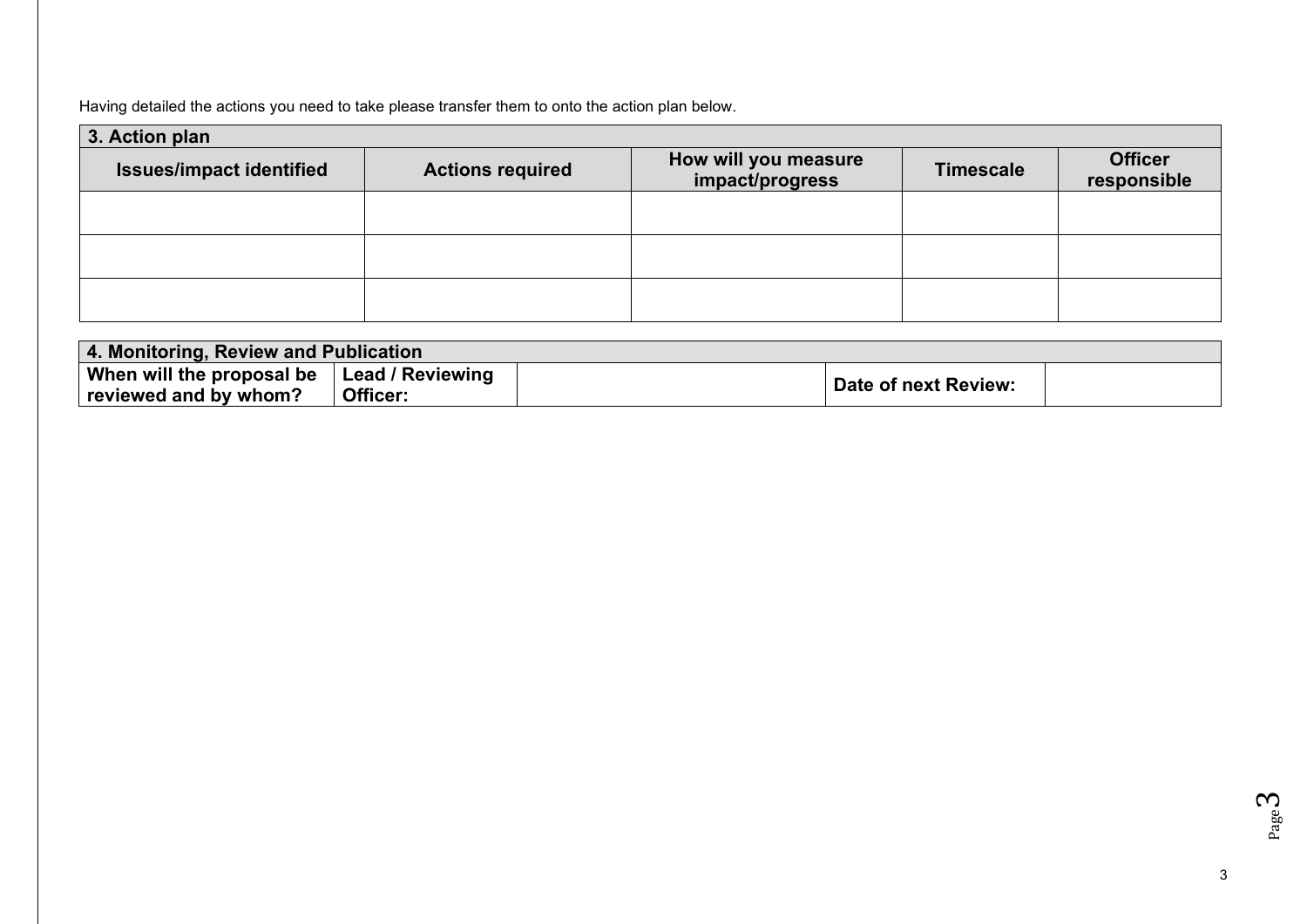Having detailed the actions you need to take please transfer them to onto the action plan below.

| 3. Action plan | | | | |
|---|---|---|---|---|
| **Issues/impact identified** | **Actions required** | **How will you measure impact/progress** | **Timescale** | **Officer responsible** |
| | | | | |
| | | | | |
| | | | | |

| 4. Monitoring, Review and Publication | | | | |
|---|---|---|---|---|
| **When will the proposal be reviewed and by whom?** | **Lead / Reviewing Officer:** | | **Date of next Review:** | |